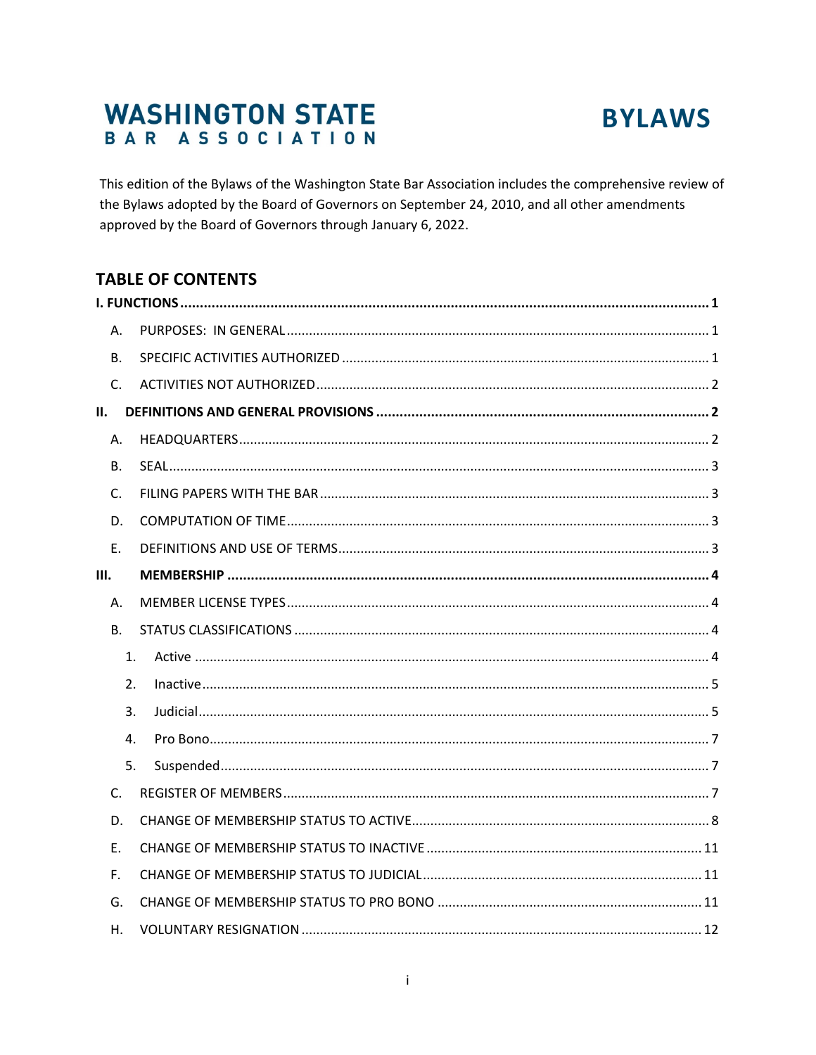# WASHINGTON STATE BAR ASSOCIATION

# BYLAWS

This edition of the Bylaws of the Washington State Bar Association includes the comprehensive review of the Bylaws adopted by the Board of Governors on September 24, 2010, and all other amendments approved by the Board of Governors through January 6, 2022.

## TABLE OF CONTENTS

**I. FUNCTIONS** ..... **1**

- A. PURPOSES: IN GENERAL ..... 1
- B. SPECIFIC ACTIVITIES AUTHORIZED ..... 1
- C. ACTIVITIES NOT AUTHORIZED ..... 2

**II. DEFINITIONS AND GENERAL PROVISIONS** ..... **2**

- A. HEADQUARTERS ..... 2
- B. SEAL ..... 3
- C. FILING PAPERS WITH THE BAR ..... 3
- D. COMPUTATION OF TIME ..... 3
- E. DEFINITIONS AND USE OF TERMS ..... 3

**III. MEMBERSHIP** ..... **4**

- A. MEMBER LICENSE TYPES ..... 4
- B. STATUS CLASSIFICATIONS ..... 4
  1. Active ..... 4
  2. Inactive ..... 5
  3. Judicial ..... 5
  4. Pro Bono ..... 7
  5. Suspended ..... 7
- C. REGISTER OF MEMBERS ..... 7
- D. CHANGE OF MEMBERSHIP STATUS TO ACTIVE ..... 8
- E. CHANGE OF MEMBERSHIP STATUS TO INACTIVE ..... 11
- F. CHANGE OF MEMBERSHIP STATUS TO JUDICIAL ..... 11
- G. CHANGE OF MEMBERSHIP STATUS TO PRO BONO ..... 11
- H. VOLUNTARY RESIGNATION ..... 12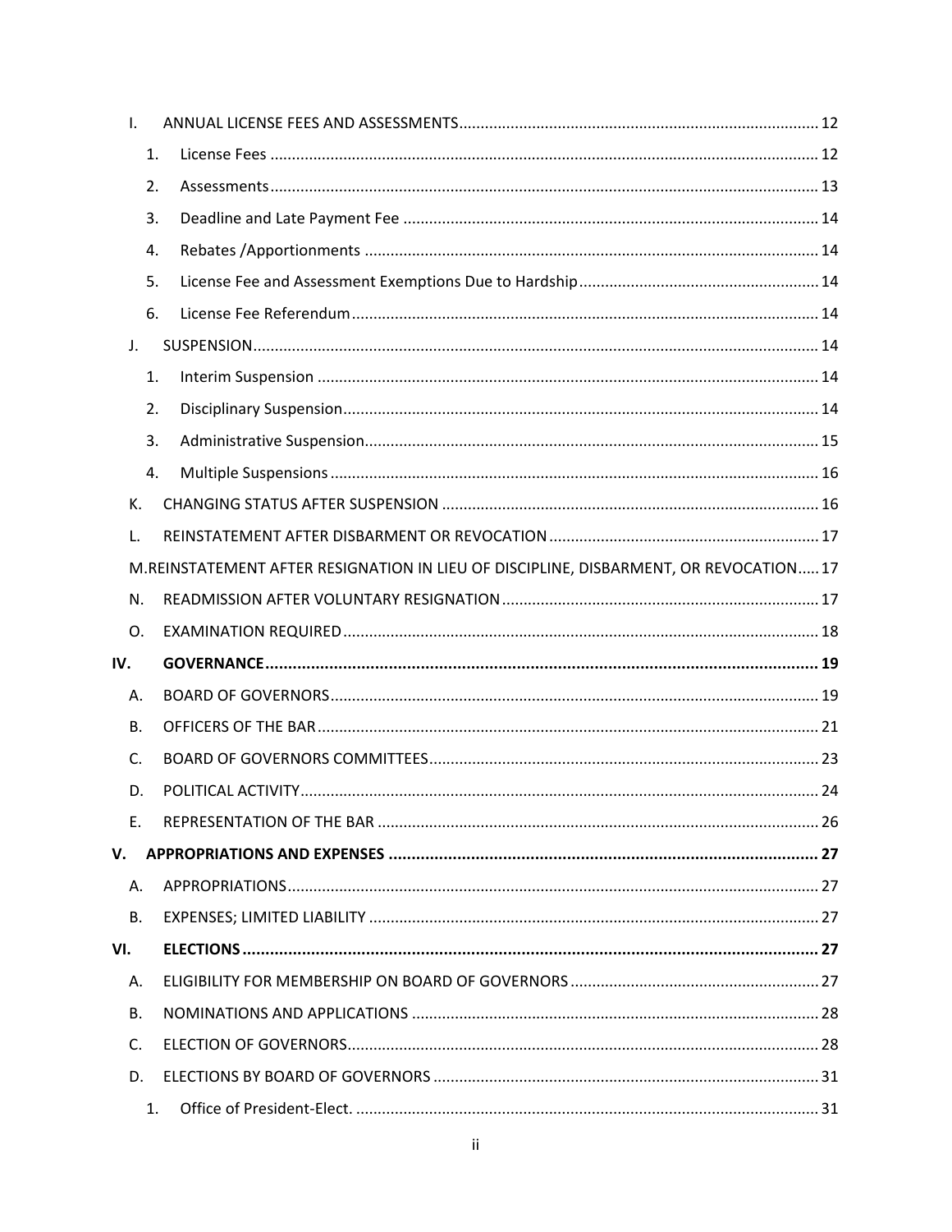- I. ANNUAL LICENSE FEES AND ASSESSMENTS ........ 12
  - 1. License Fees ........ 12
  - 2. Assessments ........ 13
  - 3. Deadline and Late Payment Fee ........ 14
  - 4. Rebates /Apportionments ........ 14
  - 5. License Fee and Assessment Exemptions Due to Hardship ........ 14
  - 6. License Fee Referendum ........ 14
- J. SUSPENSION ........ 14
  - 1. Interim Suspension ........ 14
  - 2. Disciplinary Suspension ........ 14
  - 3. Administrative Suspension ........ 15
  - 4. Multiple Suspensions ........ 16
- K. CHANGING STATUS AFTER SUSPENSION ........ 16
- L. REINSTATEMENT AFTER DISBARMENT OR REVOCATION ........ 17
- M. REINSTATEMENT AFTER RESIGNATION IN LIEU OF DISCIPLINE, DISBARMENT, OR REVOCATION ........ 17
- N. READMISSION AFTER VOLUNTARY RESIGNATION ........ 17
- O. EXAMINATION REQUIRED ........ 18

**IV. GOVERNANCE ........ 19**

- A. BOARD OF GOVERNORS ........ 19
- B. OFFICERS OF THE BAR ........ 21
- C. BOARD OF GOVERNORS COMMITTEES ........ 23
- D. POLITICAL ACTIVITY ........ 24
- E. REPRESENTATION OF THE BAR ........ 26

**V. APPROPRIATIONS AND EXPENSES ........ 27**

- A. APPROPRIATIONS ........ 27
- B. EXPENSES; LIMITED LIABILITY ........ 27

**VI. ELECTIONS ........ 27**

- A. ELIGIBILITY FOR MEMBERSHIP ON BOARD OF GOVERNORS ........ 27
- B. NOMINATIONS AND APPLICATIONS ........ 28
- C. ELECTION OF GOVERNORS ........ 28
- D. ELECTIONS BY BOARD OF GOVERNORS ........ 31
  - 1. Office of President-Elect. ........ 31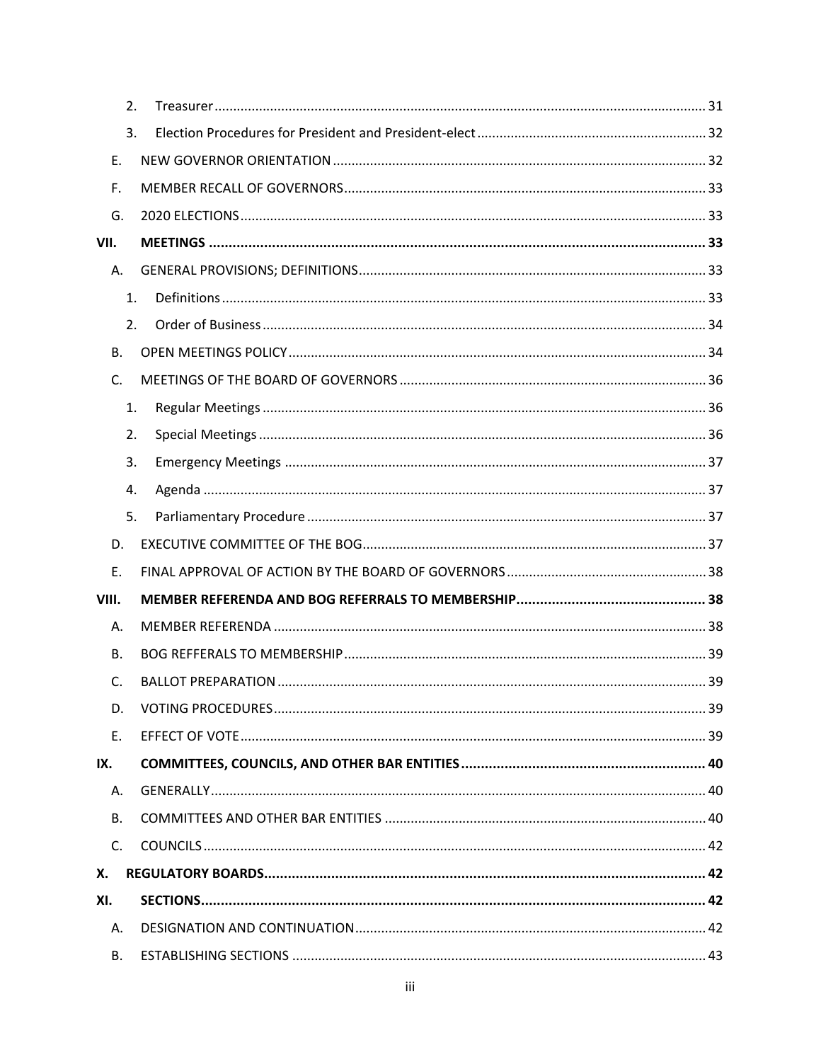2. Treasurer ..... 31

3. Election Procedures for President and President-elect ..... 32

E. NEW GOVERNOR ORIENTATION ..... 32

F. MEMBER RECALL OF GOVERNORS ..... 33

G. 2020 ELECTIONS ..... 33

**VII. MEETINGS ..... 33**

A. GENERAL PROVISIONS; DEFINITIONS ..... 33

1. Definitions ..... 33

2. Order of Business ..... 34

B. OPEN MEETINGS POLICY ..... 34

C. MEETINGS OF THE BOARD OF GOVERNORS ..... 36

1. Regular Meetings ..... 36

2. Special Meetings ..... 36

3. Emergency Meetings ..... 37

4. Agenda ..... 37

5. Parliamentary Procedure ..... 37

D. EXECUTIVE COMMITTEE OF THE BOG ..... 37

E. FINAL APPROVAL OF ACTION BY THE BOARD OF GOVERNORS ..... 38

**VIII. MEMBER REFERENDA AND BOG REFERRALS TO MEMBERSHIP ..... 38**

A. MEMBER REFERENDA ..... 38

B. BOG REFFERALS TO MEMBERSHIP ..... 39

C. BALLOT PREPARATION ..... 39

D. VOTING PROCEDURES ..... 39

E. EFFECT OF VOTE ..... 39

**IX. COMMITTEES, COUNCILS, AND OTHER BAR ENTITIES ..... 40**

A. GENERALLY ..... 40

B. COMMITTEES AND OTHER BAR ENTITIES ..... 40

C. COUNCILS ..... 42

**X. REGULATORY BOARDS ..... 42**

**XI. SECTIONS ..... 42**

A. DESIGNATION AND CONTINUATION ..... 42

B. ESTABLISHING SECTIONS ..... 43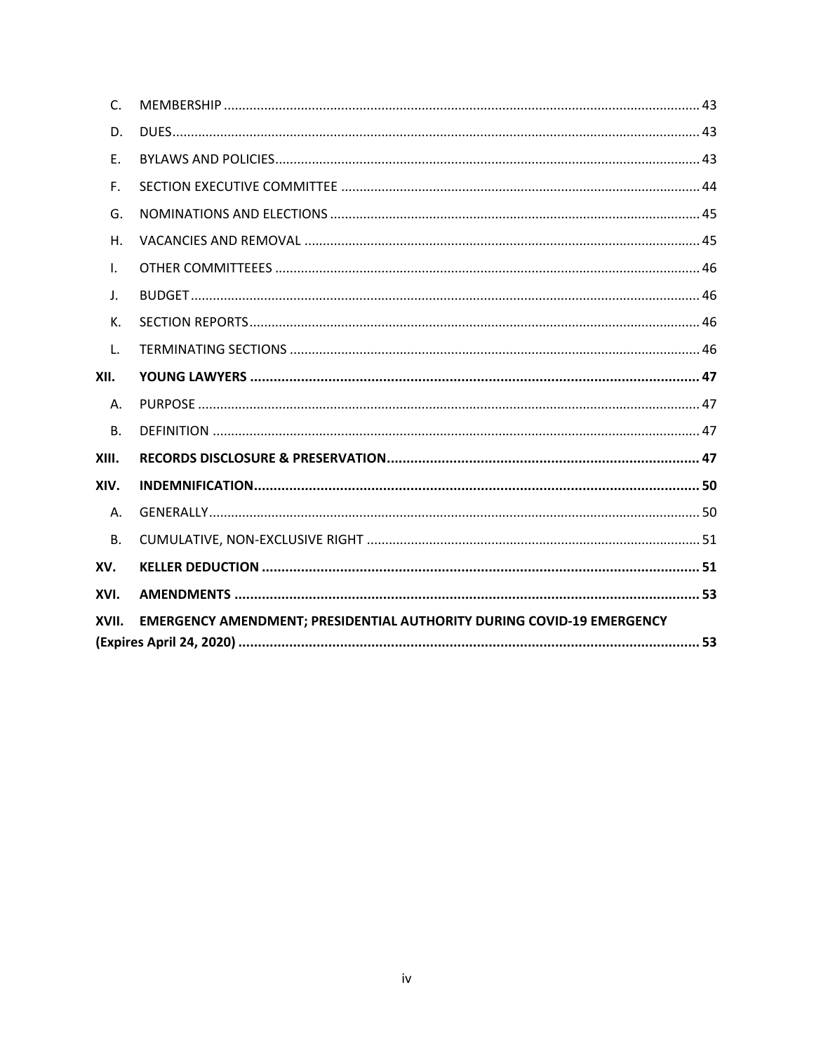| | | |
|---|---|---|
| C. | MEMBERSHIP | 43 |
| D. | DUES | 43 |
| E. | BYLAWS AND POLICIES | 43 |
| F. | SECTION EXECUTIVE COMMITTEE | 44 |
| G. | NOMINATIONS AND ELECTIONS | 45 |
| H. | VACANCIES AND REMOVAL | 45 |
| I. | OTHER COMMITTEEES | 46 |
| J. | BUDGET | 46 |
| K. | SECTION REPORTS | 46 |
| L. | TERMINATING SECTIONS | 46 |
| **XII.** | **YOUNG LAWYERS** | **47** |
| A. | PURPOSE | 47 |
| B. | DEFINITION | 47 |
| **XIII.** | **RECORDS DISCLOSURE & PRESERVATION** | **47** |
| **XIV.** | **INDEMNIFICATION** | **50** |
| A. | GENERALLY | 50 |
| B. | CUMULATIVE, NON-EXCLUSIVE RIGHT | 51 |
| **XV.** | **KELLER DEDUCTION** | **51** |
| **XVI.** | **AMENDMENTS** | **53** |
| **XVII.** | **EMERGENCY AMENDMENT; PRESIDENTIAL AUTHORITY DURING COVID-19 EMERGENCY (Expires April 24, 2020)** | **53** |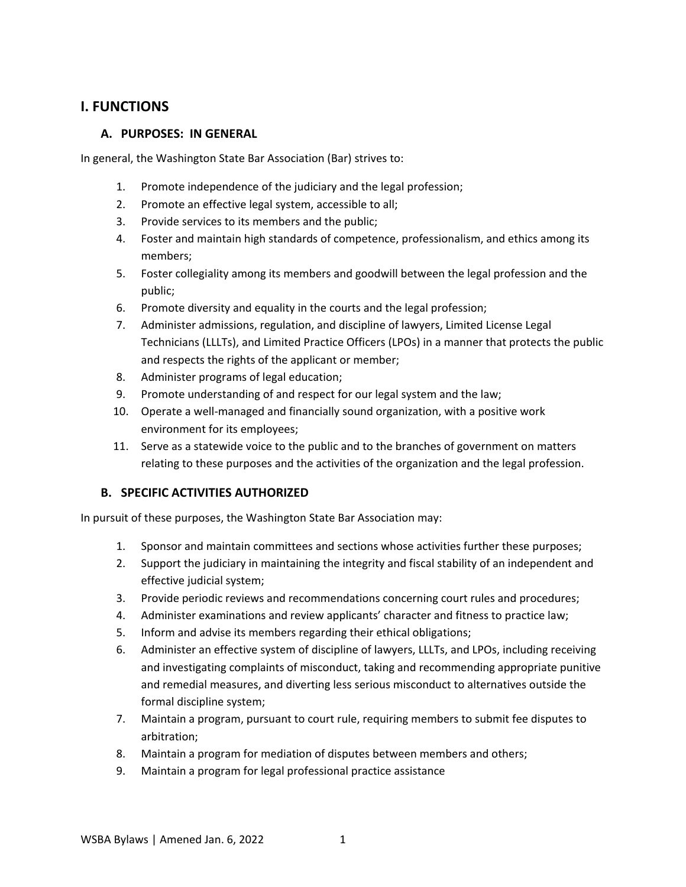# I. FUNCTIONS

## A. PURPOSES: IN GENERAL

In general, the Washington State Bar Association (Bar) strives to:

1. Promote independence of the judiciary and the legal profession;
2. Promote an effective legal system, accessible to all;
3. Provide services to its members and the public;
4. Foster and maintain high standards of competence, professionalism, and ethics among its members;
5. Foster collegiality among its members and goodwill between the legal profession and the public;
6. Promote diversity and equality in the courts and the legal profession;
7. Administer admissions, regulation, and discipline of lawyers, Limited License Legal Technicians (LLLTs), and Limited Practice Officers (LPOs) in a manner that protects the public and respects the rights of the applicant or member;
8. Administer programs of legal education;
9. Promote understanding of and respect for our legal system and the law;
10. Operate a well-managed and financially sound organization, with a positive work environment for its employees;
11. Serve as a statewide voice to the public and to the branches of government on matters relating to these purposes and the activities of the organization and the legal profession.

## B. SPECIFIC ACTIVITIES AUTHORIZED

In pursuit of these purposes, the Washington State Bar Association may:

1. Sponsor and maintain committees and sections whose activities further these purposes;
2. Support the judiciary in maintaining the integrity and fiscal stability of an independent and effective judicial system;
3. Provide periodic reviews and recommendations concerning court rules and procedures;
4. Administer examinations and review applicants' character and fitness to practice law;
5. Inform and advise its members regarding their ethical obligations;
6. Administer an effective system of discipline of lawyers, LLLTs, and LPOs, including receiving and investigating complaints of misconduct, taking and recommending appropriate punitive and remedial measures, and diverting less serious misconduct to alternatives outside the formal discipline system;
7. Maintain a program, pursuant to court rule, requiring members to submit fee disputes to arbitration;
8. Maintain a program for mediation of disputes between members and others;
9. Maintain a program for legal professional practice assistance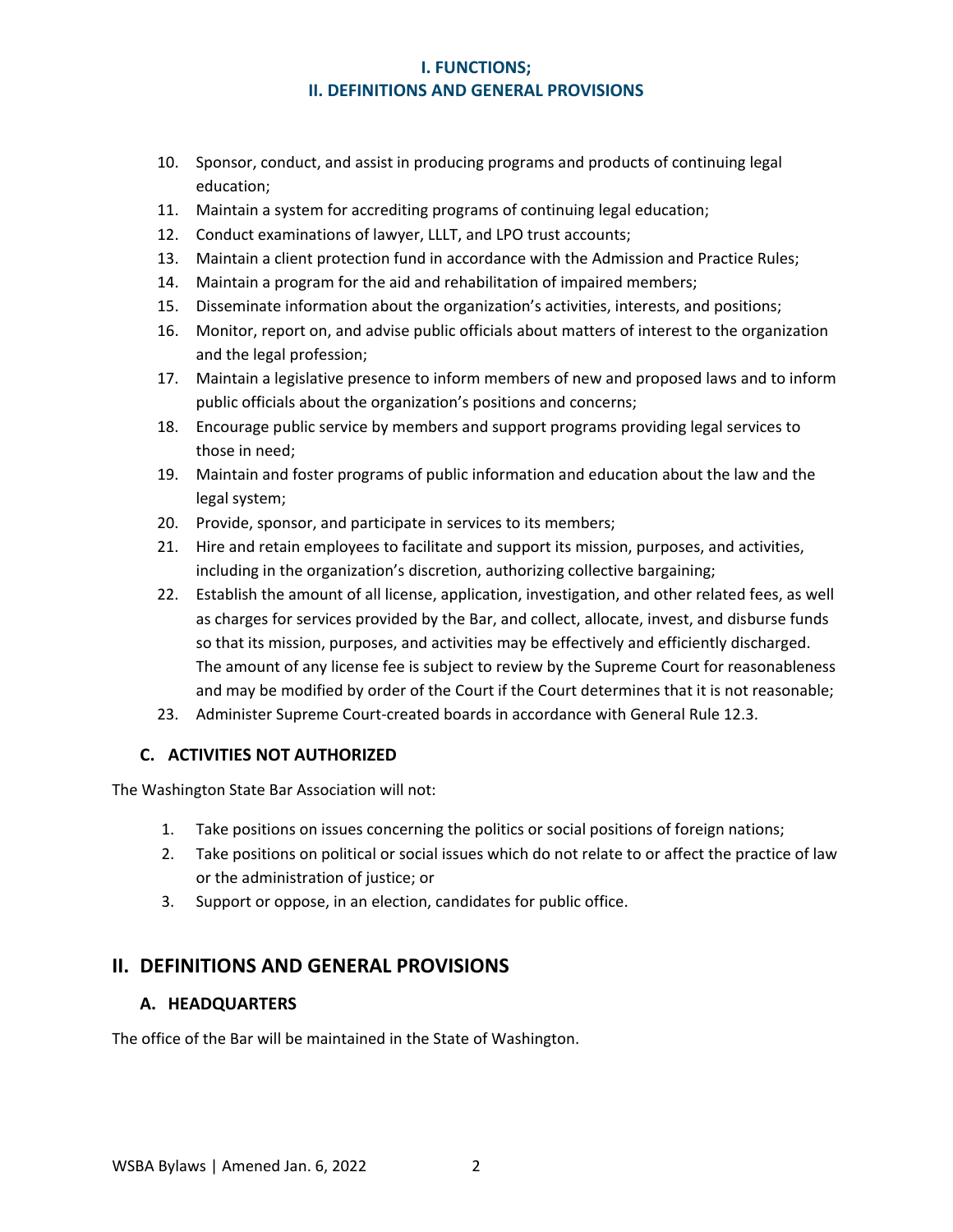10. Sponsor, conduct, and assist in producing programs and products of continuing legal education;
11. Maintain a system for accrediting programs of continuing legal education;
12. Conduct examinations of lawyer, LLLT, and LPO trust accounts;
13. Maintain a client protection fund in accordance with the Admission and Practice Rules;
14. Maintain a program for the aid and rehabilitation of impaired members;
15. Disseminate information about the organization's activities, interests, and positions;
16. Monitor, report on, and advise public officials about matters of interest to the organization and the legal profession;
17. Maintain a legislative presence to inform members of new and proposed laws and to inform public officials about the organization's positions and concerns;
18. Encourage public service by members and support programs providing legal services to those in need;
19. Maintain and foster programs of public information and education about the law and the legal system;
20. Provide, sponsor, and participate in services to its members;
21. Hire and retain employees to facilitate and support its mission, purposes, and activities, including in the organization's discretion, authorizing collective bargaining;
22. Establish the amount of all license, application, investigation, and other related fees, as well as charges for services provided by the Bar, and collect, allocate, invest, and disburse funds so that its mission, purposes, and activities may be effectively and efficiently discharged. The amount of any license fee is subject to review by the Supreme Court for reasonableness and may be modified by order of the Court if the Court determines that it is not reasonable;
23. Administer Supreme Court-created boards in accordance with General Rule 12.3.

### C. ACTIVITIES NOT AUTHORIZED

The Washington State Bar Association will not:

1. Take positions on issues concerning the politics or social positions of foreign nations;
2. Take positions on political or social issues which do not relate to or affect the practice of law or the administration of justice; or
3. Support or oppose, in an election, candidates for public office.

## II. DEFINITIONS AND GENERAL PROVISIONS

### A. HEADQUARTERS

The office of the Bar will be maintained in the State of Washington.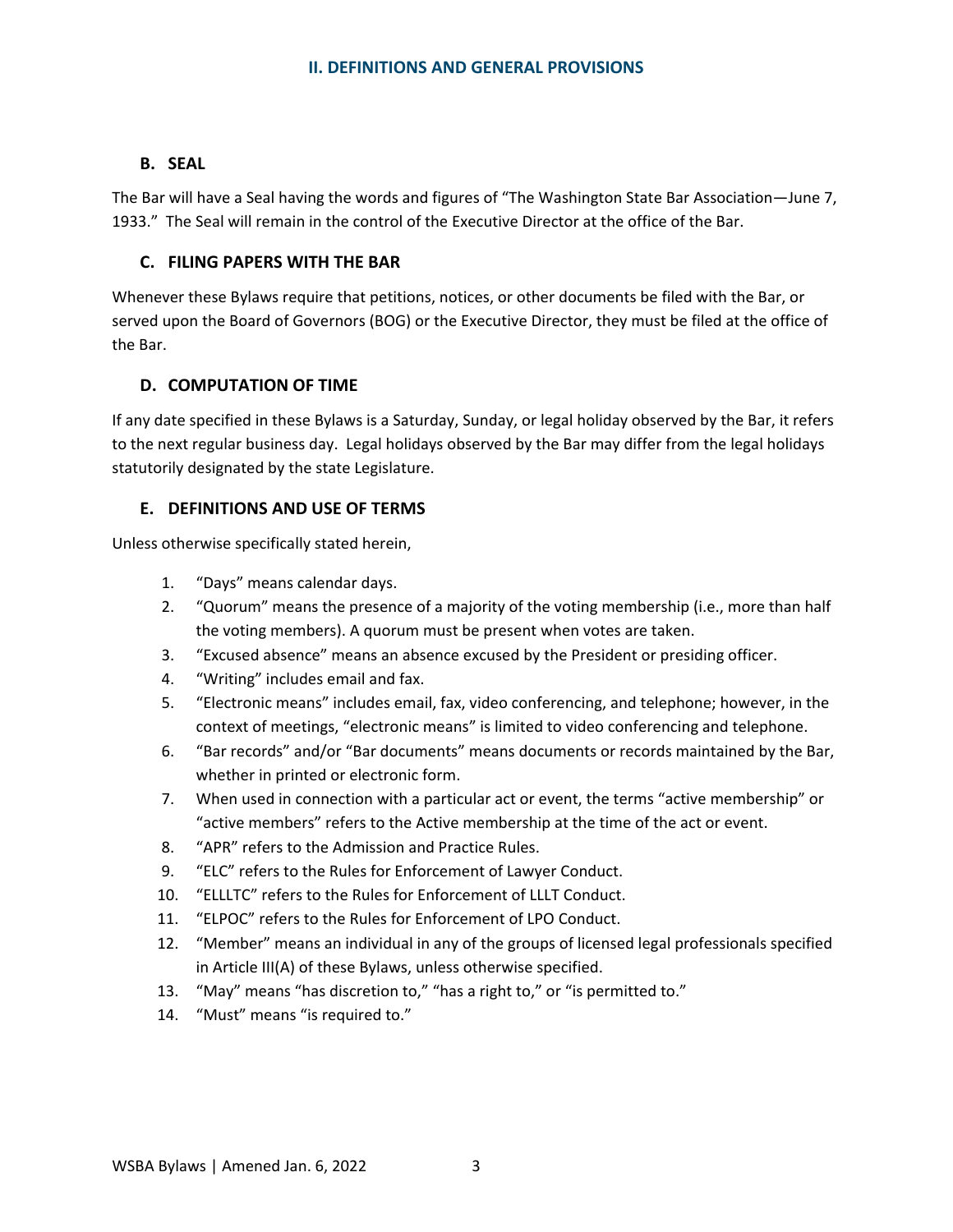## II. DEFINITIONS AND GENERAL PROVISIONS

### B. SEAL

The Bar will have a Seal having the words and figures of "The Washington State Bar Association—June 7, 1933." The Seal will remain in the control of the Executive Director at the office of the Bar.

### C. FILING PAPERS WITH THE BAR

Whenever these Bylaws require that petitions, notices, or other documents be filed with the Bar, or served upon the Board of Governors (BOG) or the Executive Director, they must be filed at the office of the Bar.

### D. COMPUTATION OF TIME

If any date specified in these Bylaws is a Saturday, Sunday, or legal holiday observed by the Bar, it refers to the next regular business day. Legal holidays observed by the Bar may differ from the legal holidays statutorily designated by the state Legislature.

### E. DEFINITIONS AND USE OF TERMS

Unless otherwise specifically stated herein,

1. "Days" means calendar days.
2. "Quorum" means the presence of a majority of the voting membership (i.e., more than half the voting members). A quorum must be present when votes are taken.
3. "Excused absence" means an absence excused by the President or presiding officer.
4. "Writing" includes email and fax.
5. "Electronic means" includes email, fax, video conferencing, and telephone; however, in the context of meetings, "electronic means" is limited to video conferencing and telephone.
6. "Bar records" and/or "Bar documents" means documents or records maintained by the Bar, whether in printed or electronic form.
7. When used in connection with a particular act or event, the terms "active membership" or "active members" refers to the Active membership at the time of the act or event.
8. "APR" refers to the Admission and Practice Rules.
9. "ELC" refers to the Rules for Enforcement of Lawyer Conduct.
10. "ELLLTC" refers to the Rules for Enforcement of LLLT Conduct.
11. "ELPOC" refers to the Rules for Enforcement of LPO Conduct.
12. "Member" means an individual in any of the groups of licensed legal professionals specified in Article III(A) of these Bylaws, unless otherwise specified.
13. "May" means "has discretion to," "has a right to," or "is permitted to."
14. "Must" means "is required to."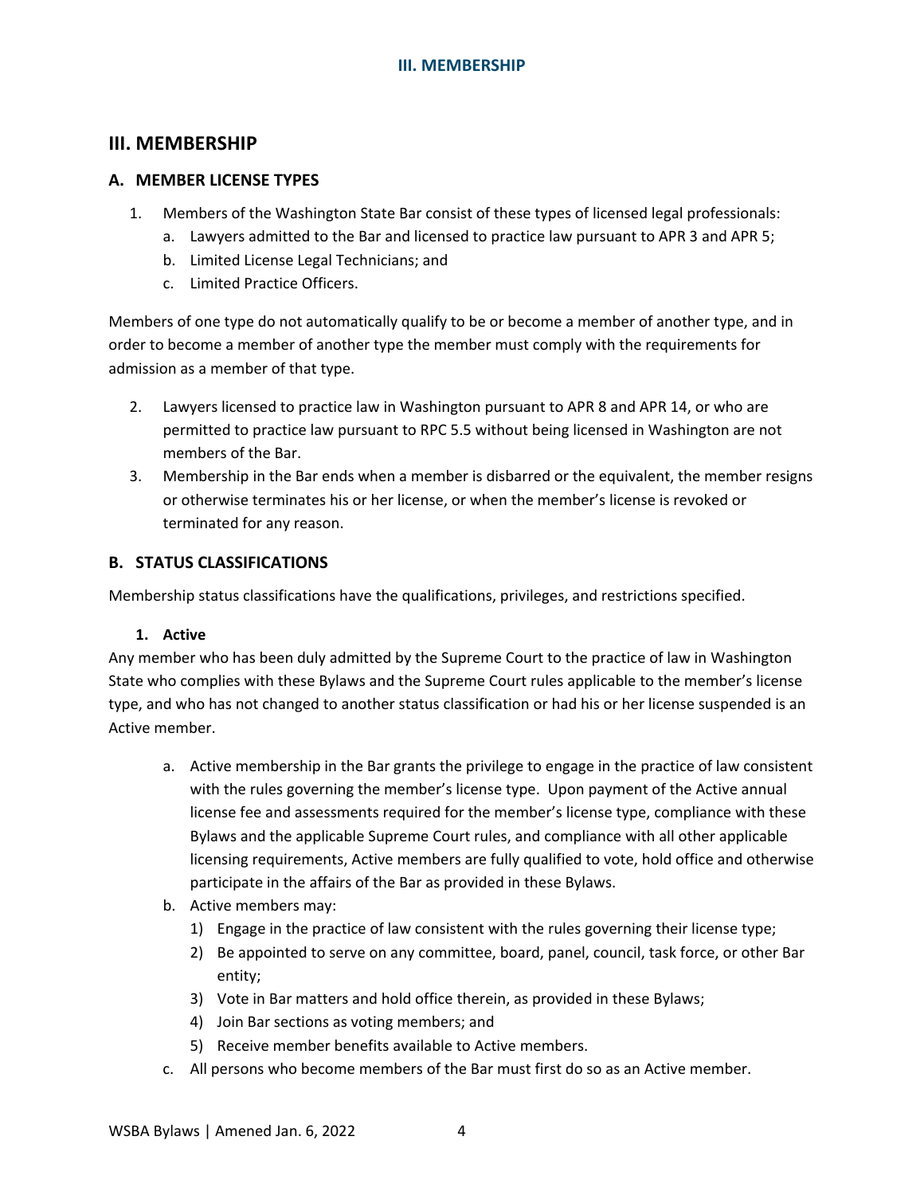# III. MEMBERSHIP

## A. MEMBER LICENSE TYPES

1. Members of the Washington State Bar consist of these types of licensed legal professionals:
   a. Lawyers admitted to the Bar and licensed to practice law pursuant to APR 3 and APR 5;
   b. Limited License Legal Technicians; and
   c. Limited Practice Officers.

Members of one type do not automatically qualify to be or become a member of another type, and in order to become a member of another type the member must comply with the requirements for admission as a member of that type.

2. Lawyers licensed to practice law in Washington pursuant to APR 8 and APR 14, or who are permitted to practice law pursuant to RPC 5.5 without being licensed in Washington are not members of the Bar.
3. Membership in the Bar ends when a member is disbarred or the equivalent, the member resigns or otherwise terminates his or her license, or when the member's license is revoked or terminated for any reason.

## B. STATUS CLASSIFICATIONS

Membership status classifications have the qualifications, privileges, and restrictions specified.

### 1. Active

Any member who has been duly admitted by the Supreme Court to the practice of law in Washington State who complies with these Bylaws and the Supreme Court rules applicable to the member's license type, and who has not changed to another status classification or had his or her license suspended is an Active member.

a. Active membership in the Bar grants the privilege to engage in the practice of law consistent with the rules governing the member's license type. Upon payment of the Active annual license fee and assessments required for the member's license type, compliance with these Bylaws and the applicable Supreme Court rules, and compliance with all other applicable licensing requirements, Active members are fully qualified to vote, hold office and otherwise participate in the affairs of the Bar as provided in these Bylaws.

b. Active members may:
   1) Engage in the practice of law consistent with the rules governing their license type;
   2) Be appointed to serve on any committee, board, panel, council, task force, or other Bar entity;
   3) Vote in Bar matters and hold office therein, as provided in these Bylaws;
   4) Join Bar sections as voting members; and
   5) Receive member benefits available to Active members.

c. All persons who become members of the Bar must first do so as an Active member.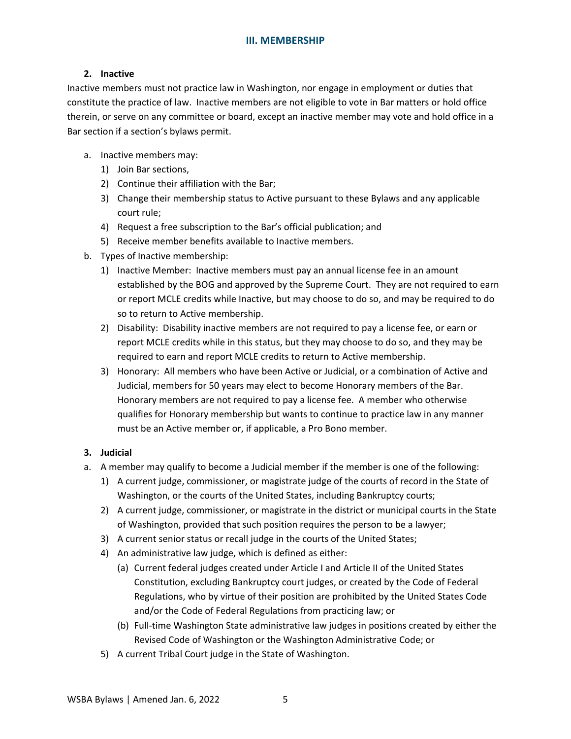## III. MEMBERSHIP

**2. Inactive**

Inactive members must not practice law in Washington, nor engage in employment or duties that constitute the practice of law. Inactive members are not eligible to vote in Bar matters or hold office therein, or serve on any committee or board, except an inactive member may vote and hold office in a Bar section if a section's bylaws permit.

a. Inactive members may:
   1) Join Bar sections,
   2) Continue their affiliation with the Bar;
   3) Change their membership status to Active pursuant to these Bylaws and any applicable court rule;
   4) Request a free subscription to the Bar's official publication; and
   5) Receive member benefits available to Inactive members.

b. Types of Inactive membership:
   1) Inactive Member: Inactive members must pay an annual license fee in an amount established by the BOG and approved by the Supreme Court. They are not required to earn or report MCLE credits while Inactive, but may choose to do so, and may be required to do so to return to Active membership.
   2) Disability: Disability inactive members are not required to pay a license fee, or earn or report MCLE credits while in this status, but they may choose to do so, and they may be required to earn and report MCLE credits to return to Active membership.
   3) Honorary: All members who have been Active or Judicial, or a combination of Active and Judicial, members for 50 years may elect to become Honorary members of the Bar. Honorary members are not required to pay a license fee. A member who otherwise qualifies for Honorary membership but wants to continue to practice law in any manner must be an Active member or, if applicable, a Pro Bono member.

**3. Judicial**

a. A member may qualify to become a Judicial member if the member is one of the following:
   1) A current judge, commissioner, or magistrate judge of the courts of record in the State of Washington, or the courts of the United States, including Bankruptcy courts;
   2) A current judge, commissioner, or magistrate in the district or municipal courts in the State of Washington, provided that such position requires the person to be a lawyer;
   3) A current senior status or recall judge in the courts of the United States;
   4) An administrative law judge, which is defined as either:
      (a) Current federal judges created under Article I and Article II of the United States Constitution, excluding Bankruptcy court judges, or created by the Code of Federal Regulations, who by virtue of their position are prohibited by the United States Code and/or the Code of Federal Regulations from practicing law; or
      (b) Full-time Washington State administrative law judges in positions created by either the Revised Code of Washington or the Washington Administrative Code; or
   5) A current Tribal Court judge in the State of Washington.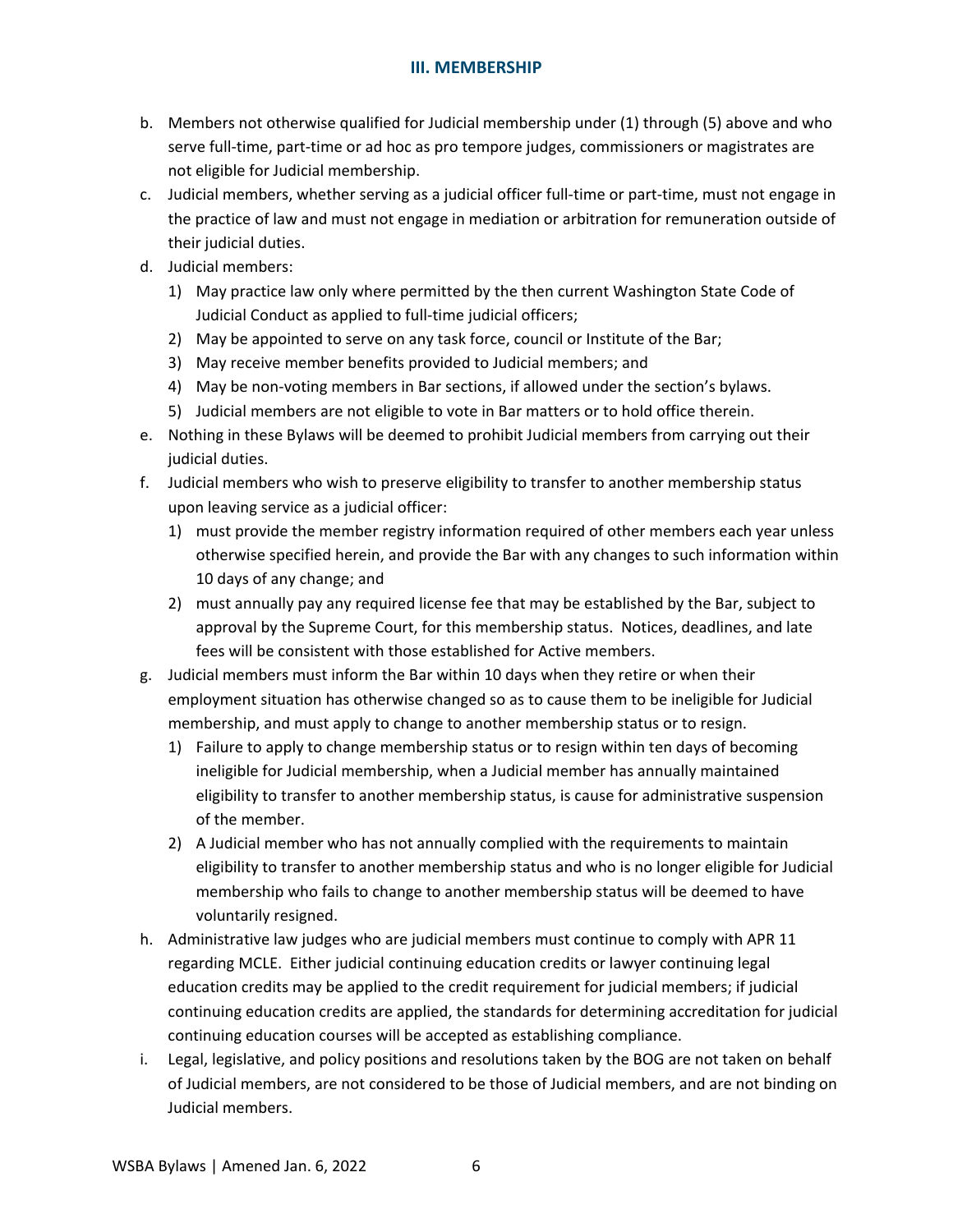b. Members not otherwise qualified for Judicial membership under (1) through (5) above and who serve full-time, part-time or ad hoc as pro tempore judges, commissioners or magistrates are not eligible for Judicial membership.

c. Judicial members, whether serving as a judicial officer full-time or part-time, must not engage in the practice of law and must not engage in mediation or arbitration for remuneration outside of their judicial duties.

d. Judicial members:

   1) May practice law only where permitted by the then current Washington State Code of Judicial Conduct as applied to full-time judicial officers;
   2) May be appointed to serve on any task force, council or Institute of the Bar;
   3) May receive member benefits provided to Judicial members; and
   4) May be non-voting members in Bar sections, if allowed under the section's bylaws.
   5) Judicial members are not eligible to vote in Bar matters or to hold office therein.

e. Nothing in these Bylaws will be deemed to prohibit Judicial members from carrying out their judicial duties.

f. Judicial members who wish to preserve eligibility to transfer to another membership status upon leaving service as a judicial officer:

   1) must provide the member registry information required of other members each year unless otherwise specified herein, and provide the Bar with any changes to such information within 10 days of any change; and
   2) must annually pay any required license fee that may be established by the Bar, subject to approval by the Supreme Court, for this membership status. Notices, deadlines, and late fees will be consistent with those established for Active members.

g. Judicial members must inform the Bar within 10 days when they retire or when their employment situation has otherwise changed so as to cause them to be ineligible for Judicial membership, and must apply to change to another membership status or to resign.

   1) Failure to apply to change membership status or to resign within ten days of becoming ineligible for Judicial membership, when a Judicial member has annually maintained eligibility to transfer to another membership status, is cause for administrative suspension of the member.
   2) A Judicial member who has not annually complied with the requirements to maintain eligibility to transfer to another membership status and who is no longer eligible for Judicial membership who fails to change to another membership status will be deemed to have voluntarily resigned.

h. Administrative law judges who are judicial members must continue to comply with APR 11 regarding MCLE. Either judicial continuing education credits or lawyer continuing legal education credits may be applied to the credit requirement for judicial members; if judicial continuing education credits are applied, the standards for determining accreditation for judicial continuing education courses will be accepted as establishing compliance.

i. Legal, legislative, and policy positions and resolutions taken by the BOG are not taken on behalf of Judicial members, are not considered to be those of Judicial members, and are not binding on Judicial members.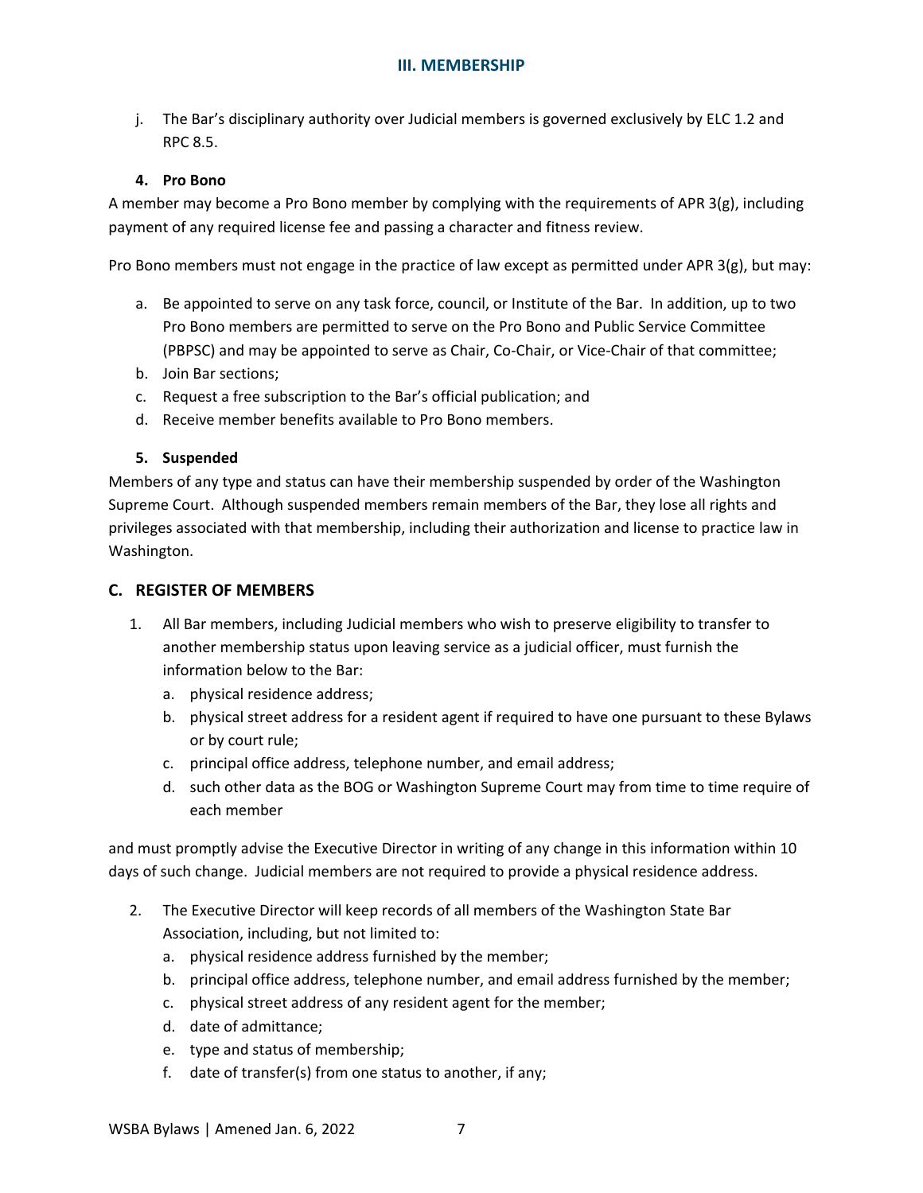j. The Bar's disciplinary authority over Judicial members is governed exclusively by ELC 1.2 and RPC 8.5.

#### 4. Pro Bono

A member may become a Pro Bono member by complying with the requirements of APR 3(g), including payment of any required license fee and passing a character and fitness review.

Pro Bono members must not engage in the practice of law except as permitted under APR 3(g), but may:

a. Be appointed to serve on any task force, council, or Institute of the Bar. In addition, up to two Pro Bono members are permitted to serve on the Pro Bono and Public Service Committee (PBPSC) and may be appointed to serve as Chair, Co-Chair, or Vice-Chair of that committee;
b. Join Bar sections;
c. Request a free subscription to the Bar's official publication; and
d. Receive member benefits available to Pro Bono members.

#### 5. Suspended

Members of any type and status can have their membership suspended by order of the Washington Supreme Court. Although suspended members remain members of the Bar, they lose all rights and privileges associated with that membership, including their authorization and license to practice law in Washington.

## C. REGISTER OF MEMBERS

1. All Bar members, including Judicial members who wish to preserve eligibility to transfer to another membership status upon leaving service as a judicial officer, must furnish the information below to the Bar:
   a. physical residence address;
   b. physical street address for a resident agent if required to have one pursuant to these Bylaws or by court rule;
   c. principal office address, telephone number, and email address;
   d. such other data as the BOG or Washington Supreme Court may from time to time require of each member

and must promptly advise the Executive Director in writing of any change in this information within 10 days of such change. Judicial members are not required to provide a physical residence address.

2. The Executive Director will keep records of all members of the Washington State Bar Association, including, but not limited to:
   a. physical residence address furnished by the member;
   b. principal office address, telephone number, and email address furnished by the member;
   c. physical street address of any resident agent for the member;
   d. date of admittance;
   e. type and status of membership;
   f. date of transfer(s) from one status to another, if any;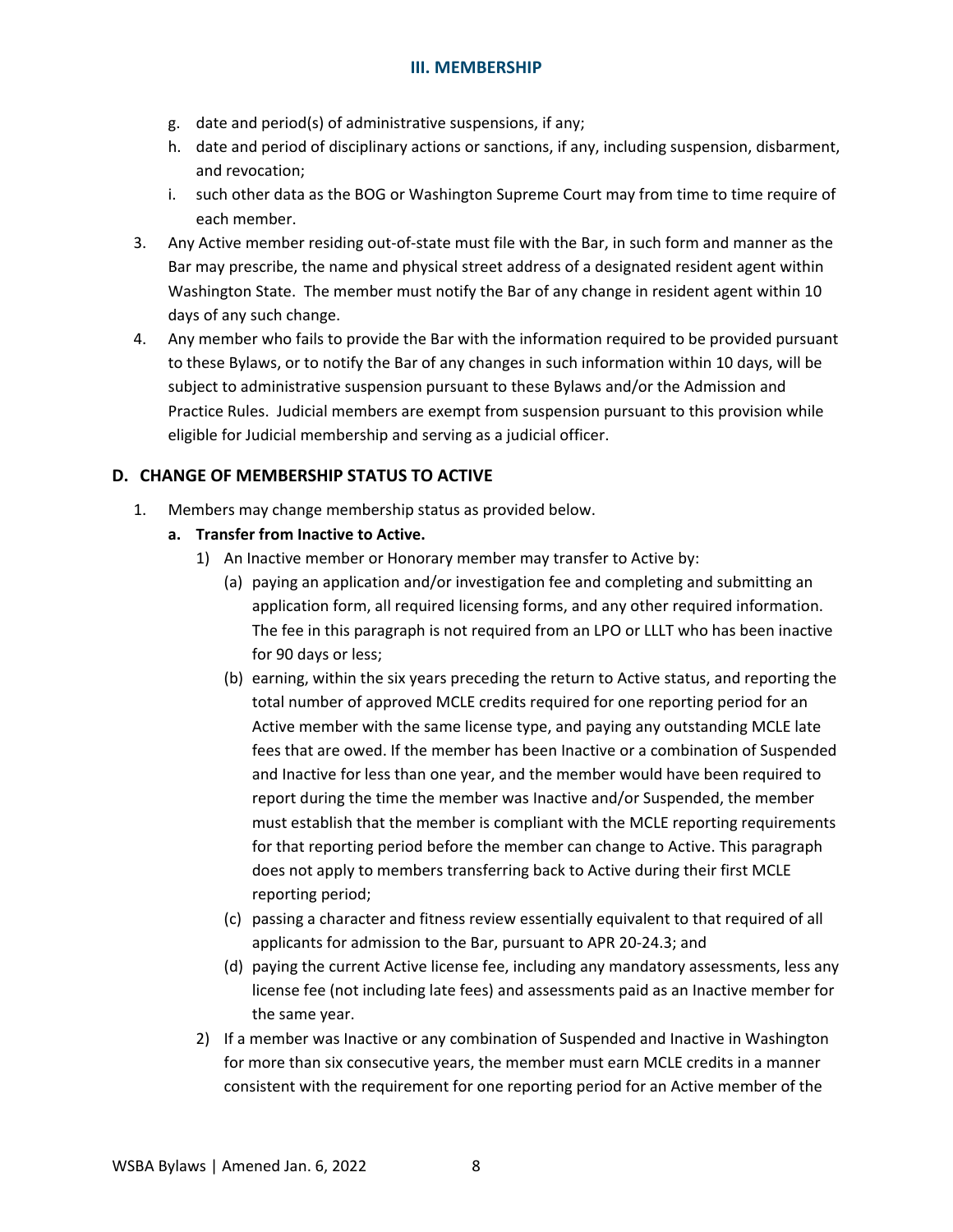- g. date and period(s) of administrative suspensions, if any;
- h. date and period of disciplinary actions or sanctions, if any, including suspension, disbarment, and revocation;
- i. such other data as the BOG or Washington Supreme Court may from time to time require of each member.

3. Any Active member residing out-of-state must file with the Bar, in such form and manner as the Bar may prescribe, the name and physical street address of a designated resident agent within Washington State. The member must notify the Bar of any change in resident agent within 10 days of any such change.
4. Any member who fails to provide the Bar with the information required to be provided pursuant to these Bylaws, or to notify the Bar of any changes in such information within 10 days, will be subject to administrative suspension pursuant to these Bylaws and/or the Admission and Practice Rules. Judicial members are exempt from suspension pursuant to this provision while eligible for Judicial membership and serving as a judicial officer.

## D. CHANGE OF MEMBERSHIP STATUS TO ACTIVE

1. Members may change membership status as provided below.

   **a. Transfer from Inactive to Active.**

   1) An Inactive member or Honorary member may transfer to Active by:

      (a) paying an application and/or investigation fee and completing and submitting an application form, all required licensing forms, and any other required information. The fee in this paragraph is not required from an LPO or LLLT who has been inactive for 90 days or less;

      (b) earning, within the six years preceding the return to Active status, and reporting the total number of approved MCLE credits required for one reporting period for an Active member with the same license type, and paying any outstanding MCLE late fees that are owed. If the member has been Inactive or a combination of Suspended and Inactive for less than one year, and the member would have been required to report during the time the member was Inactive and/or Suspended, the member must establish that the member is compliant with the MCLE reporting requirements for that reporting period before the member can change to Active. This paragraph does not apply to members transferring back to Active during their first MCLE reporting period;

      (c) passing a character and fitness review essentially equivalent to that required of all applicants for admission to the Bar, pursuant to APR 20-24.3; and

      (d) paying the current Active license fee, including any mandatory assessments, less any license fee (not including late fees) and assessments paid as an Inactive member for the same year.

   2) If a member was Inactive or any combination of Suspended and Inactive in Washington for more than six consecutive years, the member must earn MCLE credits in a manner consistent with the requirement for one reporting period for an Active member of the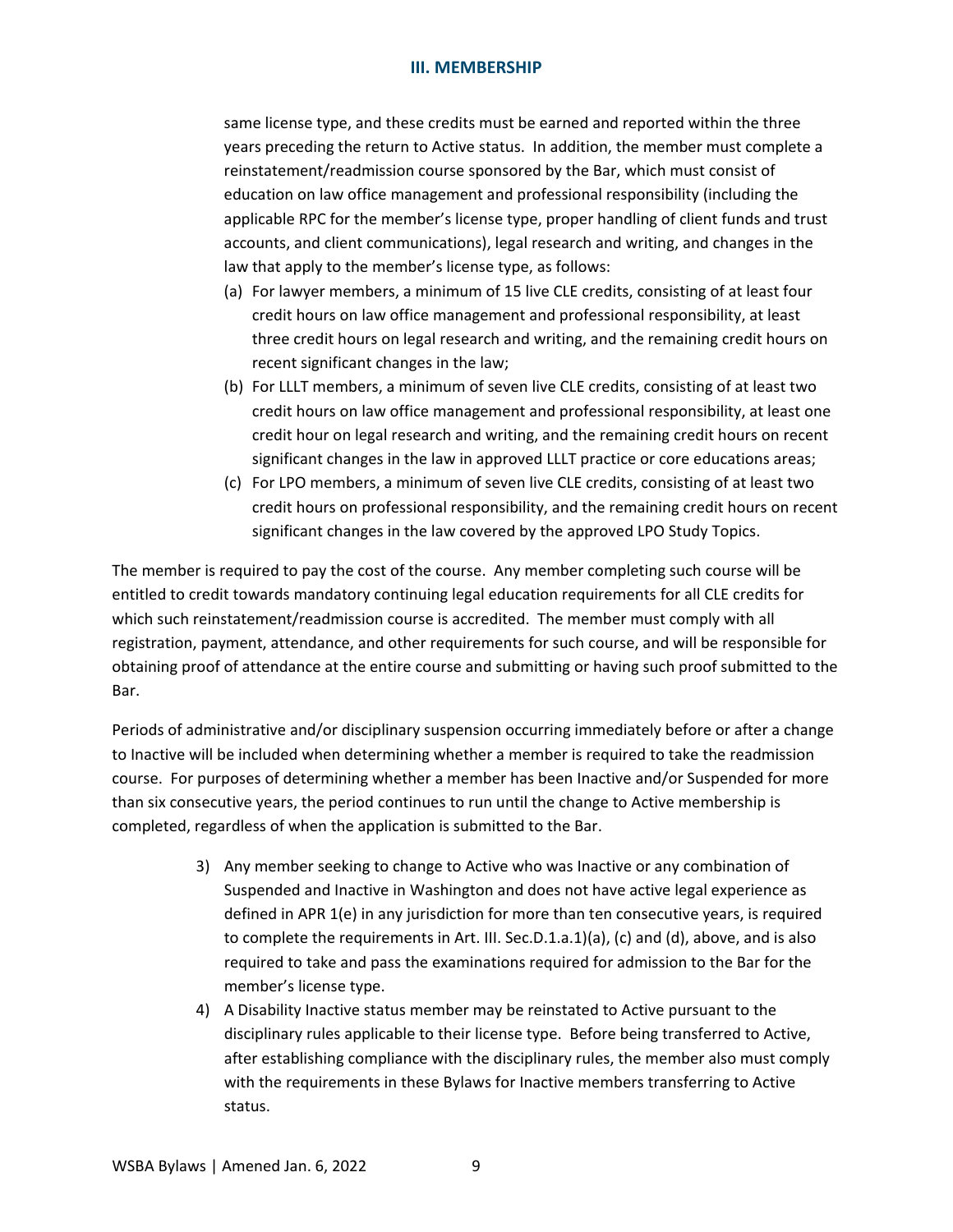same license type, and these credits must be earned and reported within the three years preceding the return to Active status. In addition, the member must complete a reinstatement/readmission course sponsored by the Bar, which must consist of education on law office management and professional responsibility (including the applicable RPC for the member's license type, proper handling of client funds and trust accounts, and client communications), legal research and writing, and changes in the law that apply to the member's license type, as follows:

(a) For lawyer members, a minimum of 15 live CLE credits, consisting of at least four credit hours on law office management and professional responsibility, at least three credit hours on legal research and writing, and the remaining credit hours on recent significant changes in the law;

(b) For LLLT members, a minimum of seven live CLE credits, consisting of at least two credit hours on law office management and professional responsibility, at least one credit hour on legal research and writing, and the remaining credit hours on recent significant changes in the law in approved LLLT practice or core educations areas;

(c) For LPO members, a minimum of seven live CLE credits, consisting of at least two credit hours on professional responsibility, and the remaining credit hours on recent significant changes in the law covered by the approved LPO Study Topics.

The member is required to pay the cost of the course. Any member completing such course will be entitled to credit towards mandatory continuing legal education requirements for all CLE credits for which such reinstatement/readmission course is accredited. The member must comply with all registration, payment, attendance, and other requirements for such course, and will be responsible for obtaining proof of attendance at the entire course and submitting or having such proof submitted to the Bar.

Periods of administrative and/or disciplinary suspension occurring immediately before or after a change to Inactive will be included when determining whether a member is required to take the readmission course. For purposes of determining whether a member has been Inactive and/or Suspended for more than six consecutive years, the period continues to run until the change to Active membership is completed, regardless of when the application is submitted to the Bar.

3) Any member seeking to change to Active who was Inactive or any combination of Suspended and Inactive in Washington and does not have active legal experience as defined in APR 1(e) in any jurisdiction for more than ten consecutive years, is required to complete the requirements in Art. III. Sec.D.1.a.1)(a), (c) and (d), above, and is also required to take and pass the examinations required for admission to the Bar for the member's license type.

4) A Disability Inactive status member may be reinstated to Active pursuant to the disciplinary rules applicable to their license type. Before being transferred to Active, after establishing compliance with the disciplinary rules, the member also must comply with the requirements in these Bylaws for Inactive members transferring to Active status.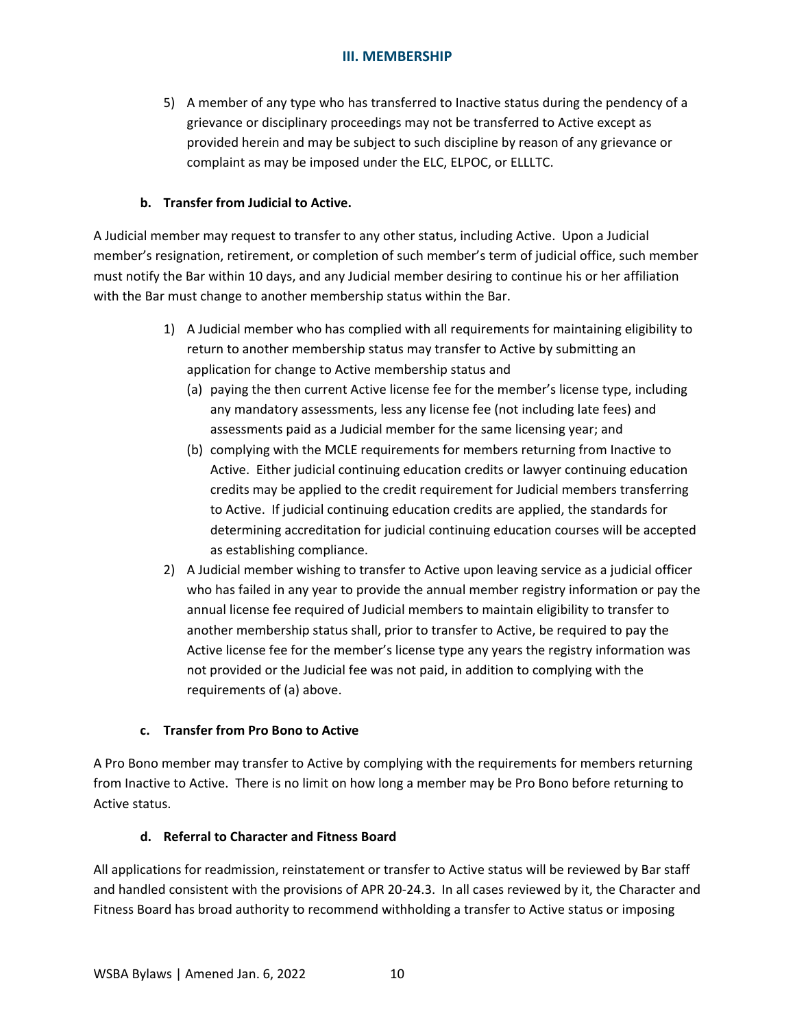5) A member of any type who has transferred to Inactive status during the pendency of a grievance or disciplinary proceedings may not be transferred to Active except as provided herein and may be subject to such discipline by reason of any grievance or complaint as may be imposed under the ELC, ELPOC, or ELLLTC.

#### b. Transfer from Judicial to Active.

A Judicial member may request to transfer to any other status, including Active. Upon a Judicial member's resignation, retirement, or completion of such member's term of judicial office, such member must notify the Bar within 10 days, and any Judicial member desiring to continue his or her affiliation with the Bar must change to another membership status within the Bar.

1) A Judicial member who has complied with all requirements for maintaining eligibility to return to another membership status may transfer to Active by submitting an application for change to Active membership status and
   (a) paying the then current Active license fee for the member's license type, including any mandatory assessments, less any license fee (not including late fees) and assessments paid as a Judicial member for the same licensing year; and
   (b) complying with the MCLE requirements for members returning from Inactive to Active. Either judicial continuing education credits or lawyer continuing education credits may be applied to the credit requirement for Judicial members transferring to Active. If judicial continuing education credits are applied, the standards for determining accreditation for judicial continuing education courses will be accepted as establishing compliance.
2) A Judicial member wishing to transfer to Active upon leaving service as a judicial officer who has failed in any year to provide the annual member registry information or pay the annual license fee required of Judicial members to maintain eligibility to transfer to another membership status shall, prior to transfer to Active, be required to pay the Active license fee for the member's license type any years the registry information was not provided or the Judicial fee was not paid, in addition to complying with the requirements of (a) above.

#### c. Transfer from Pro Bono to Active

A Pro Bono member may transfer to Active by complying with the requirements for members returning from Inactive to Active. There is no limit on how long a member may be Pro Bono before returning to Active status.

#### d. Referral to Character and Fitness Board

All applications for readmission, reinstatement or transfer to Active status will be reviewed by Bar staff and handled consistent with the provisions of APR 20-24.3. In all cases reviewed by it, the Character and Fitness Board has broad authority to recommend withholding a transfer to Active status or imposing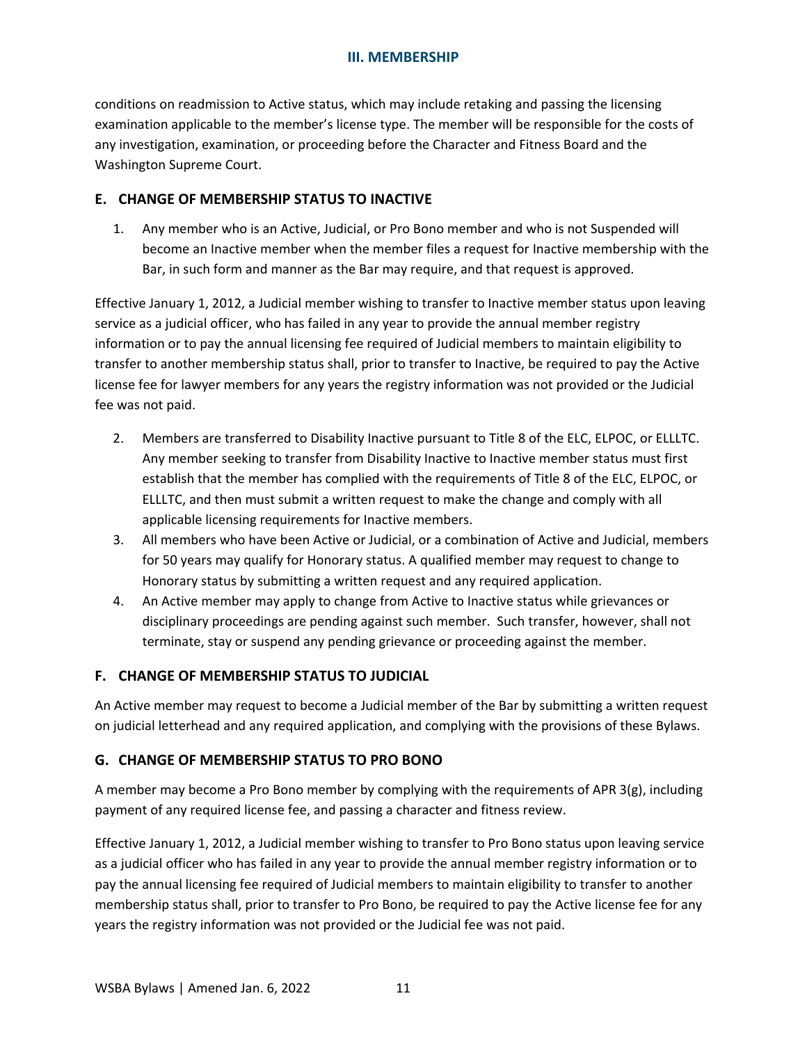conditions on readmission to Active status, which may include retaking and passing the licensing examination applicable to the member's license type. The member will be responsible for the costs of any investigation, examination, or proceeding before the Character and Fitness Board and the Washington Supreme Court.

## E. CHANGE OF MEMBERSHIP STATUS TO INACTIVE

1. Any member who is an Active, Judicial, or Pro Bono member and who is not Suspended will become an Inactive member when the member files a request for Inactive membership with the Bar, in such form and manner as the Bar may require, and that request is approved.

Effective January 1, 2012, a Judicial member wishing to transfer to Inactive member status upon leaving service as a judicial officer, who has failed in any year to provide the annual member registry information or to pay the annual licensing fee required of Judicial members to maintain eligibility to transfer to another membership status shall, prior to transfer to Inactive, be required to pay the Active license fee for lawyer members for any years the registry information was not provided or the Judicial fee was not paid.

2. Members are transferred to Disability Inactive pursuant to Title 8 of the ELC, ELPOC, or ELLLTC. Any member seeking to transfer from Disability Inactive to Inactive member status must first establish that the member has complied with the requirements of Title 8 of the ELC, ELPOC, or ELLLTC, and then must submit a written request to make the change and comply with all applicable licensing requirements for Inactive members.
3. All members who have been Active or Judicial, or a combination of Active and Judicial, members for 50 years may qualify for Honorary status. A qualified member may request to change to Honorary status by submitting a written request and any required application.
4. An Active member may apply to change from Active to Inactive status while grievances or disciplinary proceedings are pending against such member. Such transfer, however, shall not terminate, stay or suspend any pending grievance or proceeding against the member.

## F. CHANGE OF MEMBERSHIP STATUS TO JUDICIAL

An Active member may request to become a Judicial member of the Bar by submitting a written request on judicial letterhead and any required application, and complying with the provisions of these Bylaws.

## G. CHANGE OF MEMBERSHIP STATUS TO PRO BONO

A member may become a Pro Bono member by complying with the requirements of APR 3(g), including payment of any required license fee, and passing a character and fitness review.

Effective January 1, 2012, a Judicial member wishing to transfer to Pro Bono status upon leaving service as a judicial officer who has failed in any year to provide the annual member registry information or to pay the annual licensing fee required of Judicial members to maintain eligibility to transfer to another membership status shall, prior to transfer to Pro Bono, be required to pay the Active license fee for any years the registry information was not provided or the Judicial fee was not paid.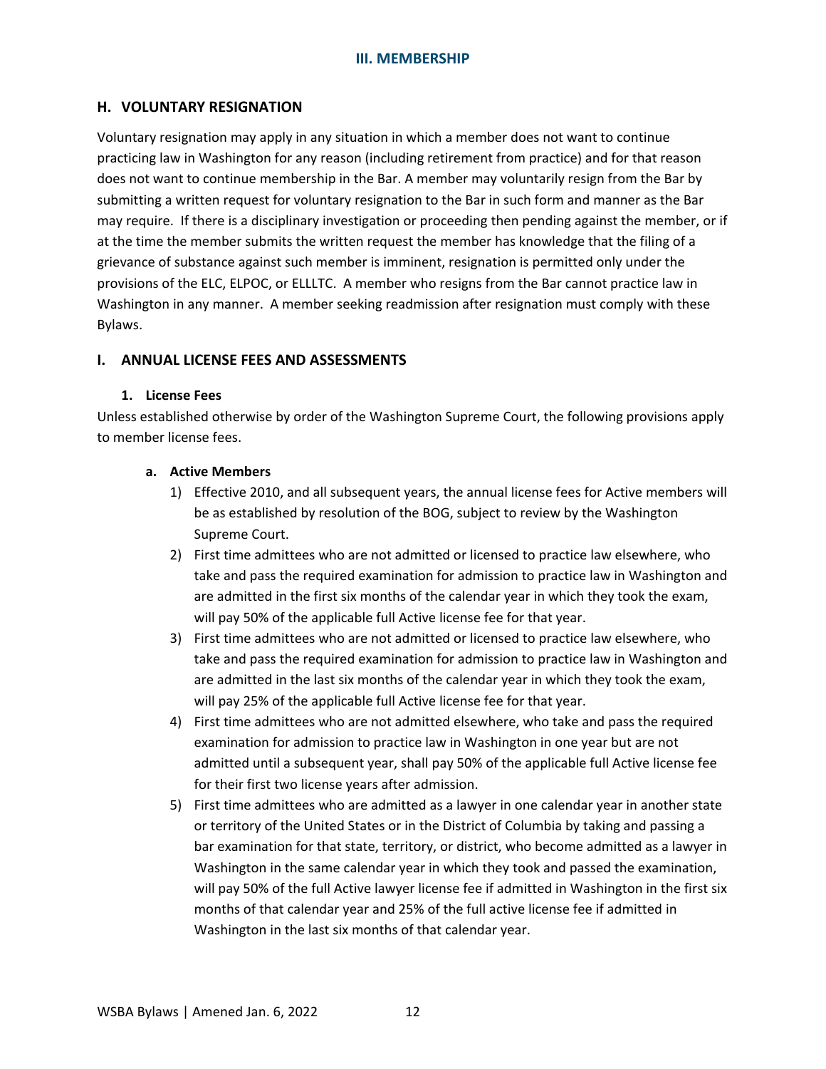## H. VOLUNTARY RESIGNATION

Voluntary resignation may apply in any situation in which a member does not want to continue practicing law in Washington for any reason (including retirement from practice) and for that reason does not want to continue membership in the Bar. A member may voluntarily resign from the Bar by submitting a written request for voluntary resignation to the Bar in such form and manner as the Bar may require. If there is a disciplinary investigation or proceeding then pending against the member, or if at the time the member submits the written request the member has knowledge that the filing of a grievance of substance against such member is imminent, resignation is permitted only under the provisions of the ELC, ELPOC, or ELLLTC. A member who resigns from the Bar cannot practice law in Washington in any manner. A member seeking readmission after resignation must comply with these Bylaws.

## I. ANNUAL LICENSE FEES AND ASSESSMENTS

### 1. License Fees

Unless established otherwise by order of the Washington Supreme Court, the following provisions apply to member license fees.

#### a. Active Members

1) Effective 2010, and all subsequent years, the annual license fees for Active members will be as established by resolution of the BOG, subject to review by the Washington Supreme Court.
2) First time admittees who are not admitted or licensed to practice law elsewhere, who take and pass the required examination for admission to practice law in Washington and are admitted in the first six months of the calendar year in which they took the exam, will pay 50% of the applicable full Active license fee for that year.
3) First time admittees who are not admitted or licensed to practice law elsewhere, who take and pass the required examination for admission to practice law in Washington and are admitted in the last six months of the calendar year in which they took the exam, will pay 25% of the applicable full Active license fee for that year.
4) First time admittees who are not admitted elsewhere, who take and pass the required examination for admission to practice law in Washington in one year but are not admitted until a subsequent year, shall pay 50% of the applicable full Active license fee for their first two license years after admission.
5) First time admittees who are admitted as a lawyer in one calendar year in another state or territory of the United States or in the District of Columbia by taking and passing a bar examination for that state, territory, or district, who become admitted as a lawyer in Washington in the same calendar year in which they took and passed the examination, will pay 50% of the full Active lawyer license fee if admitted in Washington in the first six months of that calendar year and 25% of the full active license fee if admitted in Washington in the last six months of that calendar year.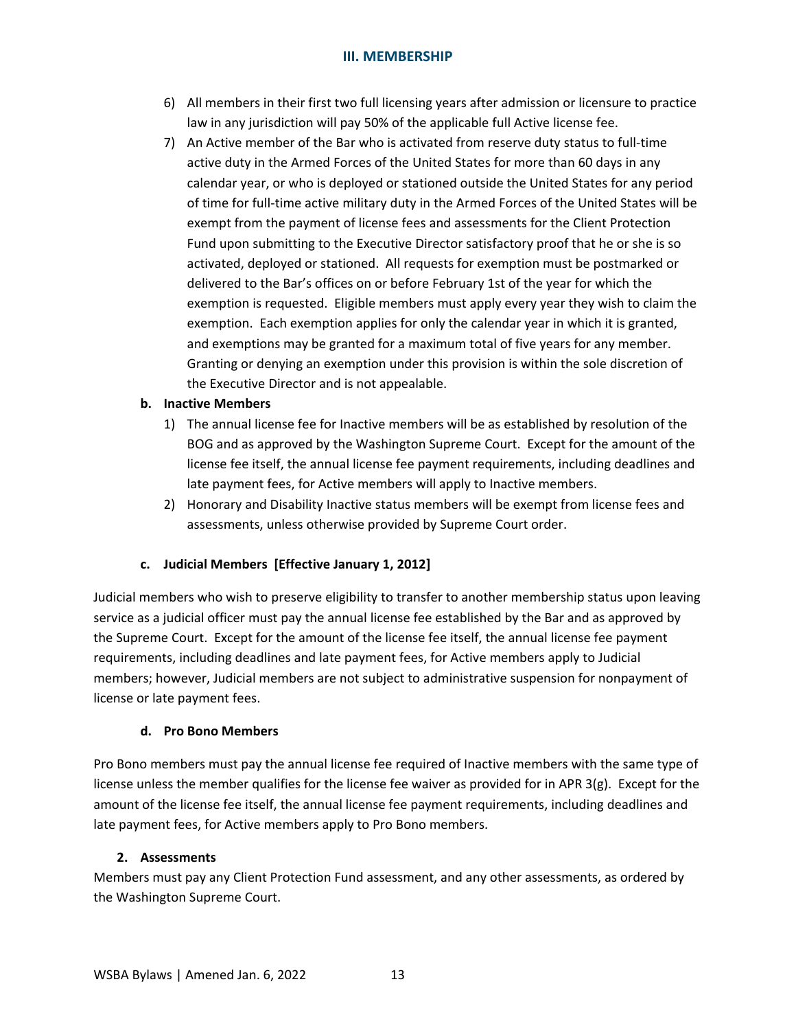6) All members in their first two full licensing years after admission or licensure to practice law in any jurisdiction will pay 50% of the applicable full Active license fee.
7) An Active member of the Bar who is activated from reserve duty status to full-time active duty in the Armed Forces of the United States for more than 60 days in any calendar year, or who is deployed or stationed outside the United States for any period of time for full-time active military duty in the Armed Forces of the United States will be exempt from the payment of license fees and assessments for the Client Protection Fund upon submitting to the Executive Director satisfactory proof that he or she is so activated, deployed or stationed. All requests for exemption must be postmarked or delivered to the Bar's offices on or before February 1st of the year for which the exemption is requested. Eligible members must apply every year they wish to claim the exemption. Each exemption applies for only the calendar year in which it is granted, and exemptions may be granted for a maximum total of five years for any member. Granting or denying an exemption under this provision is within the sole discretion of the Executive Director and is not appealable.

**b. Inactive Members**

1) The annual license fee for Inactive members will be as established by resolution of the BOG and as approved by the Washington Supreme Court. Except for the amount of the license fee itself, the annual license fee payment requirements, including deadlines and late payment fees, for Active members will apply to Inactive members.
2) Honorary and Disability Inactive status members will be exempt from license fees and assessments, unless otherwise provided by Supreme Court order.

**c. Judicial Members [Effective January 1, 2012]**

Judicial members who wish to preserve eligibility to transfer to another membership status upon leaving service as a judicial officer must pay the annual license fee established by the Bar and as approved by the Supreme Court. Except for the amount of the license fee itself, the annual license fee payment requirements, including deadlines and late payment fees, for Active members apply to Judicial members; however, Judicial members are not subject to administrative suspension for nonpayment of license or late payment fees.

**d. Pro Bono Members**

Pro Bono members must pay the annual license fee required of Inactive members with the same type of license unless the member qualifies for the license fee waiver as provided for in APR 3(g). Except for the amount of the license fee itself, the annual license fee payment requirements, including deadlines and late payment fees, for Active members apply to Pro Bono members.

**2. Assessments**

Members must pay any Client Protection Fund assessment, and any other assessments, as ordered by the Washington Supreme Court.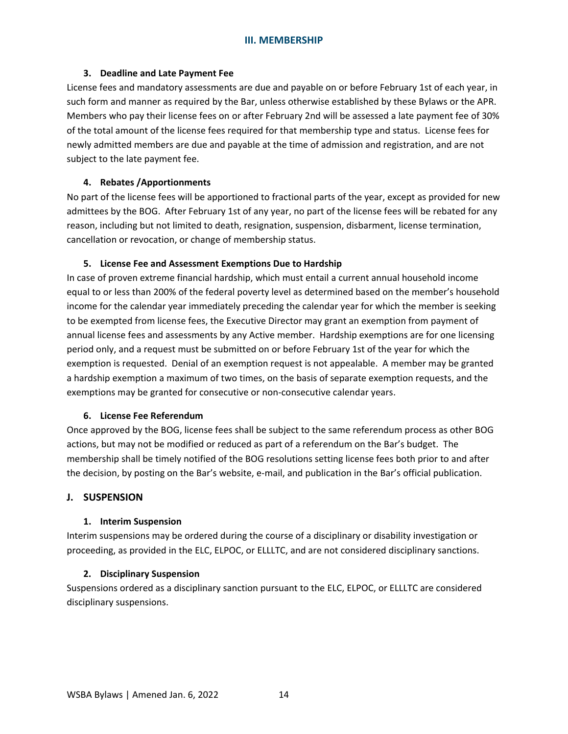#### 3. Deadline and Late Payment Fee

License fees and mandatory assessments are due and payable on or before February 1st of each year, in such form and manner as required by the Bar, unless otherwise established by these Bylaws or the APR. Members who pay their license fees on or after February 2nd will be assessed a late payment fee of 30% of the total amount of the license fees required for that membership type and status. License fees for newly admitted members are due and payable at the time of admission and registration, and are not subject to the late payment fee.

#### 4. Rebates /Apportionments

No part of the license fees will be apportioned to fractional parts of the year, except as provided for new admittees by the BOG. After February 1st of any year, no part of the license fees will be rebated for any reason, including but not limited to death, resignation, suspension, disbarment, license termination, cancellation or revocation, or change of membership status.

#### 5. License Fee and Assessment Exemptions Due to Hardship

In case of proven extreme financial hardship, which must entail a current annual household income equal to or less than 200% of the federal poverty level as determined based on the member's household income for the calendar year immediately preceding the calendar year for which the member is seeking to be exempted from license fees, the Executive Director may grant an exemption from payment of annual license fees and assessments by any Active member. Hardship exemptions are for one licensing period only, and a request must be submitted on or before February 1st of the year for which the exemption is requested. Denial of an exemption request is not appealable. A member may be granted a hardship exemption a maximum of two times, on the basis of separate exemption requests, and the exemptions may be granted for consecutive or non-consecutive calendar years.

#### 6. License Fee Referendum

Once approved by the BOG, license fees shall be subject to the same referendum process as other BOG actions, but may not be modified or reduced as part of a referendum on the Bar's budget. The membership shall be timely notified of the BOG resolutions setting license fees both prior to and after the decision, by posting on the Bar's website, e-mail, and publication in the Bar's official publication.

### J. SUSPENSION

#### 1. Interim Suspension

Interim suspensions may be ordered during the course of a disciplinary or disability investigation or proceeding, as provided in the ELC, ELPOC, or ELLLTC, and are not considered disciplinary sanctions.

#### 2. Disciplinary Suspension

Suspensions ordered as a disciplinary sanction pursuant to the ELC, ELPOC, or ELLLTC are considered disciplinary suspensions.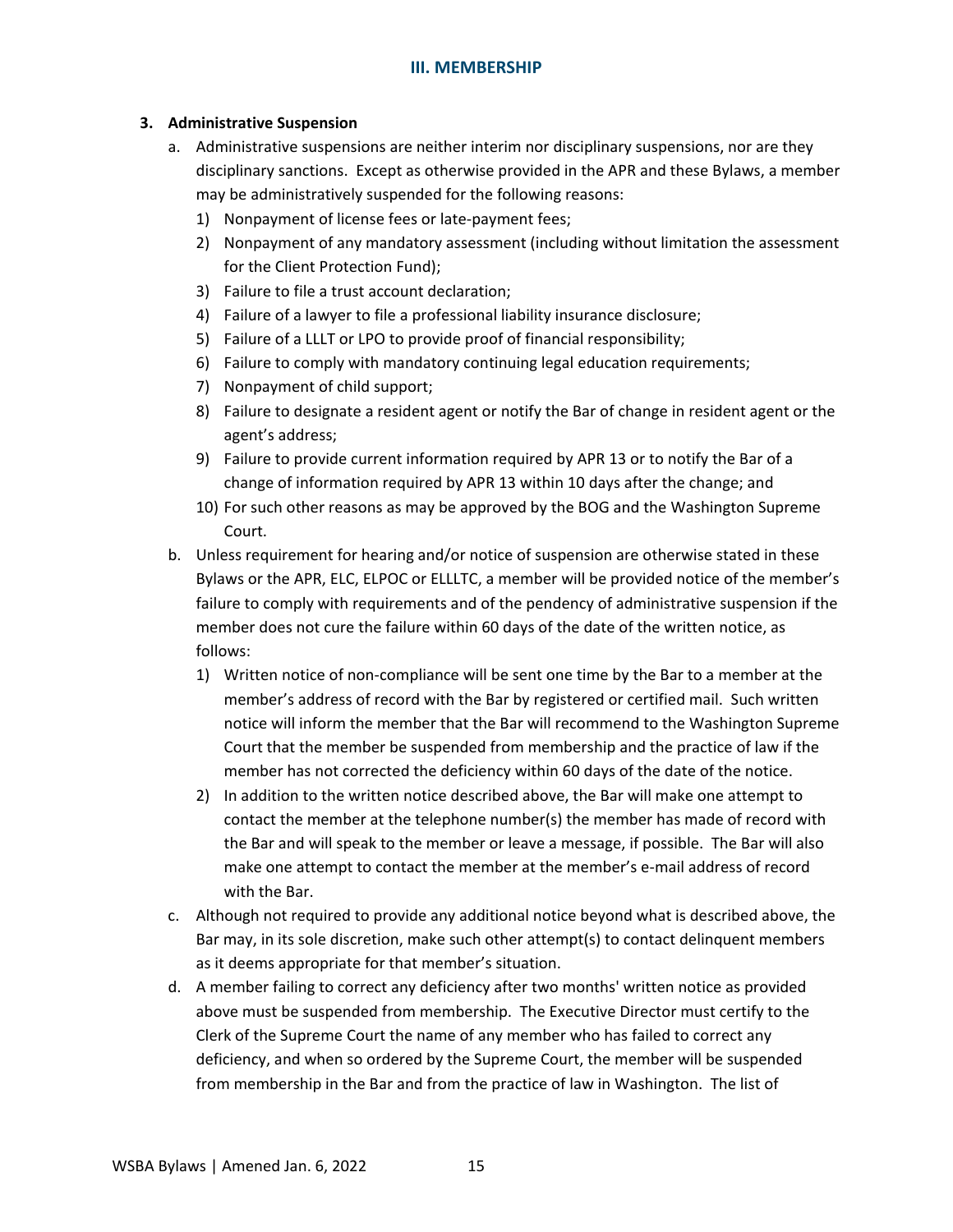## III. MEMBERSHIP

**3. Administrative Suspension**

a. Administrative suspensions are neither interim nor disciplinary suspensions, nor are they disciplinary sanctions. Except as otherwise provided in the APR and these Bylaws, a member may be administratively suspended for the following reasons:

   1) Nonpayment of license fees or late-payment fees;
   2) Nonpayment of any mandatory assessment (including without limitation the assessment for the Client Protection Fund);
   3) Failure to file a trust account declaration;
   4) Failure of a lawyer to file a professional liability insurance disclosure;
   5) Failure of a LLLT or LPO to provide proof of financial responsibility;
   6) Failure to comply with mandatory continuing legal education requirements;
   7) Nonpayment of child support;
   8) Failure to designate a resident agent or notify the Bar of change in resident agent or the agent's address;
   9) Failure to provide current information required by APR 13 or to notify the Bar of a change of information required by APR 13 within 10 days after the change; and
   10) For such other reasons as may be approved by the BOG and the Washington Supreme Court.

b. Unless requirement for hearing and/or notice of suspension are otherwise stated in these Bylaws or the APR, ELC, ELPOC or ELLLTC, a member will be provided notice of the member's failure to comply with requirements and of the pendency of administrative suspension if the member does not cure the failure within 60 days of the date of the written notice, as follows:

   1) Written notice of non-compliance will be sent one time by the Bar to a member at the member's address of record with the Bar by registered or certified mail. Such written notice will inform the member that the Bar will recommend to the Washington Supreme Court that the member be suspended from membership and the practice of law if the member has not corrected the deficiency within 60 days of the date of the notice.
   2) In addition to the written notice described above, the Bar will make one attempt to contact the member at the telephone number(s) the member has made of record with the Bar and will speak to the member or leave a message, if possible. The Bar will also make one attempt to contact the member at the member's e-mail address of record with the Bar.

c. Although not required to provide any additional notice beyond what is described above, the Bar may, in its sole discretion, make such other attempt(s) to contact delinquent members as it deems appropriate for that member's situation.

d. A member failing to correct any deficiency after two months' written notice as provided above must be suspended from membership. The Executive Director must certify to the Clerk of the Supreme Court the name of any member who has failed to correct any deficiency, and when so ordered by the Supreme Court, the member will be suspended from membership in the Bar and from the practice of law in Washington. The list of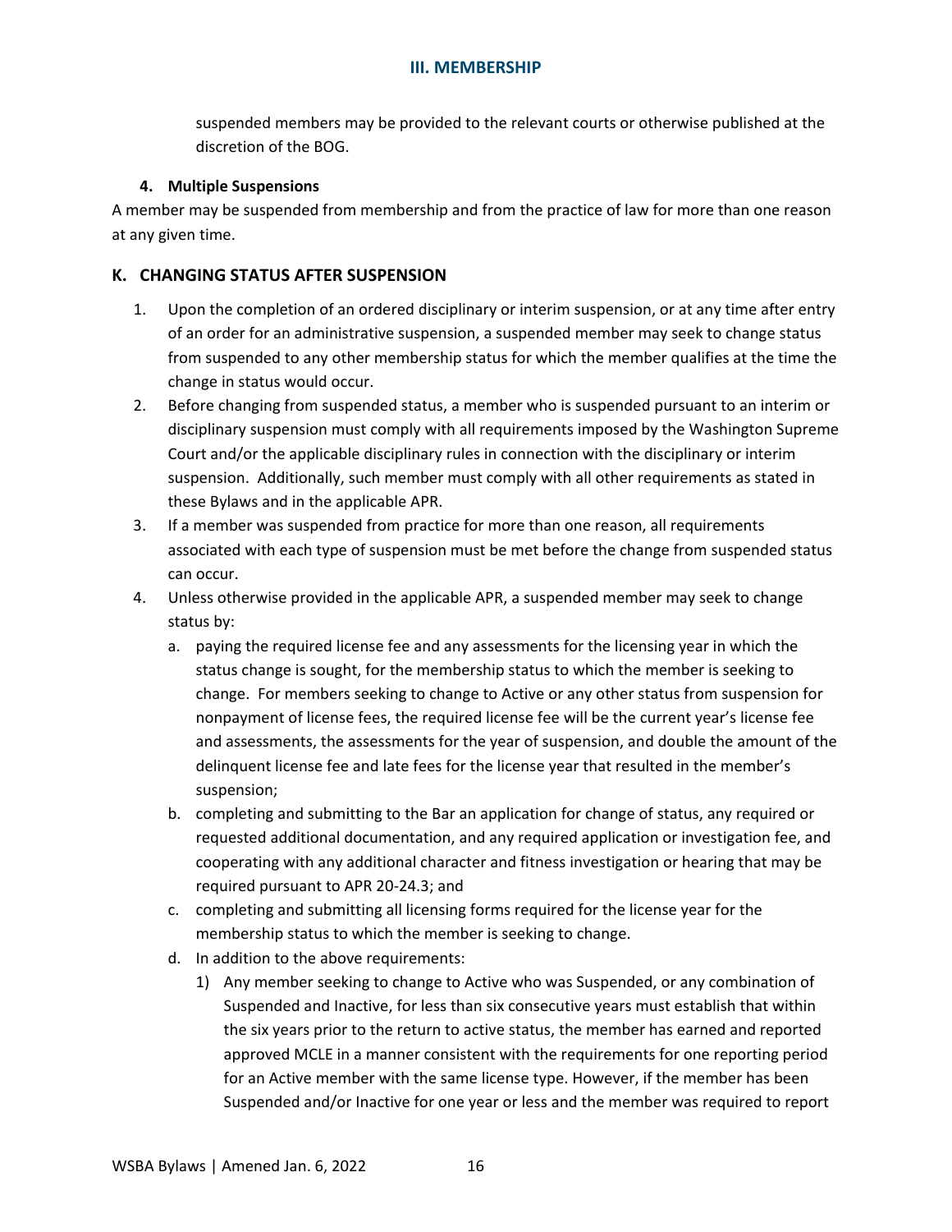suspended members may be provided to the relevant courts or otherwise published at the discretion of the BOG.

**4. Multiple Suspensions**

A member may be suspended from membership and from the practice of law for more than one reason at any given time.

## K. CHANGING STATUS AFTER SUSPENSION

1. Upon the completion of an ordered disciplinary or interim suspension, or at any time after entry of an order for an administrative suspension, a suspended member may seek to change status from suspended to any other membership status for which the member qualifies at the time the change in status would occur.
2. Before changing from suspended status, a member who is suspended pursuant to an interim or disciplinary suspension must comply with all requirements imposed by the Washington Supreme Court and/or the applicable disciplinary rules in connection with the disciplinary or interim suspension. Additionally, such member must comply with all other requirements as stated in these Bylaws and in the applicable APR.
3. If a member was suspended from practice for more than one reason, all requirements associated with each type of suspension must be met before the change from suspended status can occur.
4. Unless otherwise provided in the applicable APR, a suspended member may seek to change status by:
   a. paying the required license fee and any assessments for the licensing year in which the status change is sought, for the membership status to which the member is seeking to change. For members seeking to change to Active or any other status from suspension for nonpayment of license fees, the required license fee will be the current year's license fee and assessments, the assessments for the year of suspension, and double the amount of the delinquent license fee and late fees for the license year that resulted in the member's suspension;
   b. completing and submitting to the Bar an application for change of status, any required or requested additional documentation, and any required application or investigation fee, and cooperating with any additional character and fitness investigation or hearing that may be required pursuant to APR 20-24.3; and
   c. completing and submitting all licensing forms required for the license year for the membership status to which the member is seeking to change.
   d. In addition to the above requirements:
      1) Any member seeking to change to Active who was Suspended, or any combination of Suspended and Inactive, for less than six consecutive years must establish that within the six years prior to the return to active status, the member has earned and reported approved MCLE in a manner consistent with the requirements for one reporting period for an Active member with the same license type. However, if the member has been Suspended and/or Inactive for one year or less and the member was required to report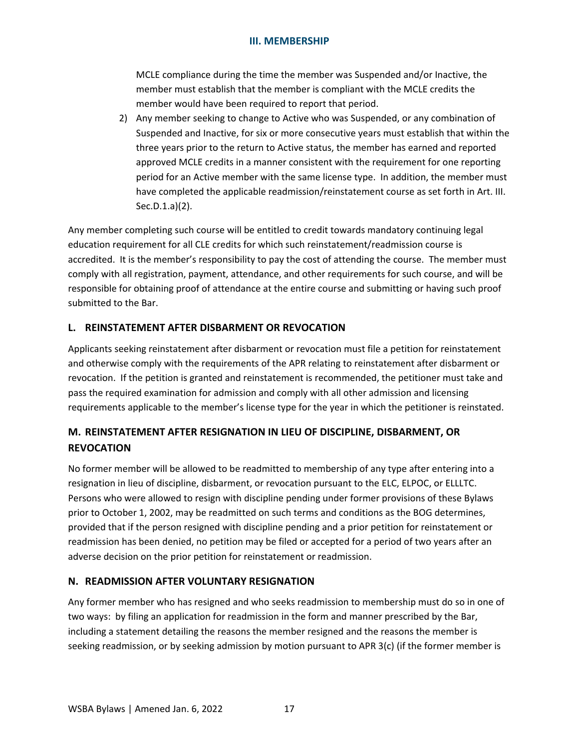MCLE compliance during the time the member was Suspended and/or Inactive, the member must establish that the member is compliant with the MCLE credits the member would have been required to report that period.

2) Any member seeking to change to Active who was Suspended, or any combination of Suspended and Inactive, for six or more consecutive years must establish that within the three years prior to the return to Active status, the member has earned and reported approved MCLE credits in a manner consistent with the requirement for one reporting period for an Active member with the same license type. In addition, the member must have completed the applicable readmission/reinstatement course as set forth in Art. III. Sec.D.1.a)(2).

Any member completing such course will be entitled to credit towards mandatory continuing legal education requirement for all CLE credits for which such reinstatement/readmission course is accredited. It is the member's responsibility to pay the cost of attending the course. The member must comply with all registration, payment, attendance, and other requirements for such course, and will be responsible for obtaining proof of attendance at the entire course and submitting or having such proof submitted to the Bar.

## L. REINSTATEMENT AFTER DISBARMENT OR REVOCATION

Applicants seeking reinstatement after disbarment or revocation must file a petition for reinstatement and otherwise comply with the requirements of the APR relating to reinstatement after disbarment or revocation. If the petition is granted and reinstatement is recommended, the petitioner must take and pass the required examination for admission and comply with all other admission and licensing requirements applicable to the member's license type for the year in which the petitioner is reinstated.

## M. REINSTATEMENT AFTER RESIGNATION IN LIEU OF DISCIPLINE, DISBARMENT, OR REVOCATION

No former member will be allowed to be readmitted to membership of any type after entering into a resignation in lieu of discipline, disbarment, or revocation pursuant to the ELC, ELPOC, or ELLLTC. Persons who were allowed to resign with discipline pending under former provisions of these Bylaws prior to October 1, 2002, may be readmitted on such terms and conditions as the BOG determines, provided that if the person resigned with discipline pending and a prior petition for reinstatement or readmission has been denied, no petition may be filed or accepted for a period of two years after an adverse decision on the prior petition for reinstatement or readmission.

## N. READMISSION AFTER VOLUNTARY RESIGNATION

Any former member who has resigned and who seeks readmission to membership must do so in one of two ways: by filing an application for readmission in the form and manner prescribed by the Bar, including a statement detailing the reasons the member resigned and the reasons the member is seeking readmission, or by seeking admission by motion pursuant to APR 3(c) (if the former member is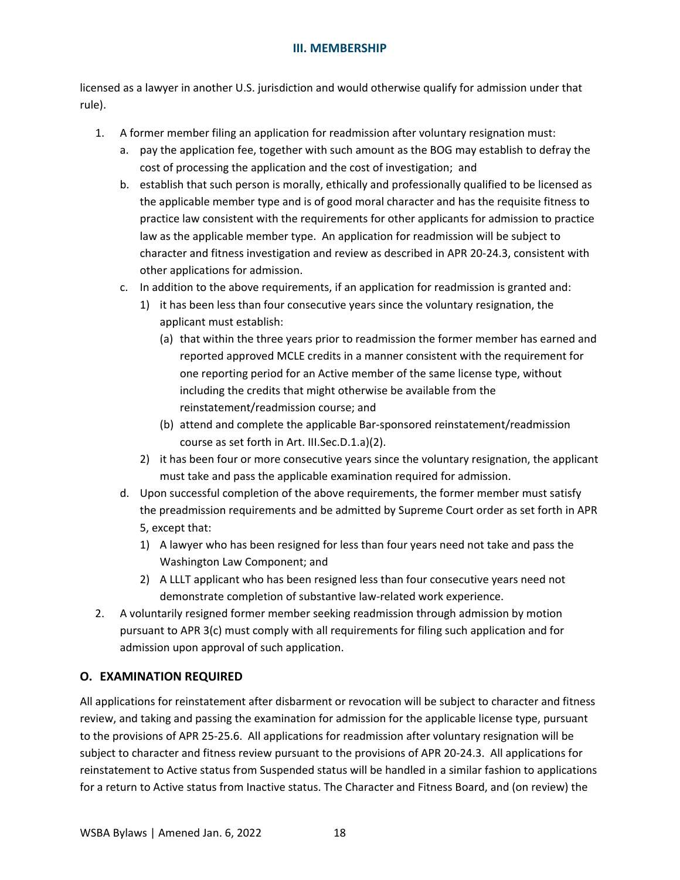licensed as a lawyer in another U.S. jurisdiction and would otherwise qualify for admission under that rule).

1. A former member filing an application for readmission after voluntary resignation must:
   a. pay the application fee, together with such amount as the BOG may establish to defray the cost of processing the application and the cost of investigation; and
   b. establish that such person is morally, ethically and professionally qualified to be licensed as the applicable member type and is of good moral character and has the requisite fitness to practice law consistent with the requirements for other applicants for admission to practice law as the applicable member type. An application for readmission will be subject to character and fitness investigation and review as described in APR 20-24.3, consistent with other applications for admission.
   c. In addition to the above requirements, if an application for readmission is granted and:
      1) it has been less than four consecutive years since the voluntary resignation, the applicant must establish:
         (a) that within the three years prior to readmission the former member has earned and reported approved MCLE credits in a manner consistent with the requirement for one reporting period for an Active member of the same license type, without including the credits that might otherwise be available from the reinstatement/readmission course; and
         (b) attend and complete the applicable Bar-sponsored reinstatement/readmission course as set forth in Art. III.Sec.D.1.a)(2).
      2) it has been four or more consecutive years since the voluntary resignation, the applicant must take and pass the applicable examination required for admission.
   d. Upon successful completion of the above requirements, the former member must satisfy the preadmission requirements and be admitted by Supreme Court order as set forth in APR 5, except that:
      1) A lawyer who has been resigned for less than four years need not take and pass the Washington Law Component; and
      2) A LLLT applicant who has been resigned less than four consecutive years need not demonstrate completion of substantive law-related work experience.
2. A voluntarily resigned former member seeking readmission through admission by motion pursuant to APR 3(c) must comply with all requirements for filing such application and for admission upon approval of such application.

## O. EXAMINATION REQUIRED

All applications for reinstatement after disbarment or revocation will be subject to character and fitness review, and taking and passing the examination for admission for the applicable license type, pursuant to the provisions of APR 25-25.6. All applications for readmission after voluntary resignation will be subject to character and fitness review pursuant to the provisions of APR 20-24.3. All applications for reinstatement to Active status from Suspended status will be handled in a similar fashion to applications for a return to Active status from Inactive status. The Character and Fitness Board, and (on review) the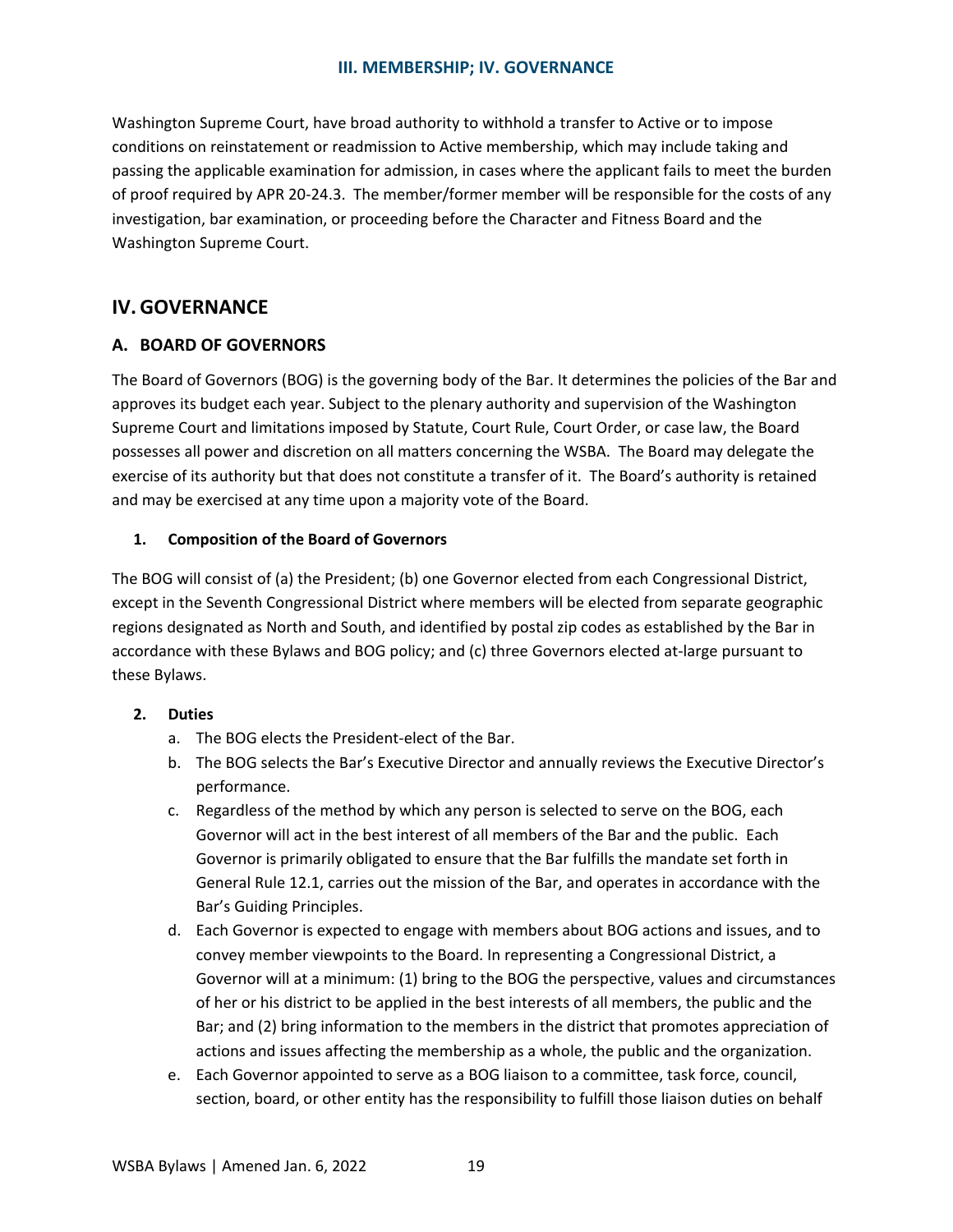Washington Supreme Court, have broad authority to withhold a transfer to Active or to impose conditions on reinstatement or readmission to Active membership, which may include taking and passing the applicable examination for admission, in cases where the applicant fails to meet the burden of proof required by APR 20-24.3. The member/former member will be responsible for the costs of any investigation, bar examination, or proceeding before the Character and Fitness Board and the Washington Supreme Court.

## IV. GOVERNANCE

### A. BOARD OF GOVERNORS

The Board of Governors (BOG) is the governing body of the Bar. It determines the policies of the Bar and approves its budget each year. Subject to the plenary authority and supervision of the Washington Supreme Court and limitations imposed by Statute, Court Rule, Court Order, or case law, the Board possesses all power and discretion on all matters concerning the WSBA. The Board may delegate the exercise of its authority but that does not constitute a transfer of it. The Board's authority is retained and may be exercised at any time upon a majority vote of the Board.

#### 1. Composition of the Board of Governors

The BOG will consist of (a) the President; (b) one Governor elected from each Congressional District, except in the Seventh Congressional District where members will be elected from separate geographic regions designated as North and South, and identified by postal zip codes as established by the Bar in accordance with these Bylaws and BOG policy; and (c) three Governors elected at-large pursuant to these Bylaws.

#### 2. Duties

a. The BOG elects the President-elect of the Bar.

b. The BOG selects the Bar's Executive Director and annually reviews the Executive Director's performance.

c. Regardless of the method by which any person is selected to serve on the BOG, each Governor will act in the best interest of all members of the Bar and the public. Each Governor is primarily obligated to ensure that the Bar fulfills the mandate set forth in General Rule 12.1, carries out the mission of the Bar, and operates in accordance with the Bar's Guiding Principles.

d. Each Governor is expected to engage with members about BOG actions and issues, and to convey member viewpoints to the Board. In representing a Congressional District, a Governor will at a minimum: (1) bring to the BOG the perspective, values and circumstances of her or his district to be applied in the best interests of all members, the public and the Bar; and (2) bring information to the members in the district that promotes appreciation of actions and issues affecting the membership as a whole, the public and the organization.

e. Each Governor appointed to serve as a BOG liaison to a committee, task force, council, section, board, or other entity has the responsibility to fulfill those liaison duties on behalf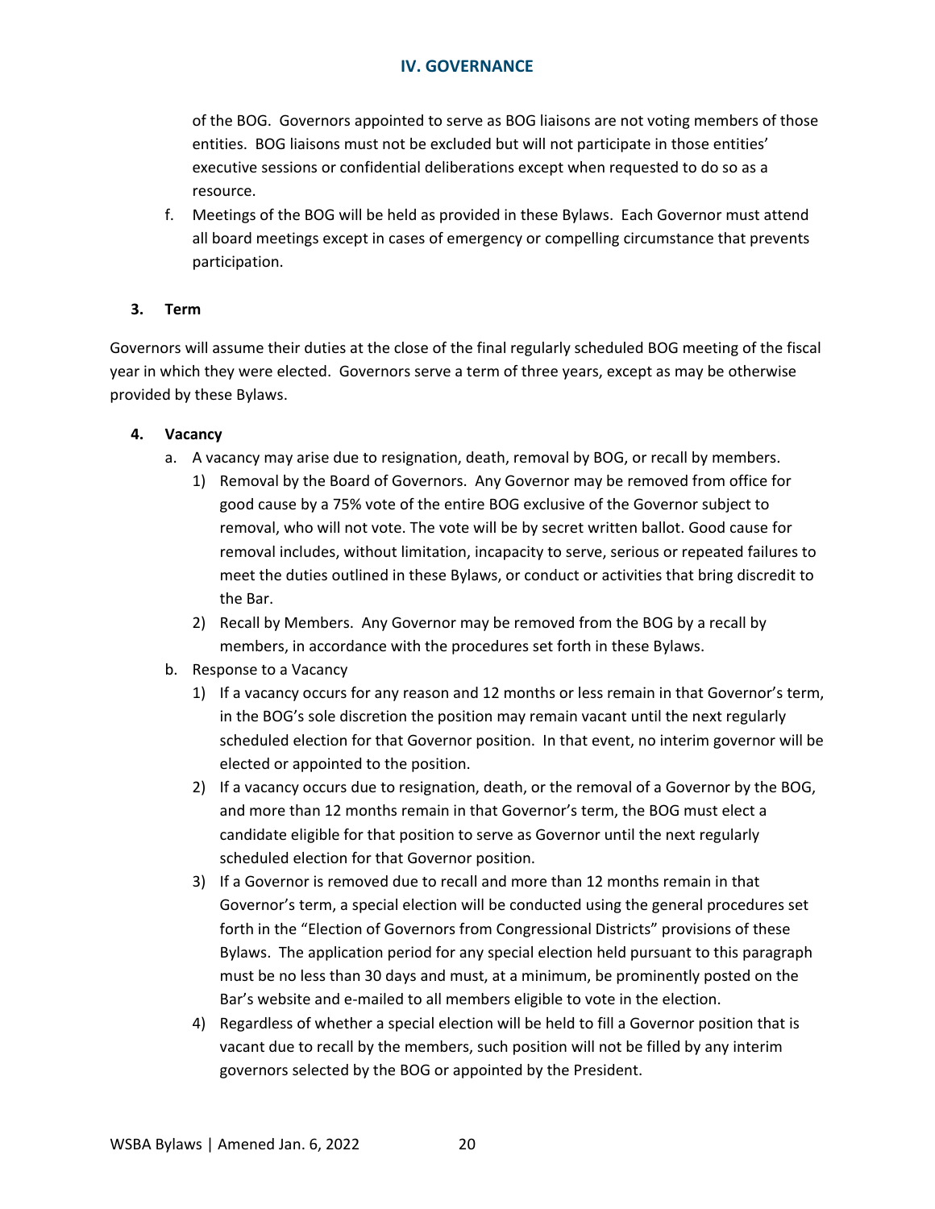of the BOG. Governors appointed to serve as BOG liaisons are not voting members of those entities. BOG liaisons must not be excluded but will not participate in those entities' executive sessions or confidential deliberations except when requested to do so as a resource.

f. Meetings of the BOG will be held as provided in these Bylaws. Each Governor must attend all board meetings except in cases of emergency or compelling circumstance that prevents participation.

**3. Term**

Governors will assume their duties at the close of the final regularly scheduled BOG meeting of the fiscal year in which they were elected. Governors serve a term of three years, except as may be otherwise provided by these Bylaws.

**4. Vacancy**

a. A vacancy may arise due to resignation, death, removal by BOG, or recall by members.
   1) Removal by the Board of Governors. Any Governor may be removed from office for good cause by a 75% vote of the entire BOG exclusive of the Governor subject to removal, who will not vote. The vote will be by secret written ballot. Good cause for removal includes, without limitation, incapacity to serve, serious or repeated failures to meet the duties outlined in these Bylaws, or conduct or activities that bring discredit to the Bar.
   2) Recall by Members. Any Governor may be removed from the BOG by a recall by members, in accordance with the procedures set forth in these Bylaws.

b. Response to a Vacancy
   1) If a vacancy occurs for any reason and 12 months or less remain in that Governor's term, in the BOG's sole discretion the position may remain vacant until the next regularly scheduled election for that Governor position. In that event, no interim governor will be elected or appointed to the position.
   2) If a vacancy occurs due to resignation, death, or the removal of a Governor by the BOG, and more than 12 months remain in that Governor's term, the BOG must elect a candidate eligible for that position to serve as Governor until the next regularly scheduled election for that Governor position.
   3) If a Governor is removed due to recall and more than 12 months remain in that Governor's term, a special election will be conducted using the general procedures set forth in the "Election of Governors from Congressional Districts" provisions of these Bylaws. The application period for any special election held pursuant to this paragraph must be no less than 30 days and must, at a minimum, be prominently posted on the Bar's website and e-mailed to all members eligible to vote in the election.
   4) Regardless of whether a special election will be held to fill a Governor position that is vacant due to recall by the members, such position will not be filled by any interim governors selected by the BOG or appointed by the President.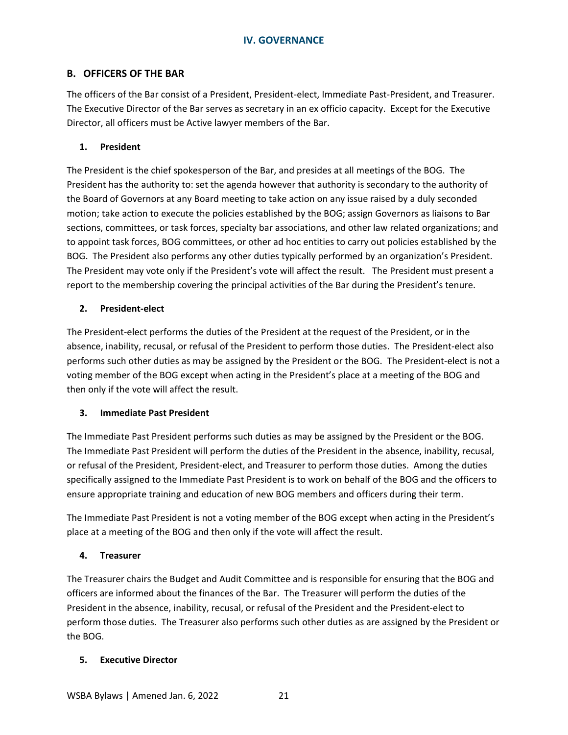## IV. GOVERNANCE

### B. OFFICERS OF THE BAR

The officers of the Bar consist of a President, President-elect, Immediate Past-President, and Treasurer. The Executive Director of the Bar serves as secretary in an ex officio capacity. Except for the Executive Director, all officers must be Active lawyer members of the Bar.

#### 1. President

The President is the chief spokesperson of the Bar, and presides at all meetings of the BOG. The President has the authority to: set the agenda however that authority is secondary to the authority of the Board of Governors at any Board meeting to take action on any issue raised by a duly seconded motion; take action to execute the policies established by the BOG; assign Governors as liaisons to Bar sections, committees, or task forces, specialty bar associations, and other law related organizations; and to appoint task forces, BOG committees, or other ad hoc entities to carry out policies established by the BOG. The President also performs any other duties typically performed by an organization's President. The President may vote only if the President's vote will affect the result. The President must present a report to the membership covering the principal activities of the Bar during the President's tenure.

#### 2. President-elect

The President-elect performs the duties of the President at the request of the President, or in the absence, inability, recusal, or refusal of the President to perform those duties. The President-elect also performs such other duties as may be assigned by the President or the BOG. The President-elect is not a voting member of the BOG except when acting in the President's place at a meeting of the BOG and then only if the vote will affect the result.

#### 3. Immediate Past President

The Immediate Past President performs such duties as may be assigned by the President or the BOG. The Immediate Past President will perform the duties of the President in the absence, inability, recusal, or refusal of the President, President-elect, and Treasurer to perform those duties. Among the duties specifically assigned to the Immediate Past President is to work on behalf of the BOG and the officers to ensure appropriate training and education of new BOG members and officers during their term.

The Immediate Past President is not a voting member of the BOG except when acting in the President's place at a meeting of the BOG and then only if the vote will affect the result.

#### 4. Treasurer

The Treasurer chairs the Budget and Audit Committee and is responsible for ensuring that the BOG and officers are informed about the finances of the Bar. The Treasurer will perform the duties of the President in the absence, inability, recusal, or refusal of the President and the President-elect to perform those duties. The Treasurer also performs such other duties as are assigned by the President or the BOG.

#### 5. Executive Director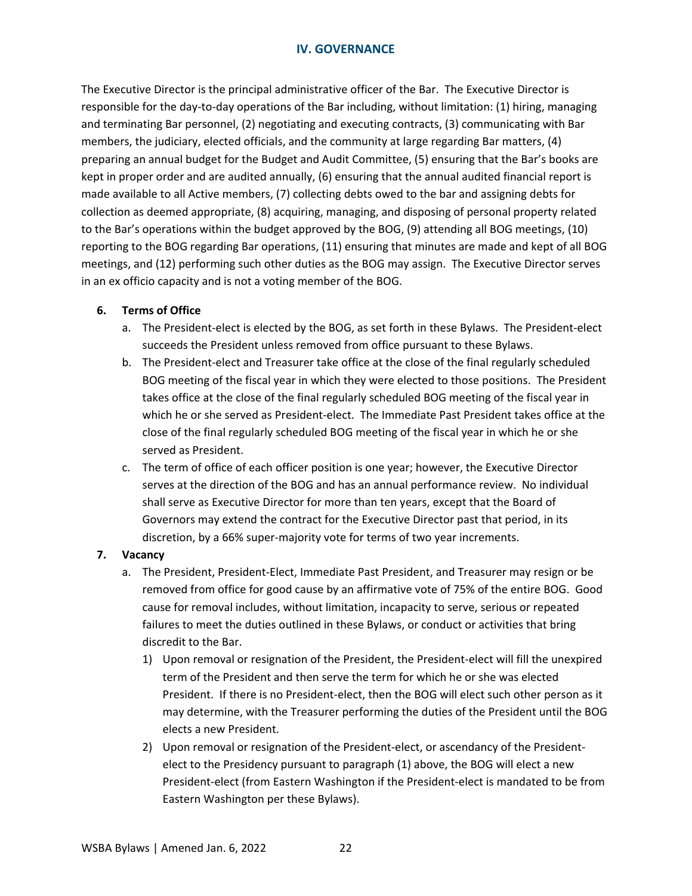The Executive Director is the principal administrative officer of the Bar. The Executive Director is responsible for the day-to-day operations of the Bar including, without limitation: (1) hiring, managing and terminating Bar personnel, (2) negotiating and executing contracts, (3) communicating with Bar members, the judiciary, elected officials, and the community at large regarding Bar matters, (4) preparing an annual budget for the Budget and Audit Committee, (5) ensuring that the Bar's books are kept in proper order and are audited annually, (6) ensuring that the annual audited financial report is made available to all Active members, (7) collecting debts owed to the bar and assigning debts for collection as deemed appropriate, (8) acquiring, managing, and disposing of personal property related to the Bar's operations within the budget approved by the BOG, (9) attending all BOG meetings, (10) reporting to the BOG regarding Bar operations, (11) ensuring that minutes are made and kept of all BOG meetings, and (12) performing such other duties as the BOG may assign. The Executive Director serves in an ex officio capacity and is not a voting member of the BOG.

**6. Terms of Office**

a. The President-elect is elected by the BOG, as set forth in these Bylaws. The President-elect succeeds the President unless removed from office pursuant to these Bylaws.

b. The President-elect and Treasurer take office at the close of the final regularly scheduled BOG meeting of the fiscal year in which they were elected to those positions. The President takes office at the close of the final regularly scheduled BOG meeting of the fiscal year in which he or she served as President-elect. The Immediate Past President takes office at the close of the final regularly scheduled BOG meeting of the fiscal year in which he or she served as President.

c. The term of office of each officer position is one year; however, the Executive Director serves at the direction of the BOG and has an annual performance review. No individual shall serve as Executive Director for more than ten years, except that the Board of Governors may extend the contract for the Executive Director past that period, in its discretion, by a 66% super-majority vote for terms of two year increments.

**7. Vacancy**

a. The President, President-Elect, Immediate Past President, and Treasurer may resign or be removed from office for good cause by an affirmative vote of 75% of the entire BOG. Good cause for removal includes, without limitation, incapacity to serve, serious or repeated failures to meet the duties outlined in these Bylaws, or conduct or activities that bring discredit to the Bar.

1) Upon removal or resignation of the President, the President-elect will fill the unexpired term of the President and then serve the term for which he or she was elected President. If there is no President-elect, then the BOG will elect such other person as it may determine, with the Treasurer performing the duties of the President until the BOG elects a new President.

2) Upon removal or resignation of the President-elect, or ascendancy of the President-elect to the Presidency pursuant to paragraph (1) above, the BOG will elect a new President-elect (from Eastern Washington if the President-elect is mandated to be from Eastern Washington per these Bylaws).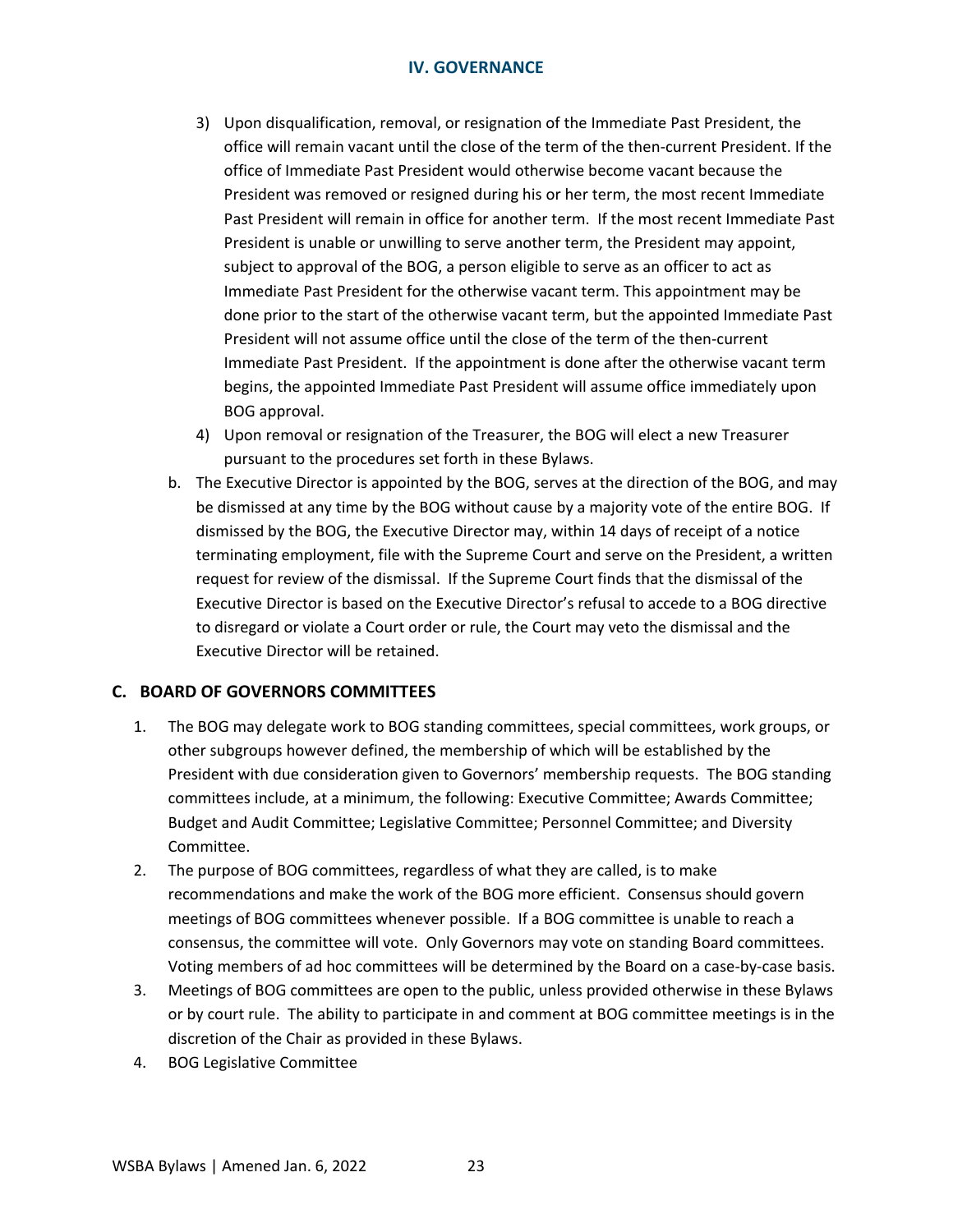3) Upon disqualification, removal, or resignation of the Immediate Past President, the office will remain vacant until the close of the term of the then-current President. If the office of Immediate Past President would otherwise become vacant because the President was removed or resigned during his or her term, the most recent Immediate Past President will remain in office for another term. If the most recent Immediate Past President is unable or unwilling to serve another term, the President may appoint, subject to approval of the BOG, a person eligible to serve as an officer to act as Immediate Past President for the otherwise vacant term. This appointment may be done prior to the start of the otherwise vacant term, but the appointed Immediate Past President will not assume office until the close of the term of the then-current Immediate Past President. If the appointment is done after the otherwise vacant term begins, the appointed Immediate Past President will assume office immediately upon BOG approval.
4) Upon removal or resignation of the Treasurer, the BOG will elect a new Treasurer pursuant to the procedures set forth in these Bylaws.

b. The Executive Director is appointed by the BOG, serves at the direction of the BOG, and may be dismissed at any time by the BOG without cause by a majority vote of the entire BOG. If dismissed by the BOG, the Executive Director may, within 14 days of receipt of a notice terminating employment, file with the Supreme Court and serve on the President, a written request for review of the dismissal. If the Supreme Court finds that the dismissal of the Executive Director is based on the Executive Director's refusal to accede to a BOG directive to disregard or violate a Court order or rule, the Court may veto the dismissal and the Executive Director will be retained.

## C. BOARD OF GOVERNORS COMMITTEES

1. The BOG may delegate work to BOG standing committees, special committees, work groups, or other subgroups however defined, the membership of which will be established by the President with due consideration given to Governors' membership requests. The BOG standing committees include, at a minimum, the following: Executive Committee; Awards Committee; Budget and Audit Committee; Legislative Committee; Personnel Committee; and Diversity Committee.
2. The purpose of BOG committees, regardless of what they are called, is to make recommendations and make the work of the BOG more efficient. Consensus should govern meetings of BOG committees whenever possible. If a BOG committee is unable to reach a consensus, the committee will vote. Only Governors may vote on standing Board committees. Voting members of ad hoc committees will be determined by the Board on a case-by-case basis.
3. Meetings of BOG committees are open to the public, unless provided otherwise in these Bylaws or by court rule. The ability to participate in and comment at BOG committee meetings is in the discretion of the Chair as provided in these Bylaws.
4. BOG Legislative Committee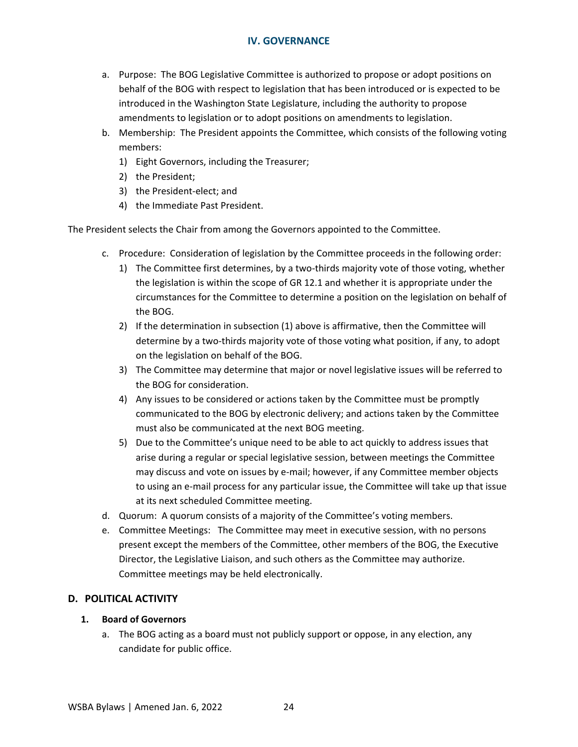a. Purpose: The BOG Legislative Committee is authorized to propose or adopt positions on behalf of the BOG with respect to legislation that has been introduced or is expected to be introduced in the Washington State Legislature, including the authority to propose amendments to legislation or to adopt positions on amendments to legislation.

b. Membership: The President appoints the Committee, which consists of the following voting members:
   1) Eight Governors, including the Treasurer;
   2) the President;
   3) the President-elect; and
   4) the Immediate Past President.

The President selects the Chair from among the Governors appointed to the Committee.

c. Procedure: Consideration of legislation by the Committee proceeds in the following order:
   1) The Committee first determines, by a two-thirds majority vote of those voting, whether the legislation is within the scope of GR 12.1 and whether it is appropriate under the circumstances for the Committee to determine a position on the legislation on behalf of the BOG.
   2) If the determination in subsection (1) above is affirmative, then the Committee will determine by a two-thirds majority vote of those voting what position, if any, to adopt on the legislation on behalf of the BOG.
   3) The Committee may determine that major or novel legislative issues will be referred to the BOG for consideration.
   4) Any issues to be considered or actions taken by the Committee must be promptly communicated to the BOG by electronic delivery; and actions taken by the Committee must also be communicated at the next BOG meeting.
   5) Due to the Committee's unique need to be able to act quickly to address issues that arise during a regular or special legislative session, between meetings the Committee may discuss and vote on issues by e-mail; however, if any Committee member objects to using an e-mail process for any particular issue, the Committee will take up that issue at its next scheduled Committee meeting.

d. Quorum: A quorum consists of a majority of the Committee's voting members.

e. Committee Meetings: The Committee may meet in executive session, with no persons present except the members of the Committee, other members of the BOG, the Executive Director, the Legislative Liaison, and such others as the Committee may authorize. Committee meetings may be held electronically.

## D. POLITICAL ACTIVITY

### 1. Board of Governors

a. The BOG acting as a board must not publicly support or oppose, in any election, any candidate for public office.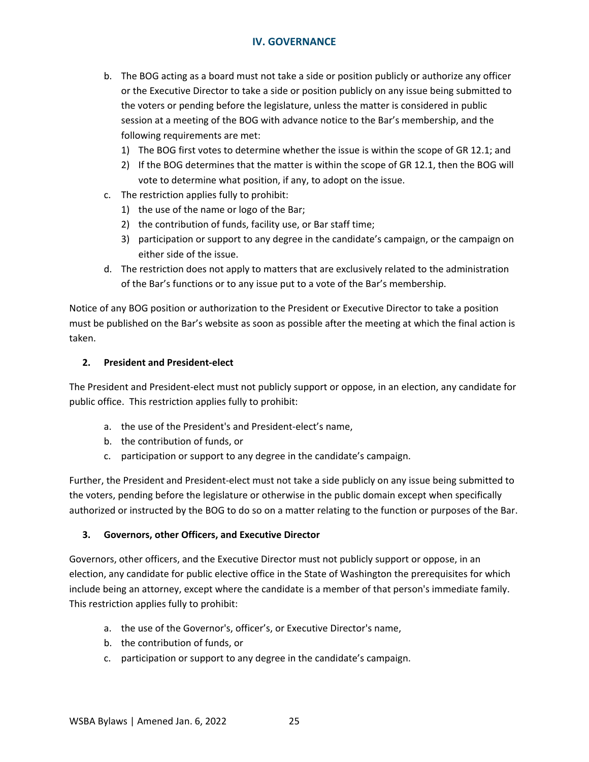b. The BOG acting as a board must not take a side or position publicly or authorize any officer or the Executive Director to take a side or position publicly on any issue being submitted to the voters or pending before the legislature, unless the matter is considered in public session at a meeting of the BOG with advance notice to the Bar's membership, and the following requirements are met:
   1) The BOG first votes to determine whether the issue is within the scope of GR 12.1; and
   2) If the BOG determines that the matter is within the scope of GR 12.1, then the BOG will vote to determine what position, if any, to adopt on the issue.

c. The restriction applies fully to prohibit:
   1) the use of the name or logo of the Bar;
   2) the contribution of funds, facility use, or Bar staff time;
   3) participation or support to any degree in the candidate's campaign, or the campaign on either side of the issue.

d. The restriction does not apply to matters that are exclusively related to the administration of the Bar's functions or to any issue put to a vote of the Bar's membership.

Notice of any BOG position or authorization to the President or Executive Director to take a position must be published on the Bar's website as soon as possible after the meeting at which the final action is taken.

**2. President and President-elect**

The President and President-elect must not publicly support or oppose, in an election, any candidate for public office. This restriction applies fully to prohibit:

a. the use of the President's and President-elect's name,
b. the contribution of funds, or
c. participation or support to any degree in the candidate's campaign.

Further, the President and President-elect must not take a side publicly on any issue being submitted to the voters, pending before the legislature or otherwise in the public domain except when specifically authorized or instructed by the BOG to do so on a matter relating to the function or purposes of the Bar.

**3. Governors, other Officers, and Executive Director**

Governors, other officers, and the Executive Director must not publicly support or oppose, in an election, any candidate for public elective office in the State of Washington the prerequisites for which include being an attorney, except where the candidate is a member of that person's immediate family. This restriction applies fully to prohibit:

a. the use of the Governor's, officer's, or Executive Director's name,
b. the contribution of funds, or
c. participation or support to any degree in the candidate's campaign.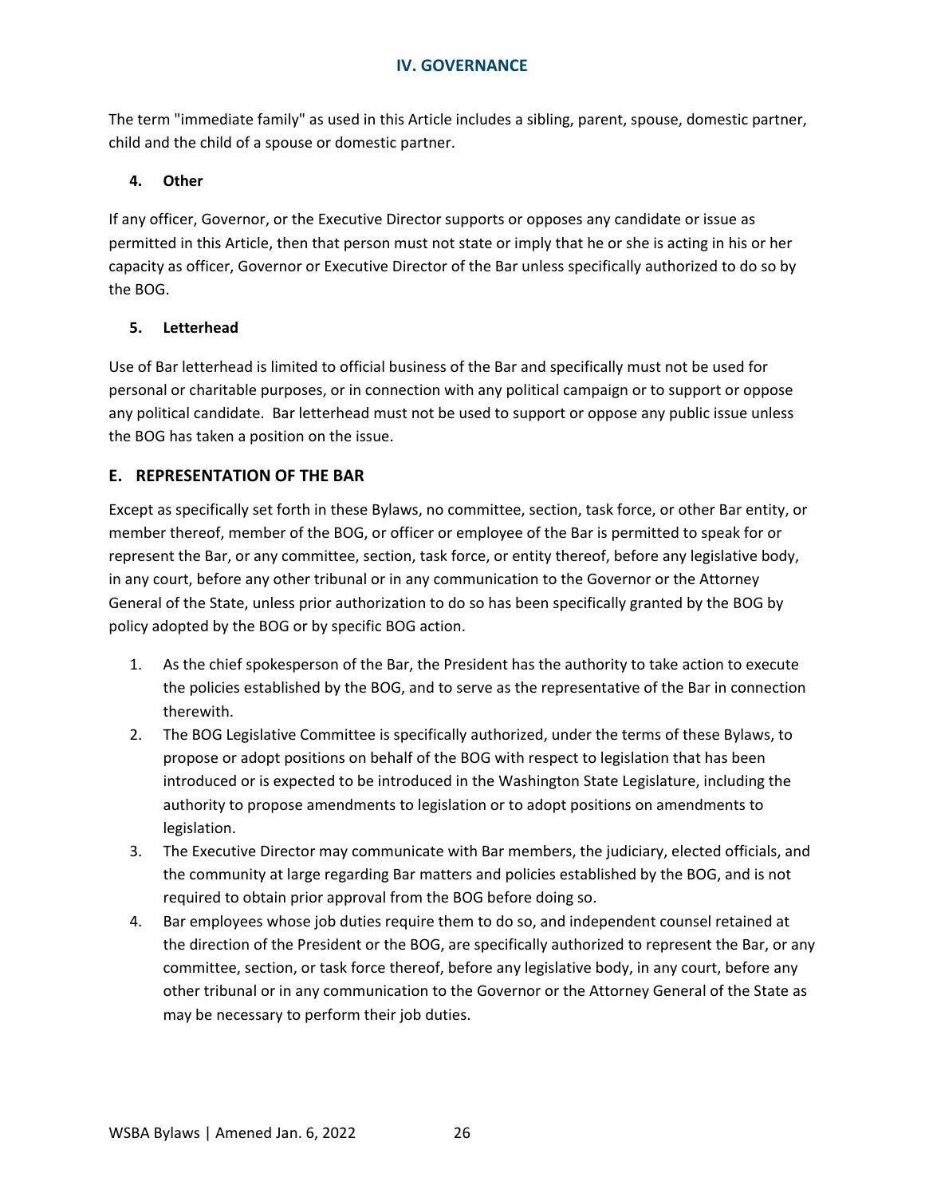The term "immediate family" as used in this Article includes a sibling, parent, spouse, domestic partner, child and the child of a spouse or domestic partner.

#### 4. Other

If any officer, Governor, or the Executive Director supports or opposes any candidate or issue as permitted in this Article, then that person must not state or imply that he or she is acting in his or her capacity as officer, Governor or Executive Director of the Bar unless specifically authorized to do so by the BOG.

#### 5. Letterhead

Use of Bar letterhead is limited to official business of the Bar and specifically must not be used for personal or charitable purposes, or in connection with any political campaign or to support or oppose any political candidate. Bar letterhead must not be used to support or oppose any public issue unless the BOG has taken a position on the issue.

### E. REPRESENTATION OF THE BAR

Except as specifically set forth in these Bylaws, no committee, section, task force, or other Bar entity, or member thereof, member of the BOG, or officer or employee of the Bar is permitted to speak for or represent the Bar, or any committee, section, task force, or entity thereof, before any legislative body, in any court, before any other tribunal or in any communication to the Governor or the Attorney General of the State, unless prior authorization to do so has been specifically granted by the BOG by policy adopted by the BOG or by specific BOG action.

1. As the chief spokesperson of the Bar, the President has the authority to take action to execute the policies established by the BOG, and to serve as the representative of the Bar in connection therewith.
2. The BOG Legislative Committee is specifically authorized, under the terms of these Bylaws, to propose or adopt positions on behalf of the BOG with respect to legislation that has been introduced or is expected to be introduced in the Washington State Legislature, including the authority to propose amendments to legislation or to adopt positions on amendments to legislation.
3. The Executive Director may communicate with Bar members, the judiciary, elected officials, and the community at large regarding Bar matters and policies established by the BOG, and is not required to obtain prior approval from the BOG before doing so.
4. Bar employees whose job duties require them to do so, and independent counsel retained at the direction of the President or the BOG, are specifically authorized to represent the Bar, or any committee, section, or task force thereof, before any legislative body, in any court, before any other tribunal or in any communication to the Governor or the Attorney General of the State as may be necessary to perform their job duties.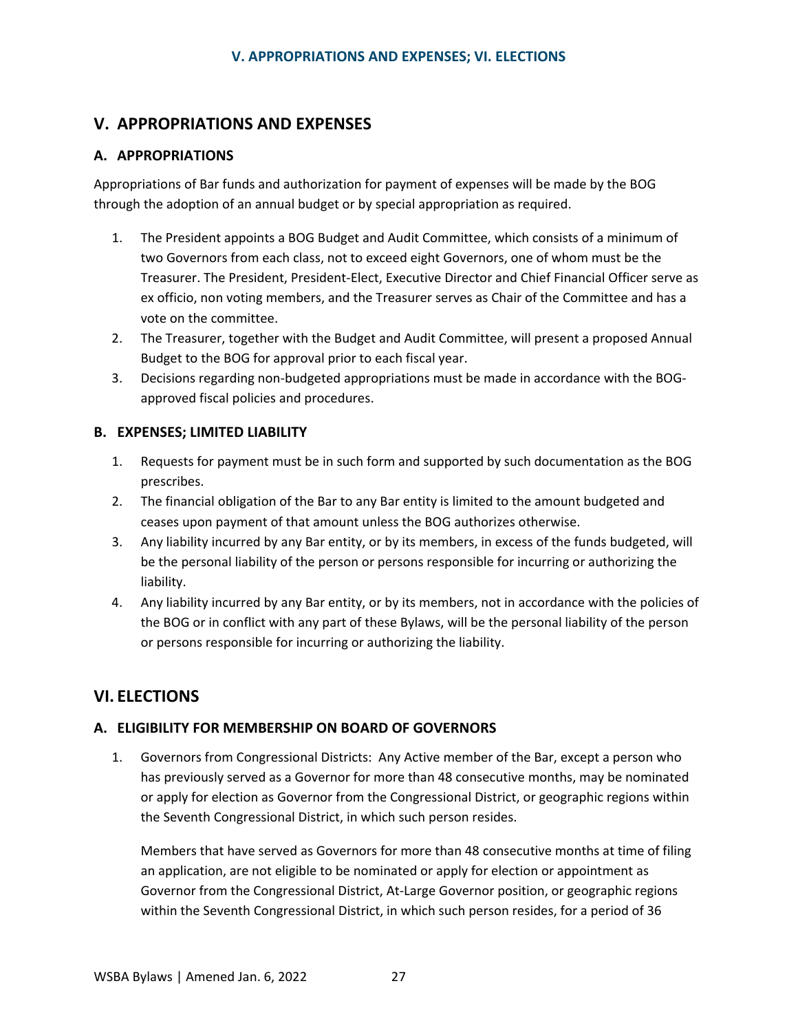## V. APPROPRIATIONS AND EXPENSES

### A. APPROPRIATIONS

Appropriations of Bar funds and authorization for payment of expenses will be made by the BOG through the adoption of an annual budget or by special appropriation as required.

1. The President appoints a BOG Budget and Audit Committee, which consists of a minimum of two Governors from each class, not to exceed eight Governors, one of whom must be the Treasurer. The President, President-Elect, Executive Director and Chief Financial Officer serve as ex officio, non voting members, and the Treasurer serves as Chair of the Committee and has a vote on the committee.
2. The Treasurer, together with the Budget and Audit Committee, will present a proposed Annual Budget to the BOG for approval prior to each fiscal year.
3. Decisions regarding non-budgeted appropriations must be made in accordance with the BOG-approved fiscal policies and procedures.

### B. EXPENSES; LIMITED LIABILITY

1. Requests for payment must be in such form and supported by such documentation as the BOG prescribes.
2. The financial obligation of the Bar to any Bar entity is limited to the amount budgeted and ceases upon payment of that amount unless the BOG authorizes otherwise.
3. Any liability incurred by any Bar entity, or by its members, in excess of the funds budgeted, will be the personal liability of the person or persons responsible for incurring or authorizing the liability.
4. Any liability incurred by any Bar entity, or by its members, not in accordance with the policies of the BOG or in conflict with any part of these Bylaws, will be the personal liability of the person or persons responsible for incurring or authorizing the liability.

## VI. ELECTIONS

### A. ELIGIBILITY FOR MEMBERSHIP ON BOARD OF GOVERNORS

1. Governors from Congressional Districts: Any Active member of the Bar, except a person who has previously served as a Governor for more than 48 consecutive months, may be nominated or apply for election as Governor from the Congressional District, or geographic regions within the Seventh Congressional District, in which such person resides.

   Members that have served as Governors for more than 48 consecutive months at time of filing an application, are not eligible to be nominated or apply for election or appointment as Governor from the Congressional District, At-Large Governor position, or geographic regions within the Seventh Congressional District, in which such person resides, for a period of 36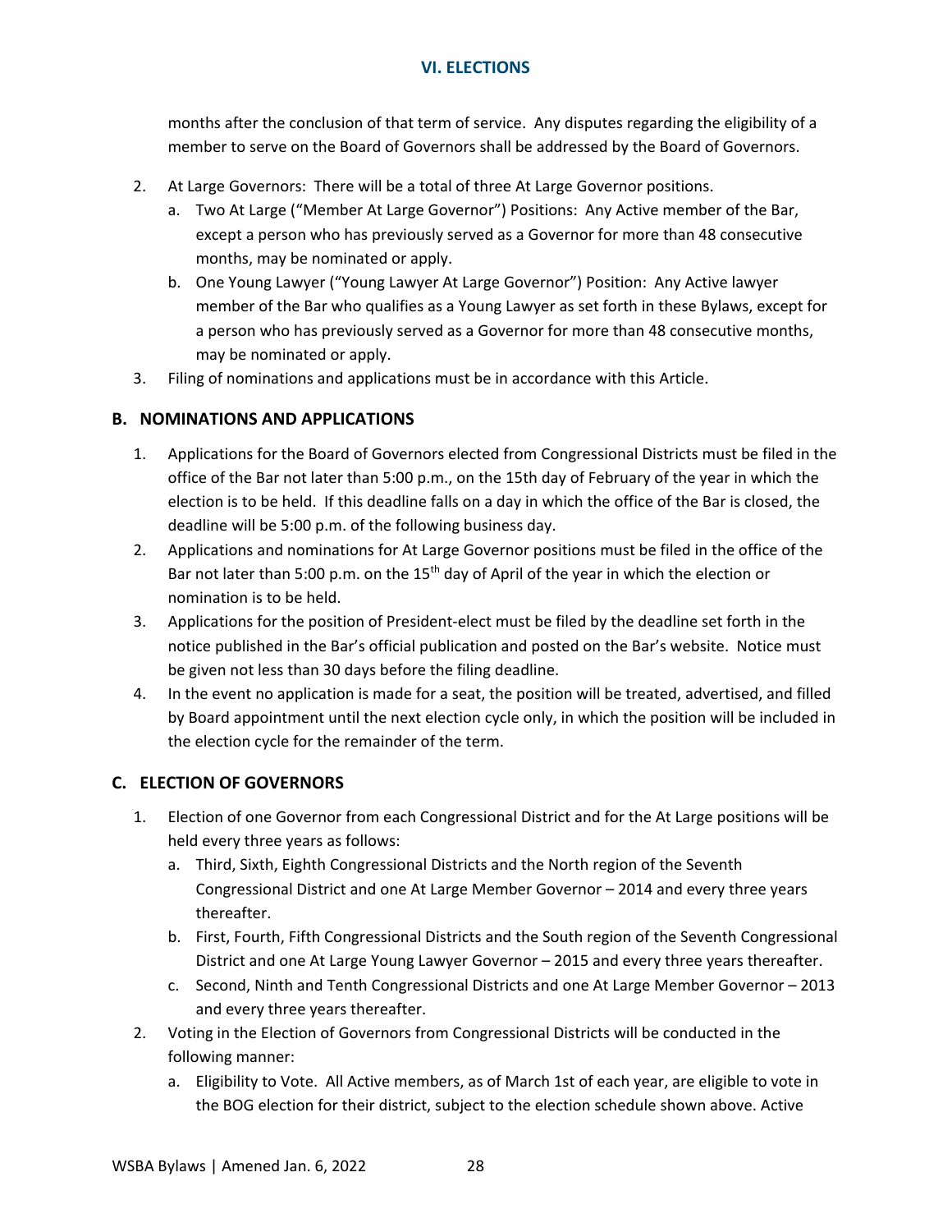months after the conclusion of that term of service. Any disputes regarding the eligibility of a member to serve on the Board of Governors shall be addressed by the Board of Governors.

2. At Large Governors: There will be a total of three At Large Governor positions.
   a. Two At Large ("Member At Large Governor") Positions: Any Active member of the Bar, except a person who has previously served as a Governor for more than 48 consecutive months, may be nominated or apply.
   b. One Young Lawyer ("Young Lawyer At Large Governor") Position: Any Active lawyer member of the Bar who qualifies as a Young Lawyer as set forth in these Bylaws, except for a person who has previously served as a Governor for more than 48 consecutive months, may be nominated or apply.
3. Filing of nominations and applications must be in accordance with this Article.

## B. NOMINATIONS AND APPLICATIONS

1. Applications for the Board of Governors elected from Congressional Districts must be filed in the office of the Bar not later than 5:00 p.m., on the 15th day of February of the year in which the election is to be held. If this deadline falls on a day in which the office of the Bar is closed, the deadline will be 5:00 p.m. of the following business day.
2. Applications and nominations for At Large Governor positions must be filed in the office of the Bar not later than 5:00 p.m. on the 15th day of April of the year in which the election or nomination is to be held.
3. Applications for the position of President-elect must be filed by the deadline set forth in the notice published in the Bar's official publication and posted on the Bar's website. Notice must be given not less than 30 days before the filing deadline.
4. In the event no application is made for a seat, the position will be treated, advertised, and filled by Board appointment until the next election cycle only, in which the position will be included in the election cycle for the remainder of the term.

## C. ELECTION OF GOVERNORS

1. Election of one Governor from each Congressional District and for the At Large positions will be held every three years as follows:
   a. Third, Sixth, Eighth Congressional Districts and the North region of the Seventh Congressional District and one At Large Member Governor – 2014 and every three years thereafter.
   b. First, Fourth, Fifth Congressional Districts and the South region of the Seventh Congressional District and one At Large Young Lawyer Governor – 2015 and every three years thereafter.
   c. Second, Ninth and Tenth Congressional Districts and one At Large Member Governor – 2013 and every three years thereafter.
2. Voting in the Election of Governors from Congressional Districts will be conducted in the following manner:
   a. Eligibility to Vote. All Active members, as of March 1st of each year, are eligible to vote in the BOG election for their district, subject to the election schedule shown above. Active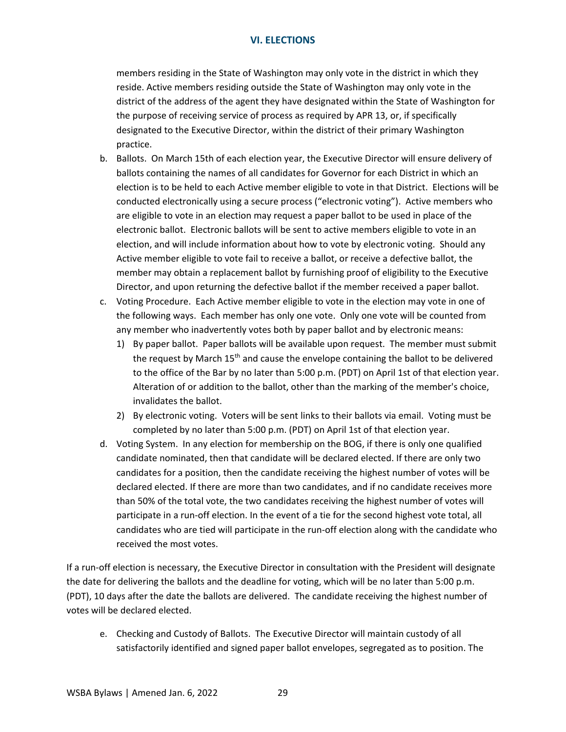members residing in the State of Washington may only vote in the district in which they reside. Active members residing outside the State of Washington may only vote in the district of the address of the agent they have designated within the State of Washington for the purpose of receiving service of process as required by APR 13, or, if specifically designated to the Executive Director, within the district of their primary Washington practice.

b. Ballots. On March 15th of each election year, the Executive Director will ensure delivery of ballots containing the names of all candidates for Governor for each District in which an election is to be held to each Active member eligible to vote in that District. Elections will be conducted electronically using a secure process ("electronic voting"). Active members who are eligible to vote in an election may request a paper ballot to be used in place of the electronic ballot. Electronic ballots will be sent to active members eligible to vote in an election, and will include information about how to vote by electronic voting. Should any Active member eligible to vote fail to receive a ballot, or receive a defective ballot, the member may obtain a replacement ballot by furnishing proof of eligibility to the Executive Director, and upon returning the defective ballot if the member received a paper ballot.

c. Voting Procedure. Each Active member eligible to vote in the election may vote in one of the following ways. Each member has only one vote. Only one vote will be counted from any member who inadvertently votes both by paper ballot and by electronic means:

   1) By paper ballot. Paper ballots will be available upon request. The member must submit the request by March 15th and cause the envelope containing the ballot to be delivered to the office of the Bar by no later than 5:00 p.m. (PDT) on April 1st of that election year. Alteration of or addition to the ballot, other than the marking of the member's choice, invalidates the ballot.

   2) By electronic voting. Voters will be sent links to their ballots via email. Voting must be completed by no later than 5:00 p.m. (PDT) on April 1st of that election year.

d. Voting System. In any election for membership on the BOG, if there is only one qualified candidate nominated, then that candidate will be declared elected. If there are only two candidates for a position, then the candidate receiving the highest number of votes will be declared elected. If there are more than two candidates, and if no candidate receives more than 50% of the total vote, the two candidates receiving the highest number of votes will participate in a run-off election. In the event of a tie for the second highest vote total, all candidates who are tied will participate in the run-off election along with the candidate who received the most votes.

If a run-off election is necessary, the Executive Director in consultation with the President will designate the date for delivering the ballots and the deadline for voting, which will be no later than 5:00 p.m. (PDT), 10 days after the date the ballots are delivered. The candidate receiving the highest number of votes will be declared elected.

e. Checking and Custody of Ballots. The Executive Director will maintain custody of all satisfactorily identified and signed paper ballot envelopes, segregated as to position. The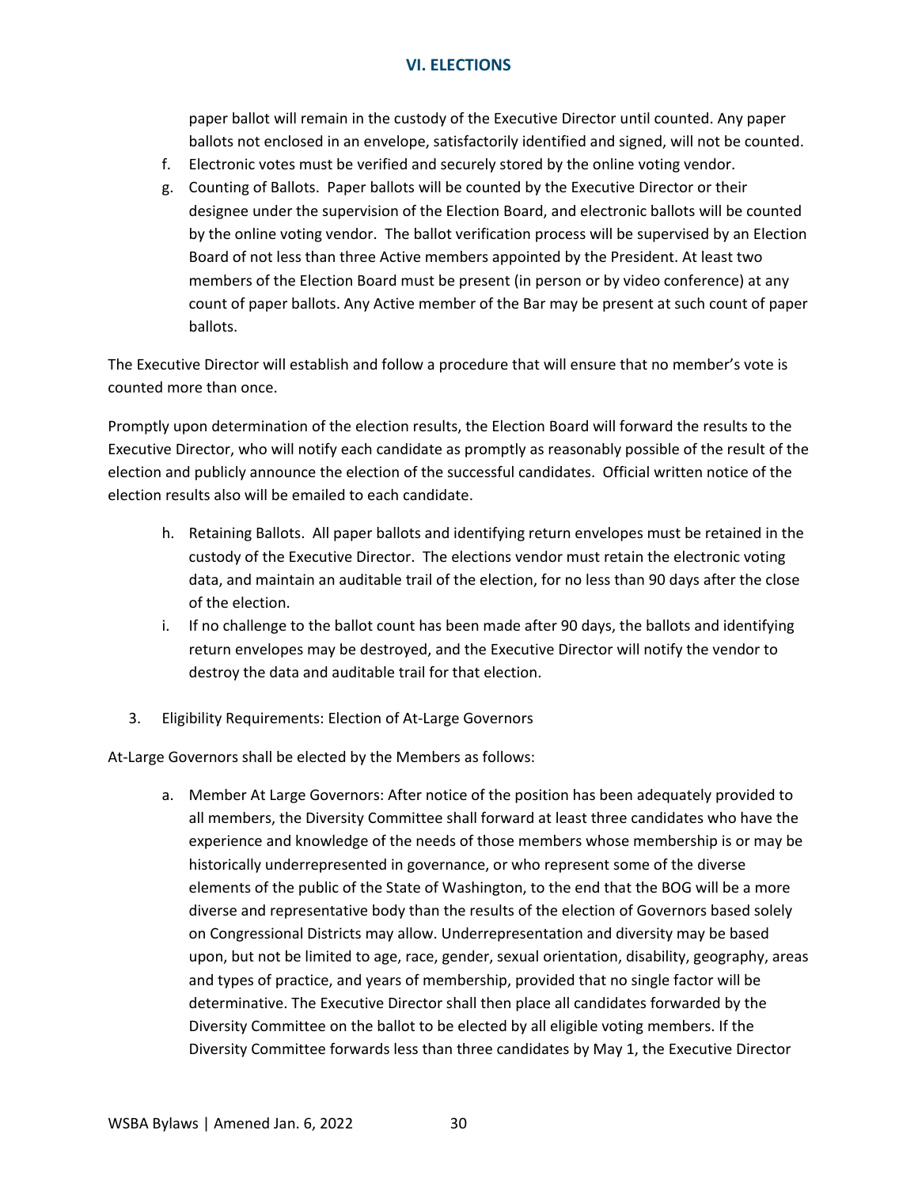paper ballot will remain in the custody of the Executive Director until counted. Any paper ballots not enclosed in an envelope, satisfactorily identified and signed, will not be counted.

f. Electronic votes must be verified and securely stored by the online voting vendor.

g. Counting of Ballots. Paper ballots will be counted by the Executive Director or their designee under the supervision of the Election Board, and electronic ballots will be counted by the online voting vendor. The ballot verification process will be supervised by an Election Board of not less than three Active members appointed by the President. At least two members of the Election Board must be present (in person or by video conference) at any count of paper ballots. Any Active member of the Bar may be present at such count of paper ballots.

The Executive Director will establish and follow a procedure that will ensure that no member's vote is counted more than once.

Promptly upon determination of the election results, the Election Board will forward the results to the Executive Director, who will notify each candidate as promptly as reasonably possible of the result of the election and publicly announce the election of the successful candidates. Official written notice of the election results also will be emailed to each candidate.

h. Retaining Ballots. All paper ballots and identifying return envelopes must be retained in the custody of the Executive Director. The elections vendor must retain the electronic voting data, and maintain an auditable trail of the election, for no less than 90 days after the close of the election.

i. If no challenge to the ballot count has been made after 90 days, the ballots and identifying return envelopes may be destroyed, and the Executive Director will notify the vendor to destroy the data and auditable trail for that election.

3. Eligibility Requirements: Election of At-Large Governors

At-Large Governors shall be elected by the Members as follows:

a. Member At Large Governors: After notice of the position has been adequately provided to all members, the Diversity Committee shall forward at least three candidates who have the experience and knowledge of the needs of those members whose membership is or may be historically underrepresented in governance, or who represent some of the diverse elements of the public of the State of Washington, to the end that the BOG will be a more diverse and representative body than the results of the election of Governors based solely on Congressional Districts may allow. Underrepresentation and diversity may be based upon, but not be limited to age, race, gender, sexual orientation, disability, geography, areas and types of practice, and years of membership, provided that no single factor will be determinative. The Executive Director shall then place all candidates forwarded by the Diversity Committee on the ballot to be elected by all eligible voting members. If the Diversity Committee forwards less than three candidates by May 1, the Executive Director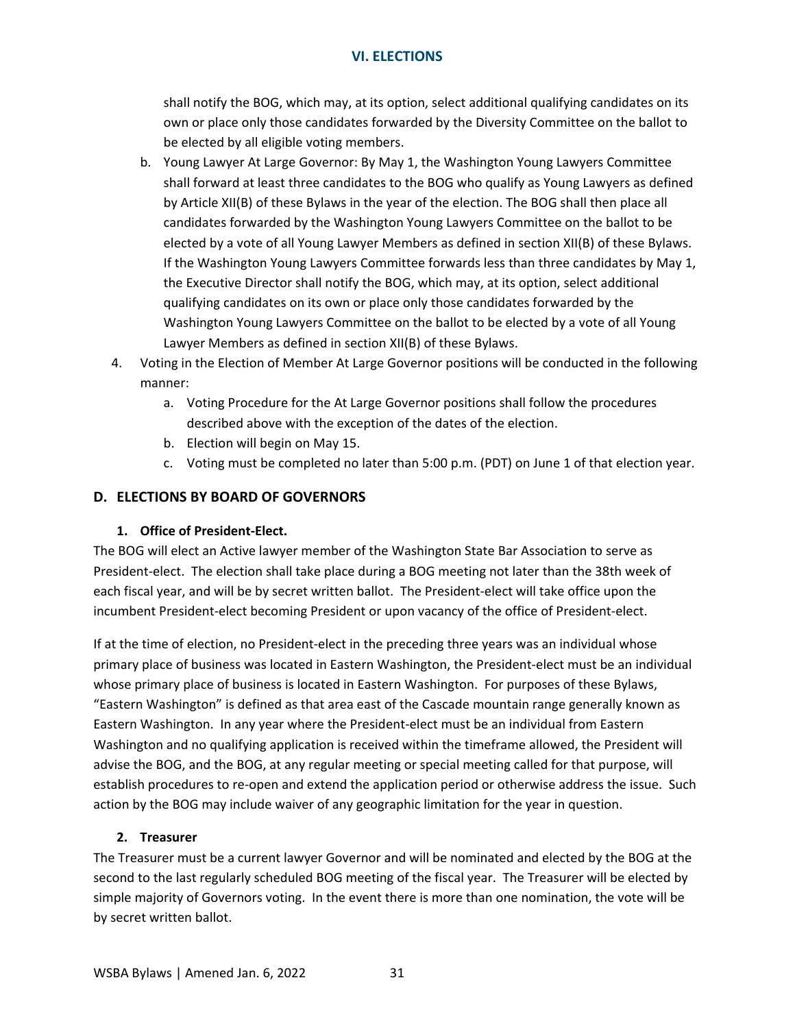shall notify the BOG, which may, at its option, select additional qualifying candidates on its own or place only those candidates forwarded by the Diversity Committee on the ballot to be elected by all eligible voting members.

   b. Young Lawyer At Large Governor: By May 1, the Washington Young Lawyers Committee shall forward at least three candidates to the BOG who qualify as Young Lawyers as defined by Article XII(B) of these Bylaws in the year of the election. The BOG shall then place all candidates forwarded by the Washington Young Lawyers Committee on the ballot to be elected by a vote of all Young Lawyer Members as defined in section XII(B) of these Bylaws. If the Washington Young Lawyers Committee forwards less than three candidates by May 1, the Executive Director shall notify the BOG, which may, at its option, select additional qualifying candidates on its own or place only those candidates forwarded by the Washington Young Lawyers Committee on the ballot to be elected by a vote of all Young Lawyer Members as defined in section XII(B) of these Bylaws.

4. Voting in the Election of Member At Large Governor positions will be conducted in the following manner:
   a. Voting Procedure for the At Large Governor positions shall follow the procedures described above with the exception of the dates of the election.
   b. Election will begin on May 15.
   c. Voting must be completed no later than 5:00 p.m. (PDT) on June 1 of that election year.

## D. ELECTIONS BY BOARD OF GOVERNORS

### 1. Office of President-Elect.

The BOG will elect an Active lawyer member of the Washington State Bar Association to serve as President-elect. The election shall take place during a BOG meeting not later than the 38th week of each fiscal year, and will be by secret written ballot. The President-elect will take office upon the incumbent President-elect becoming President or upon vacancy of the office of President-elect.

If at the time of election, no President-elect in the preceding three years was an individual whose primary place of business was located in Eastern Washington, the President-elect must be an individual whose primary place of business is located in Eastern Washington. For purposes of these Bylaws, "Eastern Washington" is defined as that area east of the Cascade mountain range generally known as Eastern Washington. In any year where the President-elect must be an individual from Eastern Washington and no qualifying application is received within the timeframe allowed, the President will advise the BOG, and the BOG, at any regular meeting or special meeting called for that purpose, will establish procedures to re-open and extend the application period or otherwise address the issue. Such action by the BOG may include waiver of any geographic limitation for the year in question.

### 2. Treasurer

The Treasurer must be a current lawyer Governor and will be nominated and elected by the BOG at the second to the last regularly scheduled BOG meeting of the fiscal year. The Treasurer will be elected by simple majority of Governors voting. In the event there is more than one nomination, the vote will be by secret written ballot.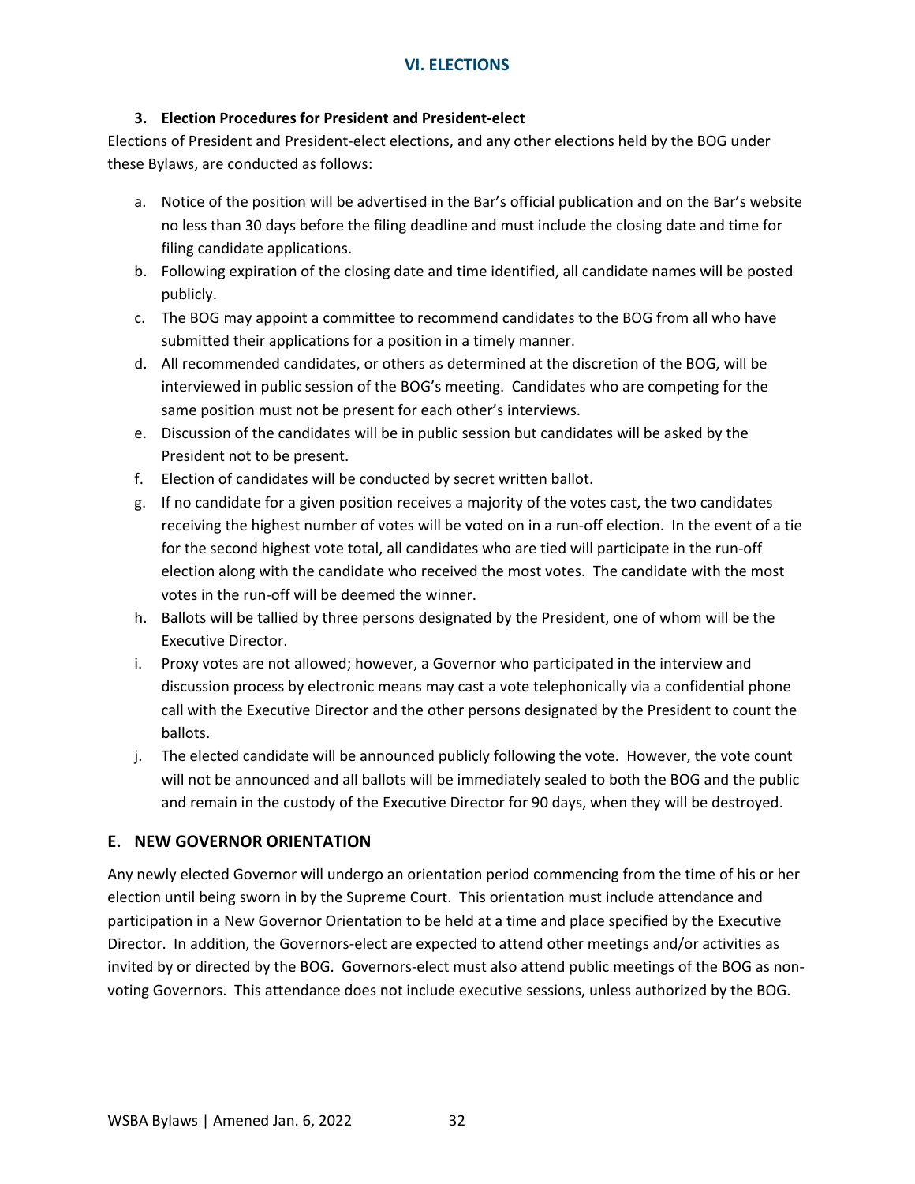### 3. Election Procedures for President and President-elect

Elections of President and President-elect elections, and any other elections held by the BOG under these Bylaws, are conducted as follows:

a. Notice of the position will be advertised in the Bar's official publication and on the Bar's website no less than 30 days before the filing deadline and must include the closing date and time for filing candidate applications.
b. Following expiration of the closing date and time identified, all candidate names will be posted publicly.
c. The BOG may appoint a committee to recommend candidates to the BOG from all who have submitted their applications for a position in a timely manner.
d. All recommended candidates, or others as determined at the discretion of the BOG, will be interviewed in public session of the BOG's meeting. Candidates who are competing for the same position must not be present for each other's interviews.
e. Discussion of the candidates will be in public session but candidates will be asked by the President not to be present.
f. Election of candidates will be conducted by secret written ballot.
g. If no candidate for a given position receives a majority of the votes cast, the two candidates receiving the highest number of votes will be voted on in a run-off election. In the event of a tie for the second highest vote total, all candidates who are tied will participate in the run-off election along with the candidate who received the most votes. The candidate with the most votes in the run-off will be deemed the winner.
h. Ballots will be tallied by three persons designated by the President, one of whom will be the Executive Director.
i. Proxy votes are not allowed; however, a Governor who participated in the interview and discussion process by electronic means may cast a vote telephonically via a confidential phone call with the Executive Director and the other persons designated by the President to count the ballots.
j. The elected candidate will be announced publicly following the vote. However, the vote count will not be announced and all ballots will be immediately sealed to both the BOG and the public and remain in the custody of the Executive Director for 90 days, when they will be destroyed.

## E. NEW GOVERNOR ORIENTATION

Any newly elected Governor will undergo an orientation period commencing from the time of his or her election until being sworn in by the Supreme Court. This orientation must include attendance and participation in a New Governor Orientation to be held at a time and place specified by the Executive Director. In addition, the Governors-elect are expected to attend other meetings and/or activities as invited by or directed by the BOG. Governors-elect must also attend public meetings of the BOG as non-voting Governors. This attendance does not include executive sessions, unless authorized by the BOG.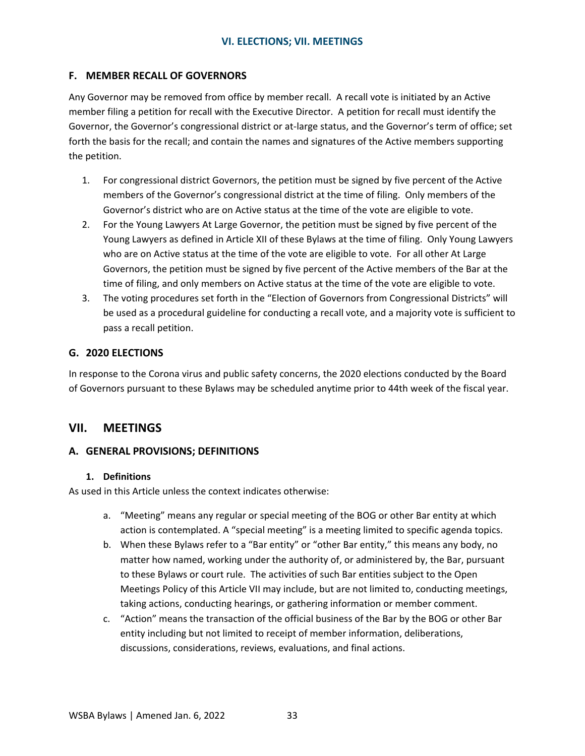### F. MEMBER RECALL OF GOVERNORS

Any Governor may be removed from office by member recall. A recall vote is initiated by an Active member filing a petition for recall with the Executive Director. A petition for recall must identify the Governor, the Governor's congressional district or at-large status, and the Governor's term of office; set forth the basis for the recall; and contain the names and signatures of the Active members supporting the petition.

1. For congressional district Governors, the petition must be signed by five percent of the Active members of the Governor's congressional district at the time of filing. Only members of the Governor's district who are on Active status at the time of the vote are eligible to vote.
2. For the Young Lawyers At Large Governor, the petition must be signed by five percent of the Young Lawyers as defined in Article XII of these Bylaws at the time of filing. Only Young Lawyers who are on Active status at the time of the vote are eligible to vote. For all other At Large Governors, the petition must be signed by five percent of the Active members of the Bar at the time of filing, and only members on Active status at the time of the vote are eligible to vote.
3. The voting procedures set forth in the "Election of Governors from Congressional Districts" will be used as a procedural guideline for conducting a recall vote, and a majority vote is sufficient to pass a recall petition.

### G. 2020 ELECTIONS

In response to the Corona virus and public safety concerns, the 2020 elections conducted by the Board of Governors pursuant to these Bylaws may be scheduled anytime prior to 44th week of the fiscal year.

## VII. MEETINGS

### A. GENERAL PROVISIONS; DEFINITIONS

#### 1. Definitions

As used in this Article unless the context indicates otherwise:

a. "Meeting" means any regular or special meeting of the BOG or other Bar entity at which action is contemplated. A "special meeting" is a meeting limited to specific agenda topics.

b. When these Bylaws refer to a "Bar entity" or "other Bar entity," this means any body, no matter how named, working under the authority of, or administered by, the Bar, pursuant to these Bylaws or court rule. The activities of such Bar entities subject to the Open Meetings Policy of this Article VII may include, but are not limited to, conducting meetings, taking actions, conducting hearings, or gathering information or member comment.

c. "Action" means the transaction of the official business of the Bar by the BOG or other Bar entity including but not limited to receipt of member information, deliberations, discussions, considerations, reviews, evaluations, and final actions.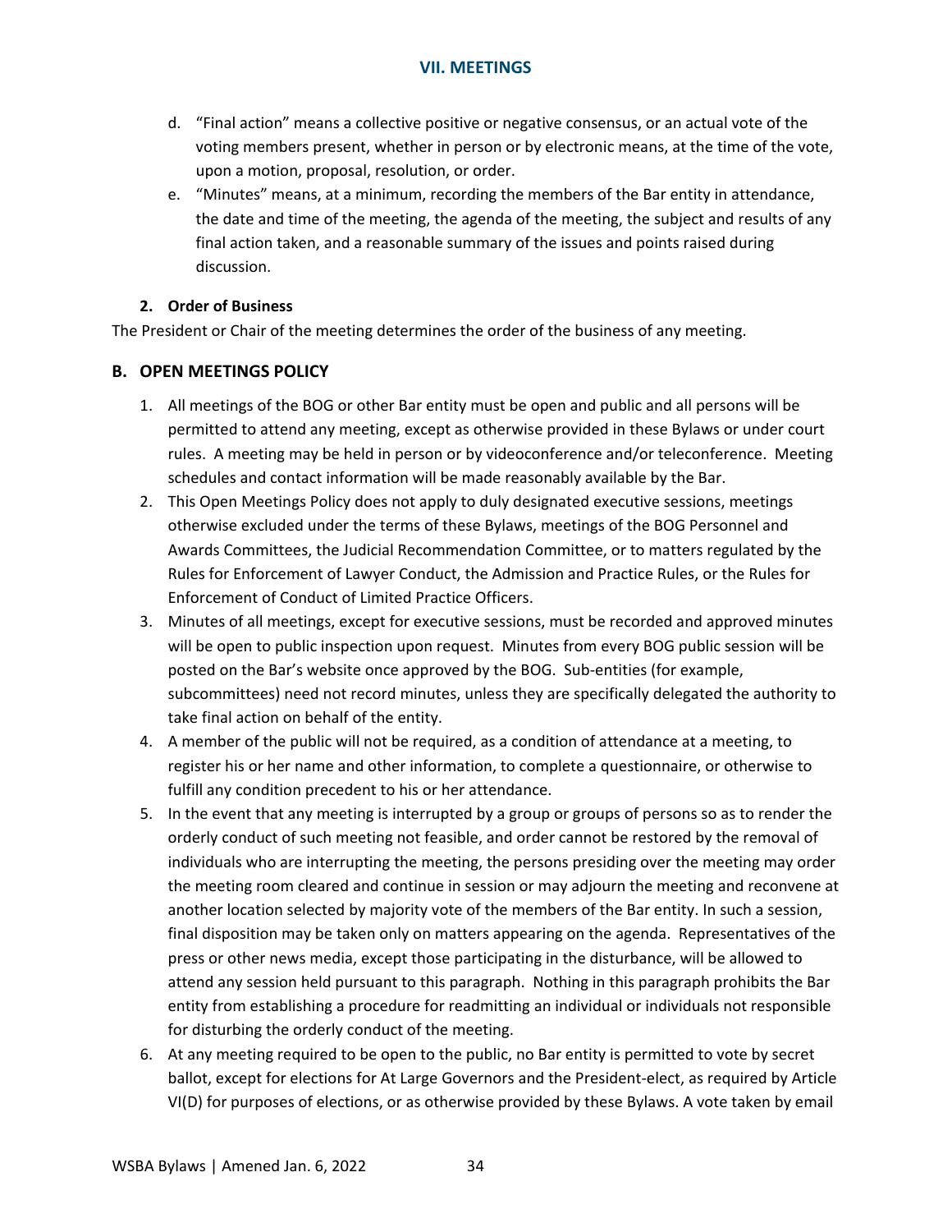d. "Final action" means a collective positive or negative consensus, or an actual vote of the voting members present, whether in person or by electronic means, at the time of the vote, upon a motion, proposal, resolution, or order.
e. "Minutes" means, at a minimum, recording the members of the Bar entity in attendance, the date and time of the meeting, the agenda of the meeting, the subject and results of any final action taken, and a reasonable summary of the issues and points raised during discussion.

**2. Order of Business**

The President or Chair of the meeting determines the order of the business of any meeting.

## B. OPEN MEETINGS POLICY

1. All meetings of the BOG or other Bar entity must be open and public and all persons will be permitted to attend any meeting, except as otherwise provided in these Bylaws or under court rules. A meeting may be held in person or by videoconference and/or teleconference. Meeting schedules and contact information will be made reasonably available by the Bar.
2. This Open Meetings Policy does not apply to duly designated executive sessions, meetings otherwise excluded under the terms of these Bylaws, meetings of the BOG Personnel and Awards Committees, the Judicial Recommendation Committee, or to matters regulated by the Rules for Enforcement of Lawyer Conduct, the Admission and Practice Rules, or the Rules for Enforcement of Conduct of Limited Practice Officers.
3. Minutes of all meetings, except for executive sessions, must be recorded and approved minutes will be open to public inspection upon request. Minutes from every BOG public session will be posted on the Bar's website once approved by the BOG. Sub-entities (for example, subcommittees) need not record minutes, unless they are specifically delegated the authority to take final action on behalf of the entity.
4. A member of the public will not be required, as a condition of attendance at a meeting, to register his or her name and other information, to complete a questionnaire, or otherwise to fulfill any condition precedent to his or her attendance.
5. In the event that any meeting is interrupted by a group or groups of persons so as to render the orderly conduct of such meeting not feasible, and order cannot be restored by the removal of individuals who are interrupting the meeting, the persons presiding over the meeting may order the meeting room cleared and continue in session or may adjourn the meeting and reconvene at another location selected by majority vote of the members of the Bar entity. In such a session, final disposition may be taken only on matters appearing on the agenda. Representatives of the press or other news media, except those participating in the disturbance, will be allowed to attend any session held pursuant to this paragraph. Nothing in this paragraph prohibits the Bar entity from establishing a procedure for readmitting an individual or individuals not responsible for disturbing the orderly conduct of the meeting.
6. At any meeting required to be open to the public, no Bar entity is permitted to vote by secret ballot, except for elections for At Large Governors and the President-elect, as required by Article VI(D) for purposes of elections, or as otherwise provided by these Bylaws. A vote taken by email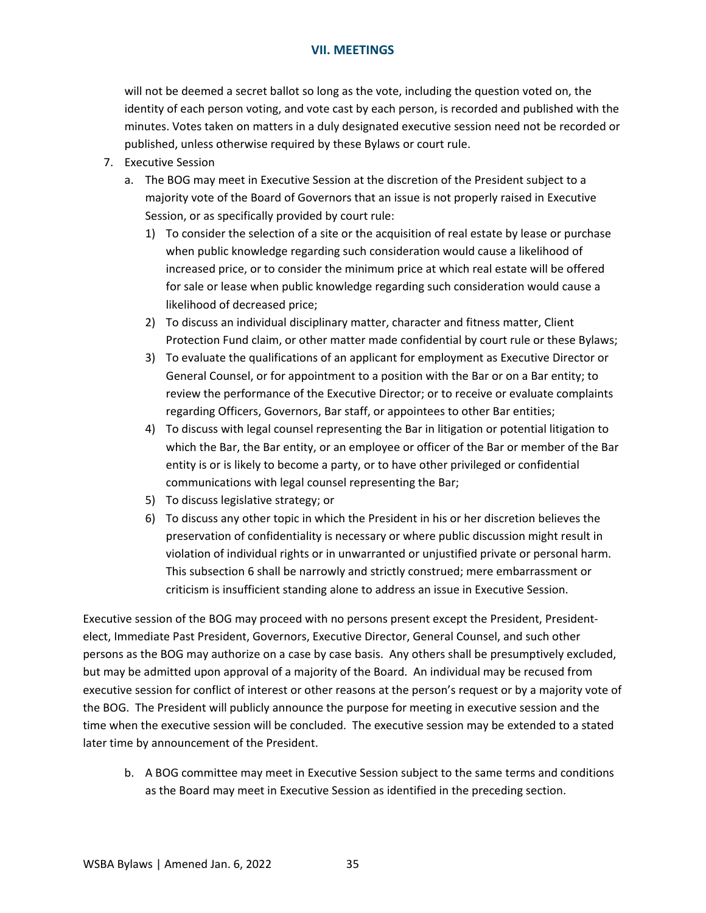will not be deemed a secret ballot so long as the vote, including the question voted on, the identity of each person voting, and vote cast by each person, is recorded and published with the minutes. Votes taken on matters in a duly designated executive session need not be recorded or published, unless otherwise required by these Bylaws or court rule.

7. Executive Session
   a. The BOG may meet in Executive Session at the discretion of the President subject to a majority vote of the Board of Governors that an issue is not properly raised in Executive Session, or as specifically provided by court rule:
      1) To consider the selection of a site or the acquisition of real estate by lease or purchase when public knowledge regarding such consideration would cause a likelihood of increased price, or to consider the minimum price at which real estate will be offered for sale or lease when public knowledge regarding such consideration would cause a likelihood of decreased price;
      2) To discuss an individual disciplinary matter, character and fitness matter, Client Protection Fund claim, or other matter made confidential by court rule or these Bylaws;
      3) To evaluate the qualifications of an applicant for employment as Executive Director or General Counsel, or for appointment to a position with the Bar or on a Bar entity; to review the performance of the Executive Director; or to receive or evaluate complaints regarding Officers, Governors, Bar staff, or appointees to other Bar entities;
      4) To discuss with legal counsel representing the Bar in litigation or potential litigation to which the Bar, the Bar entity, or an employee or officer of the Bar or member of the Bar entity is or is likely to become a party, or to have other privileged or confidential communications with legal counsel representing the Bar;
      5) To discuss legislative strategy; or
      6) To discuss any other topic in which the President in his or her discretion believes the preservation of confidentiality is necessary or where public discussion might result in violation of individual rights or in unwarranted or unjustified private or personal harm. This subsection 6 shall be narrowly and strictly construed; mere embarrassment or criticism is insufficient standing alone to address an issue in Executive Session.

Executive session of the BOG may proceed with no persons present except the President, President-elect, Immediate Past President, Governors, Executive Director, General Counsel, and such other persons as the BOG may authorize on a case by case basis. Any others shall be presumptively excluded, but may be admitted upon approval of a majority of the Board. An individual may be recused from executive session for conflict of interest or other reasons at the person's request or by a majority vote of the BOG. The President will publicly announce the purpose for meeting in executive session and the time when the executive session will be concluded. The executive session may be extended to a stated later time by announcement of the President.

   b. A BOG committee may meet in Executive Session subject to the same terms and conditions as the Board may meet in Executive Session as identified in the preceding section.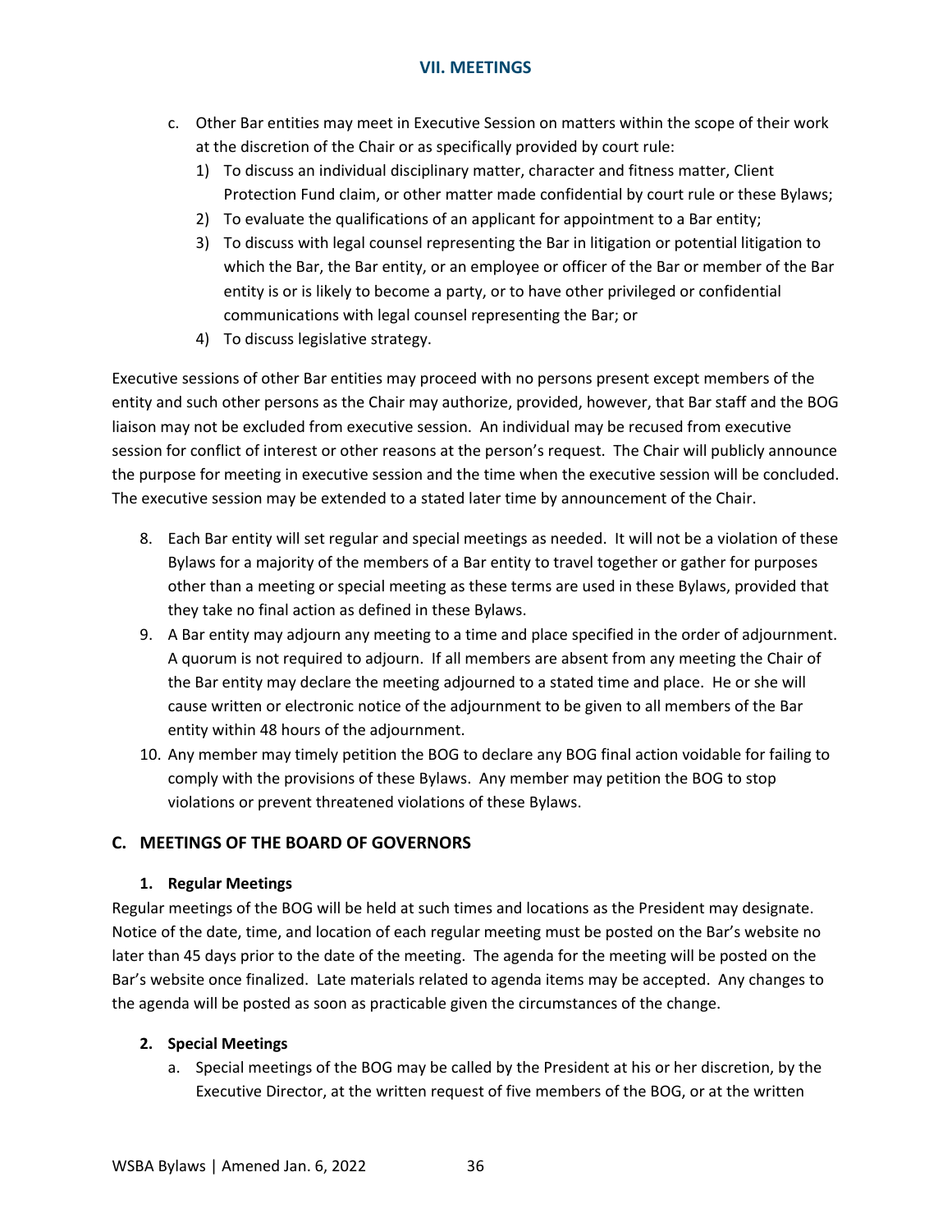c. Other Bar entities may meet in Executive Session on matters within the scope of their work at the discretion of the Chair or as specifically provided by court rule:
   1) To discuss an individual disciplinary matter, character and fitness matter, Client Protection Fund claim, or other matter made confidential by court rule or these Bylaws;
   2) To evaluate the qualifications of an applicant for appointment to a Bar entity;
   3) To discuss with legal counsel representing the Bar in litigation or potential litigation to which the Bar, the Bar entity, or an employee or officer of the Bar or member of the Bar entity is or is likely to become a party, or to have other privileged or confidential communications with legal counsel representing the Bar; or
   4) To discuss legislative strategy.

Executive sessions of other Bar entities may proceed with no persons present except members of the entity and such other persons as the Chair may authorize, provided, however, that Bar staff and the BOG liaison may not be excluded from executive session. An individual may be recused from executive session for conflict of interest or other reasons at the person's request. The Chair will publicly announce the purpose for meeting in executive session and the time when the executive session will be concluded. The executive session may be extended to a stated later time by announcement of the Chair.

8. Each Bar entity will set regular and special meetings as needed. It will not be a violation of these Bylaws for a majority of the members of a Bar entity to travel together or gather for purposes other than a meeting or special meeting as these terms are used in these Bylaws, provided that they take no final action as defined in these Bylaws.
9. A Bar entity may adjourn any meeting to a time and place specified in the order of adjournment. A quorum is not required to adjourn. If all members are absent from any meeting the Chair of the Bar entity may declare the meeting adjourned to a stated time and place. He or she will cause written or electronic notice of the adjournment to be given to all members of the Bar entity within 48 hours of the adjournment.
10. Any member may timely petition the BOG to declare any BOG final action voidable for failing to comply with the provisions of these Bylaws. Any member may petition the BOG to stop violations or prevent threatened violations of these Bylaws.

## C. MEETINGS OF THE BOARD OF GOVERNORS

### 1. Regular Meetings

Regular meetings of the BOG will be held at such times and locations as the President may designate. Notice of the date, time, and location of each regular meeting must be posted on the Bar's website no later than 45 days prior to the date of the meeting. The agenda for the meeting will be posted on the Bar's website once finalized. Late materials related to agenda items may be accepted. Any changes to the agenda will be posted as soon as practicable given the circumstances of the change.

### 2. Special Meetings

a. Special meetings of the BOG may be called by the President at his or her discretion, by the Executive Director, at the written request of five members of the BOG, or at the written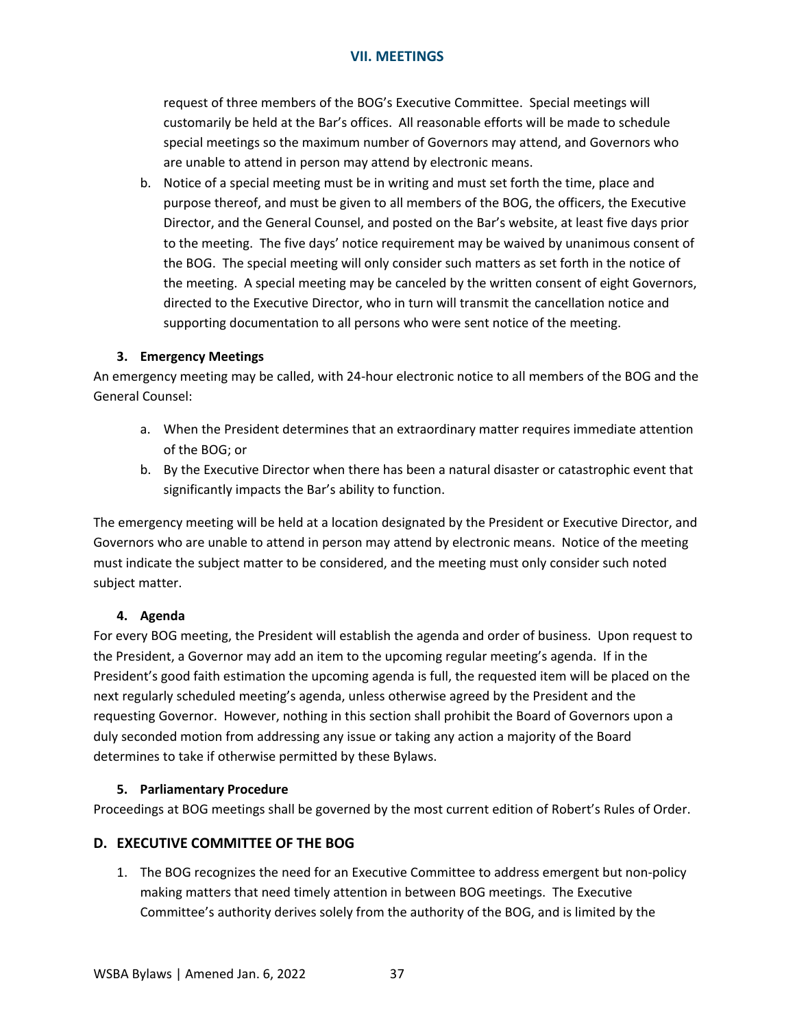request of three members of the BOG's Executive Committee. Special meetings will customarily be held at the Bar's offices. All reasonable efforts will be made to schedule special meetings so the maximum number of Governors may attend, and Governors who are unable to attend in person may attend by electronic means.

b. Notice of a special meeting must be in writing and must set forth the time, place and purpose thereof, and must be given to all members of the BOG, the officers, the Executive Director, and the General Counsel, and posted on the Bar's website, at least five days prior to the meeting. The five days' notice requirement may be waived by unanimous consent of the BOG. The special meeting will only consider such matters as set forth in the notice of the meeting. A special meeting may be canceled by the written consent of eight Governors, directed to the Executive Director, who in turn will transmit the cancellation notice and supporting documentation to all persons who were sent notice of the meeting.

#### 3. Emergency Meetings

An emergency meeting may be called, with 24-hour electronic notice to all members of the BOG and the General Counsel:

a. When the President determines that an extraordinary matter requires immediate attention of the BOG; or
b. By the Executive Director when there has been a natural disaster or catastrophic event that significantly impacts the Bar's ability to function.

The emergency meeting will be held at a location designated by the President or Executive Director, and Governors who are unable to attend in person may attend by electronic means. Notice of the meeting must indicate the subject matter to be considered, and the meeting must only consider such noted subject matter.

#### 4. Agenda

For every BOG meeting, the President will establish the agenda and order of business. Upon request to the President, a Governor may add an item to the upcoming regular meeting's agenda. If in the President's good faith estimation the upcoming agenda is full, the requested item will be placed on the next regularly scheduled meeting's agenda, unless otherwise agreed by the President and the requesting Governor. However, nothing in this section shall prohibit the Board of Governors upon a duly seconded motion from addressing any issue or taking any action a majority of the Board determines to take if otherwise permitted by these Bylaws.

#### 5. Parliamentary Procedure

Proceedings at BOG meetings shall be governed by the most current edition of Robert's Rules of Order.

### D. EXECUTIVE COMMITTEE OF THE BOG

1. The BOG recognizes the need for an Executive Committee to address emergent but non-policy making matters that need timely attention in between BOG meetings. The Executive Committee's authority derives solely from the authority of the BOG, and is limited by the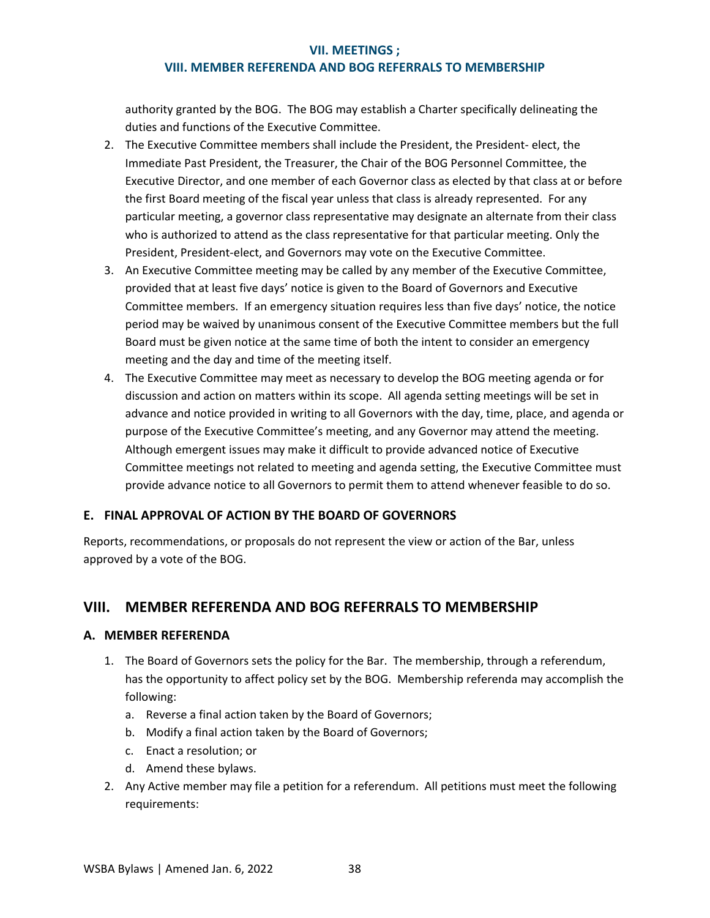authority granted by the BOG. The BOG may establish a Charter specifically delineating the duties and functions of the Executive Committee.

2. The Executive Committee members shall include the President, the President- elect, the Immediate Past President, the Treasurer, the Chair of the BOG Personnel Committee, the Executive Director, and one member of each Governor class as elected by that class at or before the first Board meeting of the fiscal year unless that class is already represented. For any particular meeting, a governor class representative may designate an alternate from their class who is authorized to attend as the class representative for that particular meeting. Only the President, President-elect, and Governors may vote on the Executive Committee.
3. An Executive Committee meeting may be called by any member of the Executive Committee, provided that at least five days' notice is given to the Board of Governors and Executive Committee members. If an emergency situation requires less than five days' notice, the notice period may be waived by unanimous consent of the Executive Committee members but the full Board must be given notice at the same time of both the intent to consider an emergency meeting and the day and time of the meeting itself.
4. The Executive Committee may meet as necessary to develop the BOG meeting agenda or for discussion and action on matters within its scope. All agenda setting meetings will be set in advance and notice provided in writing to all Governors with the day, time, place, and agenda or purpose of the Executive Committee's meeting, and any Governor may attend the meeting. Although emergent issues may make it difficult to provide advanced notice of Executive Committee meetings not related to meeting and agenda setting, the Executive Committee must provide advance notice to all Governors to permit them to attend whenever feasible to do so.

### E. FINAL APPROVAL OF ACTION BY THE BOARD OF GOVERNORS

Reports, recommendations, or proposals do not represent the view or action of the Bar, unless approved by a vote of the BOG.

## VIII. MEMBER REFERENDA AND BOG REFERRALS TO MEMBERSHIP

### A. MEMBER REFERENDA

1. The Board of Governors sets the policy for the Bar. The membership, through a referendum, has the opportunity to affect policy set by the BOG. Membership referenda may accomplish the following:
   a. Reverse a final action taken by the Board of Governors;
   b. Modify a final action taken by the Board of Governors;
   c. Enact a resolution; or
   d. Amend these bylaws.
2. Any Active member may file a petition for a referendum. All petitions must meet the following requirements: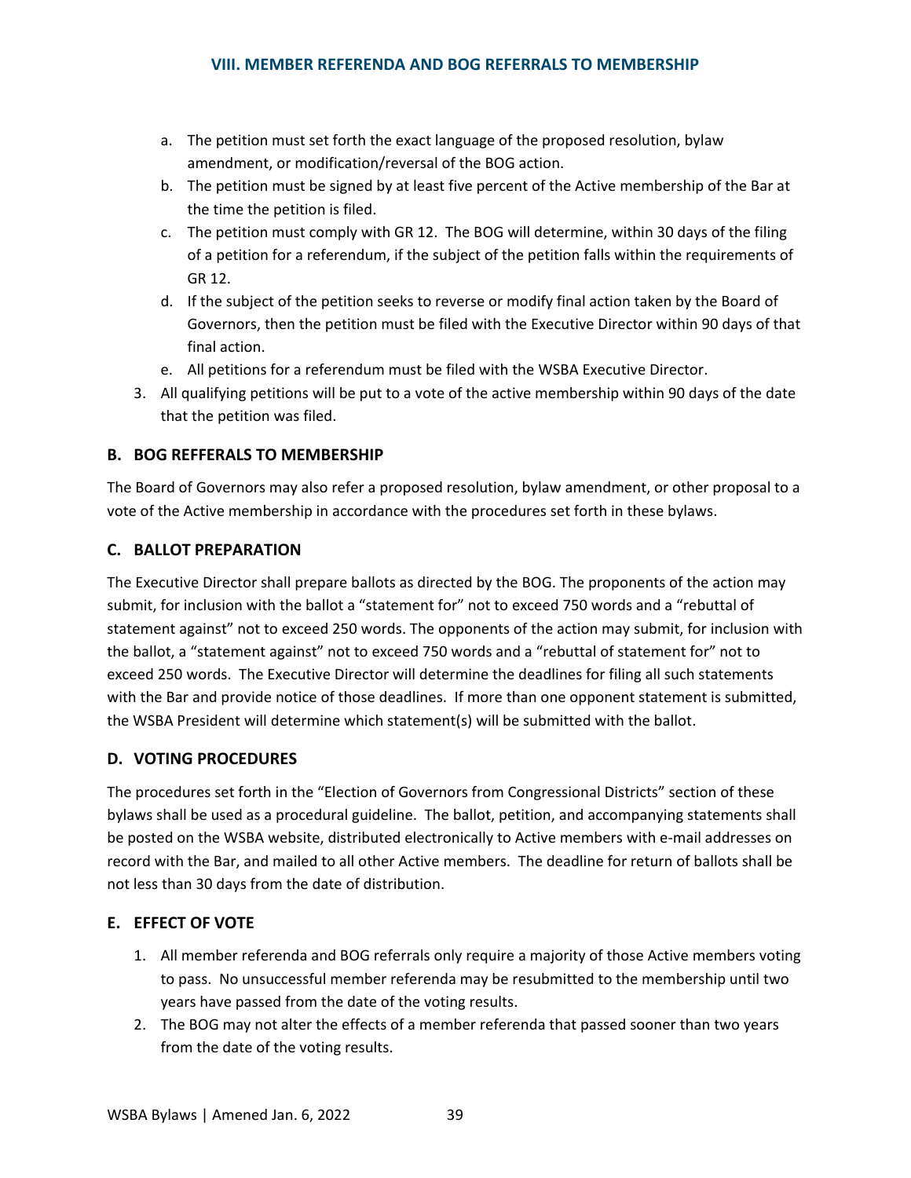a. The petition must set forth the exact language of the proposed resolution, bylaw amendment, or modification/reversal of the BOG action.
   b. The petition must be signed by at least five percent of the Active membership of the Bar at the time the petition is filed.
   c. The petition must comply with GR 12. The BOG will determine, within 30 days of the filing of a petition for a referendum, if the subject of the petition falls within the requirements of GR 12.
   d. If the subject of the petition seeks to reverse or modify final action taken by the Board of Governors, then the petition must be filed with the Executive Director within 90 days of that final action.
   e. All petitions for a referendum must be filed with the WSBA Executive Director.
3. All qualifying petitions will be put to a vote of the active membership within 90 days of the date that the petition was filed.

### B. BOG REFFERALS TO MEMBERSHIP

The Board of Governors may also refer a proposed resolution, bylaw amendment, or other proposal to a vote of the Active membership in accordance with the procedures set forth in these bylaws.

### C. BALLOT PREPARATION

The Executive Director shall prepare ballots as directed by the BOG. The proponents of the action may submit, for inclusion with the ballot a "statement for" not to exceed 750 words and a "rebuttal of statement against" not to exceed 250 words. The opponents of the action may submit, for inclusion with the ballot, a "statement against" not to exceed 750 words and a "rebuttal of statement for" not to exceed 250 words. The Executive Director will determine the deadlines for filing all such statements with the Bar and provide notice of those deadlines. If more than one opponent statement is submitted, the WSBA President will determine which statement(s) will be submitted with the ballot.

### D. VOTING PROCEDURES

The procedures set forth in the "Election of Governors from Congressional Districts" section of these bylaws shall be used as a procedural guideline. The ballot, petition, and accompanying statements shall be posted on the WSBA website, distributed electronically to Active members with e-mail addresses on record with the Bar, and mailed to all other Active members. The deadline for return of ballots shall be not less than 30 days from the date of distribution.

### E. EFFECT OF VOTE

1. All member referenda and BOG referrals only require a majority of those Active members voting to pass. No unsuccessful member referenda may be resubmitted to the membership until two years have passed from the date of the voting results.
2. The BOG may not alter the effects of a member referenda that passed sooner than two years from the date of the voting results.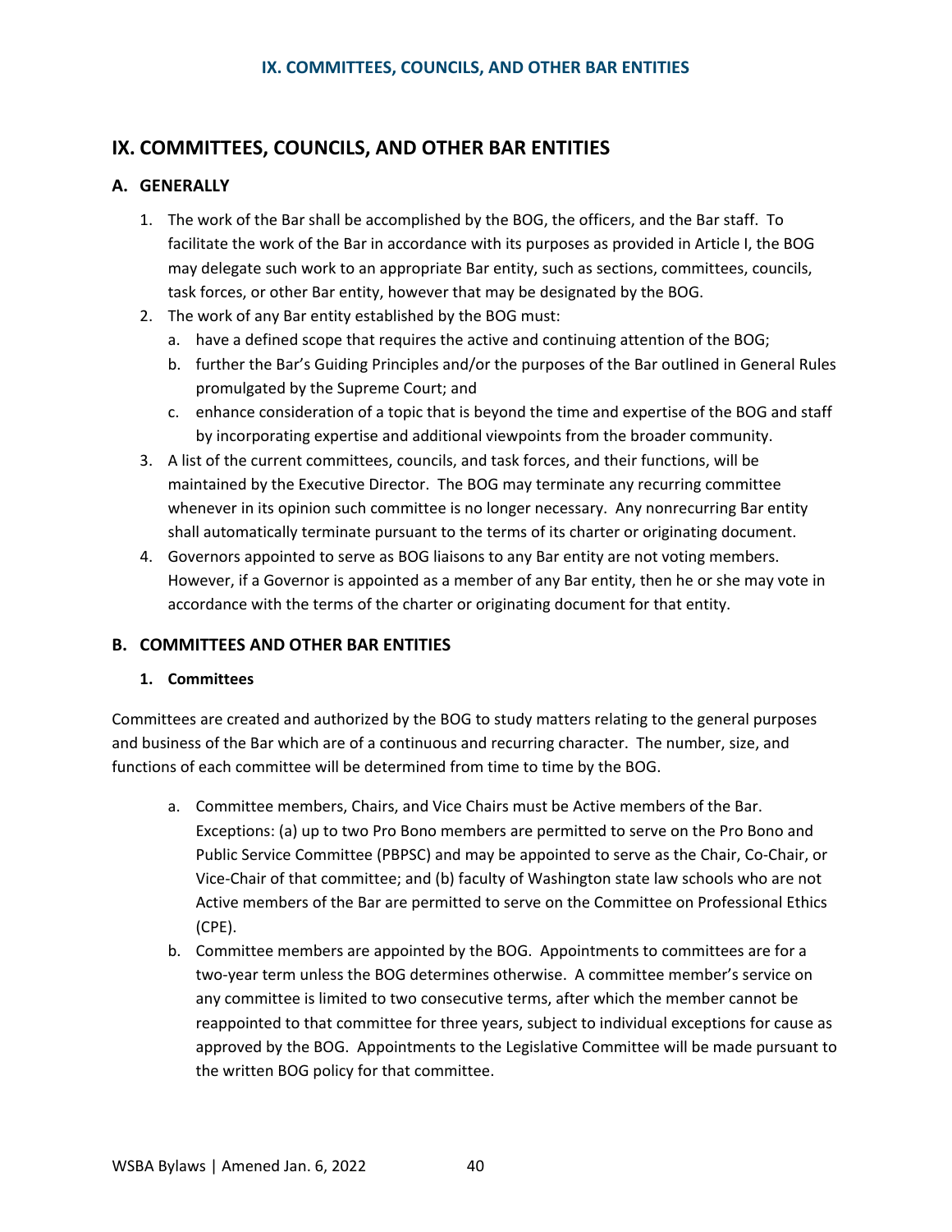# IX. COMMITTEES, COUNCILS, AND OTHER BAR ENTITIES

## A. GENERALLY

1. The work of the Bar shall be accomplished by the BOG, the officers, and the Bar staff. To facilitate the work of the Bar in accordance with its purposes as provided in Article I, the BOG may delegate such work to an appropriate Bar entity, such as sections, committees, councils, task forces, or other Bar entity, however that may be designated by the BOG.
2. The work of any Bar entity established by the BOG must:
   a. have a defined scope that requires the active and continuing attention of the BOG;
   b. further the Bar's Guiding Principles and/or the purposes of the Bar outlined in General Rules promulgated by the Supreme Court; and
   c. enhance consideration of a topic that is beyond the time and expertise of the BOG and staff by incorporating expertise and additional viewpoints from the broader community.
3. A list of the current committees, councils, and task forces, and their functions, will be maintained by the Executive Director. The BOG may terminate any recurring committee whenever in its opinion such committee is no longer necessary. Any nonrecurring Bar entity shall automatically terminate pursuant to the terms of its charter or originating document.
4. Governors appointed to serve as BOG liaisons to any Bar entity are not voting members. However, if a Governor is appointed as a member of any Bar entity, then he or she may vote in accordance with the terms of the charter or originating document for that entity.

## B. COMMITTEES AND OTHER BAR ENTITIES

### 1. Committees

Committees are created and authorized by the BOG to study matters relating to the general purposes and business of the Bar which are of a continuous and recurring character. The number, size, and functions of each committee will be determined from time to time by the BOG.

a. Committee members, Chairs, and Vice Chairs must be Active members of the Bar. Exceptions: (a) up to two Pro Bono members are permitted to serve on the Pro Bono and Public Service Committee (PBPSC) and may be appointed to serve as the Chair, Co-Chair, or Vice-Chair of that committee; and (b) faculty of Washington state law schools who are not Active members of the Bar are permitted to serve on the Committee on Professional Ethics (CPE).

b. Committee members are appointed by the BOG. Appointments to committees are for a two-year term unless the BOG determines otherwise. A committee member's service on any committee is limited to two consecutive terms, after which the member cannot be reappointed to that committee for three years, subject to individual exceptions for cause as approved by the BOG. Appointments to the Legislative Committee will be made pursuant to the written BOG policy for that committee.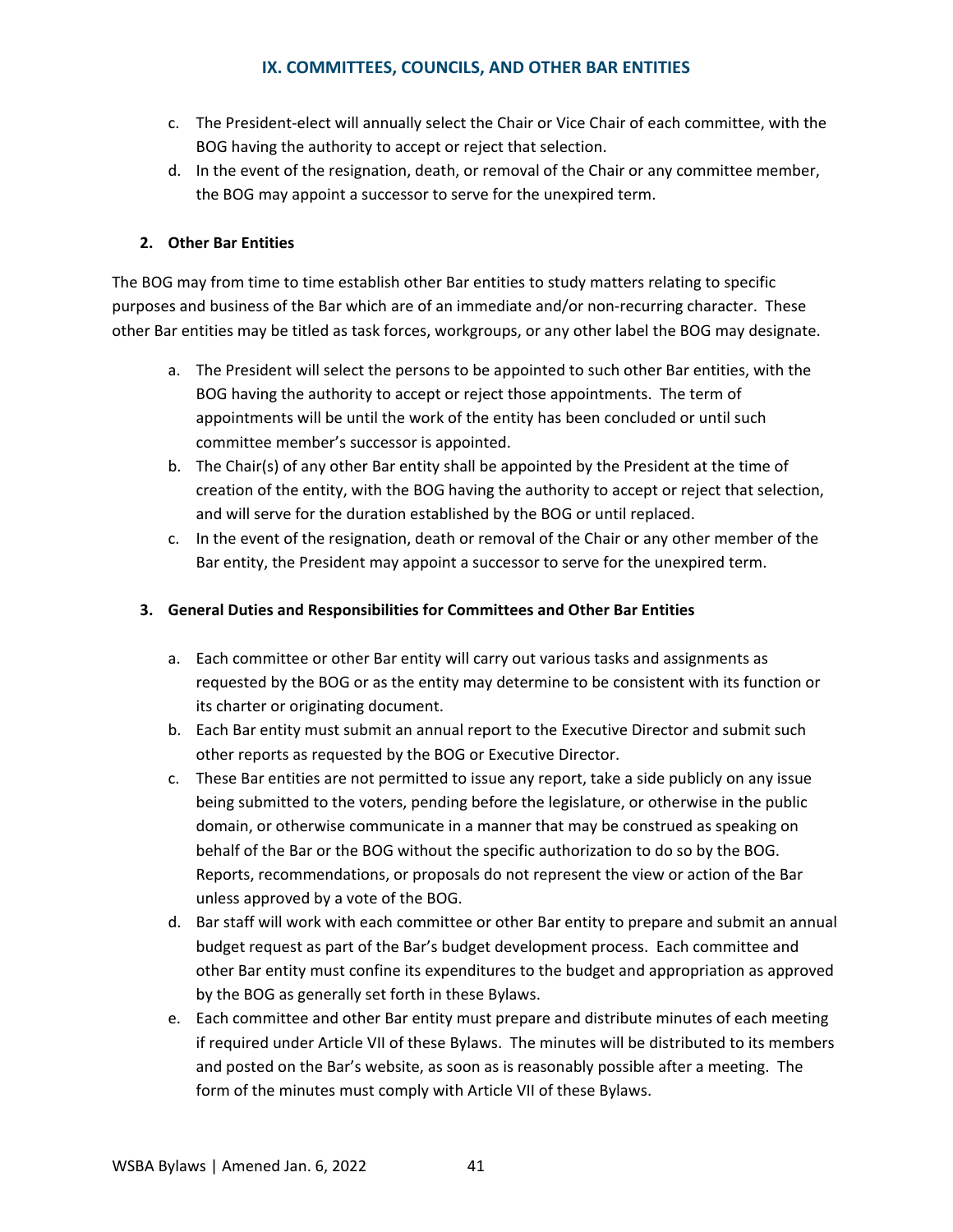c. The President-elect will annually select the Chair or Vice Chair of each committee, with the BOG having the authority to accept or reject that selection.

d. In the event of the resignation, death, or removal of the Chair or any committee member, the BOG may appoint a successor to serve for the unexpired term.

**2. Other Bar Entities**

The BOG may from time to time establish other Bar entities to study matters relating to specific purposes and business of the Bar which are of an immediate and/or non-recurring character. These other Bar entities may be titled as task forces, workgroups, or any other label the BOG may designate.

a. The President will select the persons to be appointed to such other Bar entities, with the BOG having the authority to accept or reject those appointments. The term of appointments will be until the work of the entity has been concluded or until such committee member's successor is appointed.

b. The Chair(s) of any other Bar entity shall be appointed by the President at the time of creation of the entity, with the BOG having the authority to accept or reject that selection, and will serve for the duration established by the BOG or until replaced.

c. In the event of the resignation, death or removal of the Chair or any other member of the Bar entity, the President may appoint a successor to serve for the unexpired term.

**3. General Duties and Responsibilities for Committees and Other Bar Entities**

a. Each committee or other Bar entity will carry out various tasks and assignments as requested by the BOG or as the entity may determine to be consistent with its function or its charter or originating document.

b. Each Bar entity must submit an annual report to the Executive Director and submit such other reports as requested by the BOG or Executive Director.

c. These Bar entities are not permitted to issue any report, take a side publicly on any issue being submitted to the voters, pending before the legislature, or otherwise in the public domain, or otherwise communicate in a manner that may be construed as speaking on behalf of the Bar or the BOG without the specific authorization to do so by the BOG. Reports, recommendations, or proposals do not represent the view or action of the Bar unless approved by a vote of the BOG.

d. Bar staff will work with each committee or other Bar entity to prepare and submit an annual budget request as part of the Bar's budget development process. Each committee and other Bar entity must confine its expenditures to the budget and appropriation as approved by the BOG as generally set forth in these Bylaws.

e. Each committee and other Bar entity must prepare and distribute minutes of each meeting if required under Article VII of these Bylaws. The minutes will be distributed to its members and posted on the Bar's website, as soon as is reasonably possible after a meeting. The form of the minutes must comply with Article VII of these Bylaws.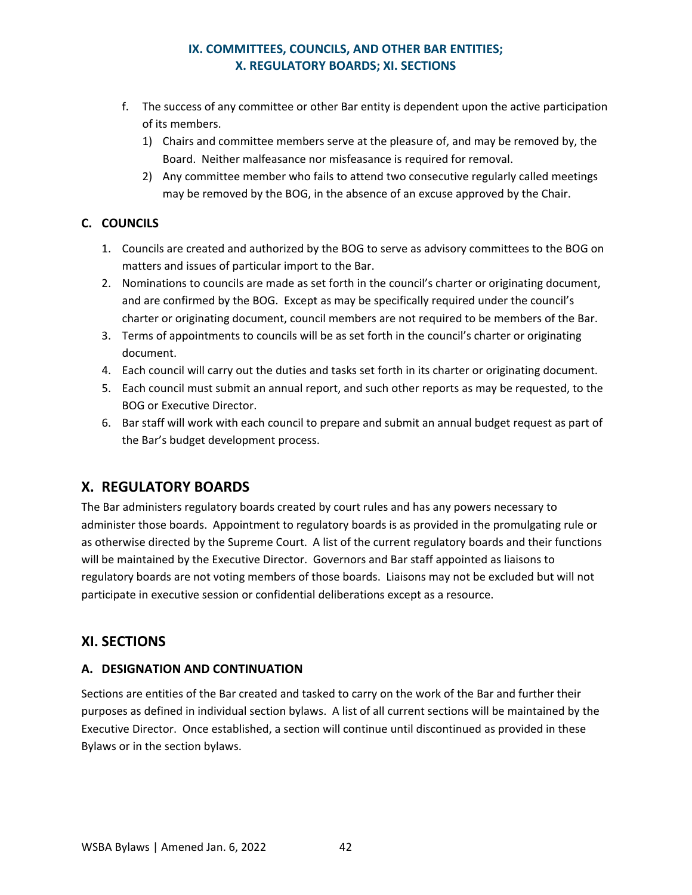f. The success of any committee or other Bar entity is dependent upon the active participation of its members.
   1) Chairs and committee members serve at the pleasure of, and may be removed by, the Board. Neither malfeasance nor misfeasance is required for removal.
   2) Any committee member who fails to attend two consecutive regularly called meetings may be removed by the BOG, in the absence of an excuse approved by the Chair.

### C. COUNCILS

1. Councils are created and authorized by the BOG to serve as advisory committees to the BOG on matters and issues of particular import to the Bar.
2. Nominations to councils are made as set forth in the council's charter or originating document, and are confirmed by the BOG. Except as may be specifically required under the council's charter or originating document, council members are not required to be members of the Bar.
3. Terms of appointments to councils will be as set forth in the council's charter or originating document.
4. Each council will carry out the duties and tasks set forth in its charter or originating document.
5. Each council must submit an annual report, and such other reports as may be requested, to the BOG or Executive Director.
6. Bar staff will work with each council to prepare and submit an annual budget request as part of the Bar's budget development process.

## X. REGULATORY BOARDS

The Bar administers regulatory boards created by court rules and has any powers necessary to administer those boards. Appointment to regulatory boards is as provided in the promulgating rule or as otherwise directed by the Supreme Court. A list of the current regulatory boards and their functions will be maintained by the Executive Director. Governors and Bar staff appointed as liaisons to regulatory boards are not voting members of those boards. Liaisons may not be excluded but will not participate in executive session or confidential deliberations except as a resource.

## XI. SECTIONS

### A. DESIGNATION AND CONTINUATION

Sections are entities of the Bar created and tasked to carry on the work of the Bar and further their purposes as defined in individual section bylaws. A list of all current sections will be maintained by the Executive Director. Once established, a section will continue until discontinued as provided in these Bylaws or in the section bylaws.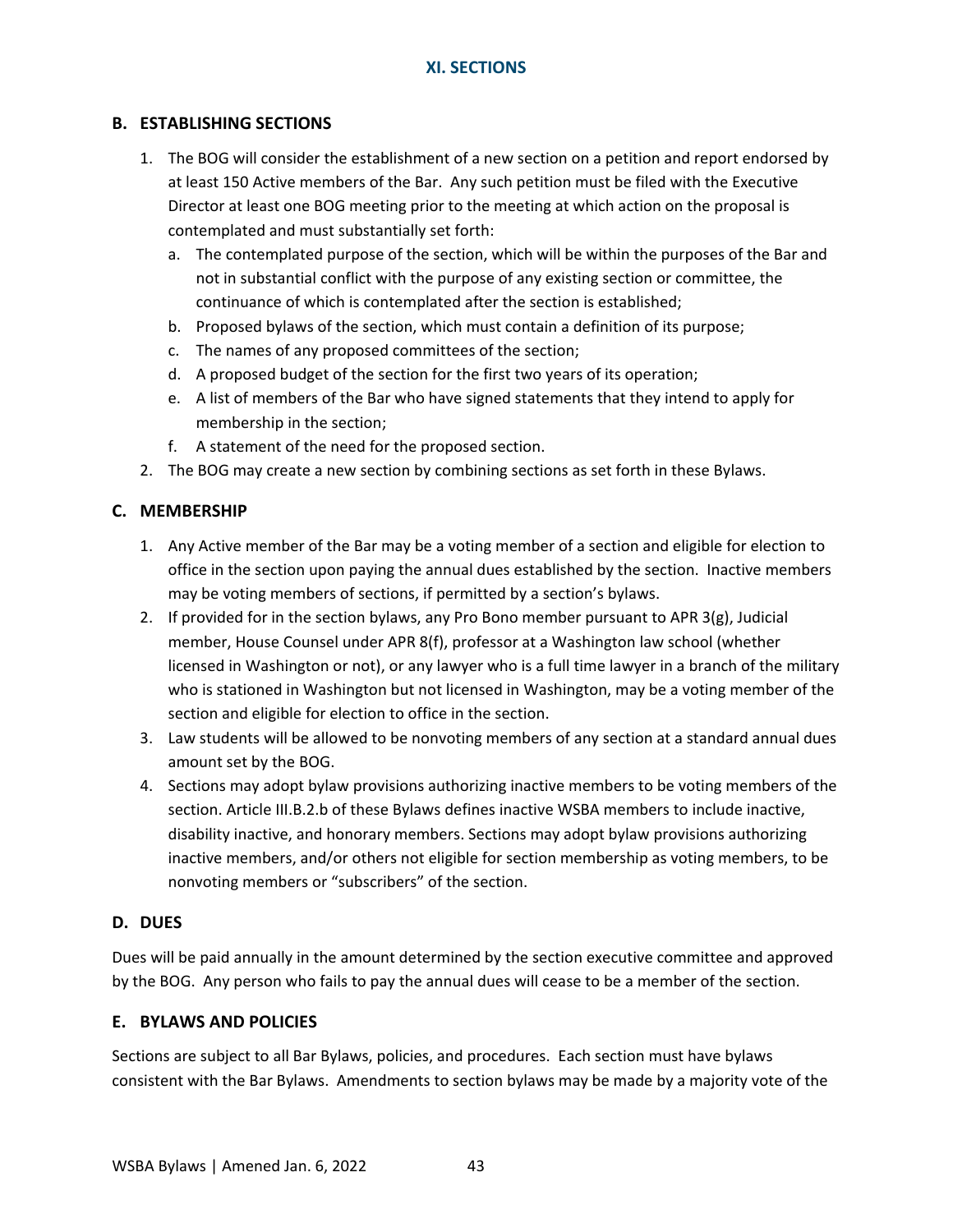## XI. SECTIONS

### B. ESTABLISHING SECTIONS

1. The BOG will consider the establishment of a new section on a petition and report endorsed by at least 150 Active members of the Bar. Any such petition must be filed with the Executive Director at least one BOG meeting prior to the meeting at which action on the proposal is contemplated and must substantially set forth:
   a. The contemplated purpose of the section, which will be within the purposes of the Bar and not in substantial conflict with the purpose of any existing section or committee, the continuance of which is contemplated after the section is established;
   b. Proposed bylaws of the section, which must contain a definition of its purpose;
   c. The names of any proposed committees of the section;
   d. A proposed budget of the section for the first two years of its operation;
   e. A list of members of the Bar who have signed statements that they intend to apply for membership in the section;
   f. A statement of the need for the proposed section.
2. The BOG may create a new section by combining sections as set forth in these Bylaws.

### C. MEMBERSHIP

1. Any Active member of the Bar may be a voting member of a section and eligible for election to office in the section upon paying the annual dues established by the section. Inactive members may be voting members of sections, if permitted by a section's bylaws.
2. If provided for in the section bylaws, any Pro Bono member pursuant to APR 3(g), Judicial member, House Counsel under APR 8(f), professor at a Washington law school (whether licensed in Washington or not), or any lawyer who is a full time lawyer in a branch of the military who is stationed in Washington but not licensed in Washington, may be a voting member of the section and eligible for election to office in the section.
3. Law students will be allowed to be nonvoting members of any section at a standard annual dues amount set by the BOG.
4. Sections may adopt bylaw provisions authorizing inactive members to be voting members of the section. Article III.B.2.b of these Bylaws defines inactive WSBA members to include inactive, disability inactive, and honorary members. Sections may adopt bylaw provisions authorizing inactive members, and/or others not eligible for section membership as voting members, to be nonvoting members or "subscribers" of the section.

### D. DUES

Dues will be paid annually in the amount determined by the section executive committee and approved by the BOG. Any person who fails to pay the annual dues will cease to be a member of the section.

### E. BYLAWS AND POLICIES

Sections are subject to all Bar Bylaws, policies, and procedures. Each section must have bylaws consistent with the Bar Bylaws. Amendments to section bylaws may be made by a majority vote of the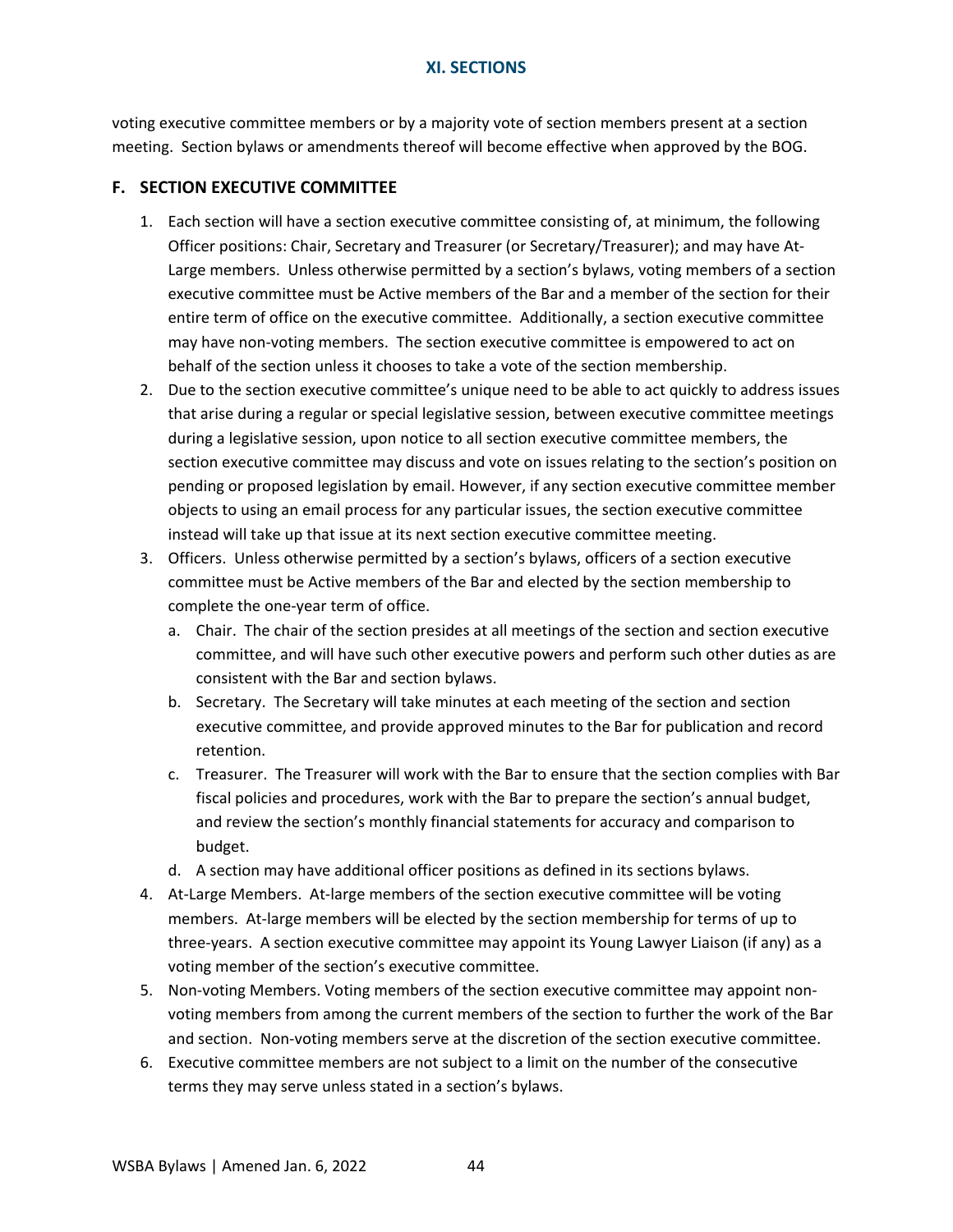voting executive committee members or by a majority vote of section members present at a section meeting. Section bylaws or amendments thereof will become effective when approved by the BOG.

## F. SECTION EXECUTIVE COMMITTEE

1. Each section will have a section executive committee consisting of, at minimum, the following Officer positions: Chair, Secretary and Treasurer (or Secretary/Treasurer); and may have At-Large members. Unless otherwise permitted by a section's bylaws, voting members of a section executive committee must be Active members of the Bar and a member of the section for their entire term of office on the executive committee. Additionally, a section executive committee may have non-voting members. The section executive committee is empowered to act on behalf of the section unless it chooses to take a vote of the section membership.
2. Due to the section executive committee's unique need to be able to act quickly to address issues that arise during a regular or special legislative session, between executive committee meetings during a legislative session, upon notice to all section executive committee members, the section executive committee may discuss and vote on issues relating to the section's position on pending or proposed legislation by email. However, if any section executive committee member objects to using an email process for any particular issues, the section executive committee instead will take up that issue at its next section executive committee meeting.
3. Officers. Unless otherwise permitted by a section's bylaws, officers of a section executive committee must be Active members of the Bar and elected by the section membership to complete the one-year term of office.
   a. Chair. The chair of the section presides at all meetings of the section and section executive committee, and will have such other executive powers and perform such other duties as are consistent with the Bar and section bylaws.
   b. Secretary. The Secretary will take minutes at each meeting of the section and section executive committee, and provide approved minutes to the Bar for publication and record retention.
   c. Treasurer. The Treasurer will work with the Bar to ensure that the section complies with Bar fiscal policies and procedures, work with the Bar to prepare the section's annual budget, and review the section's monthly financial statements for accuracy and comparison to budget.
   d. A section may have additional officer positions as defined in its sections bylaws.
4. At-Large Members. At-large members of the section executive committee will be voting members. At-large members will be elected by the section membership for terms of up to three-years. A section executive committee may appoint its Young Lawyer Liaison (if any) as a voting member of the section's executive committee.
5. Non-voting Members. Voting members of the section executive committee may appoint non-voting members from among the current members of the section to further the work of the Bar and section. Non-voting members serve at the discretion of the section executive committee.
6. Executive committee members are not subject to a limit on the number of the consecutive terms they may serve unless stated in a section's bylaws.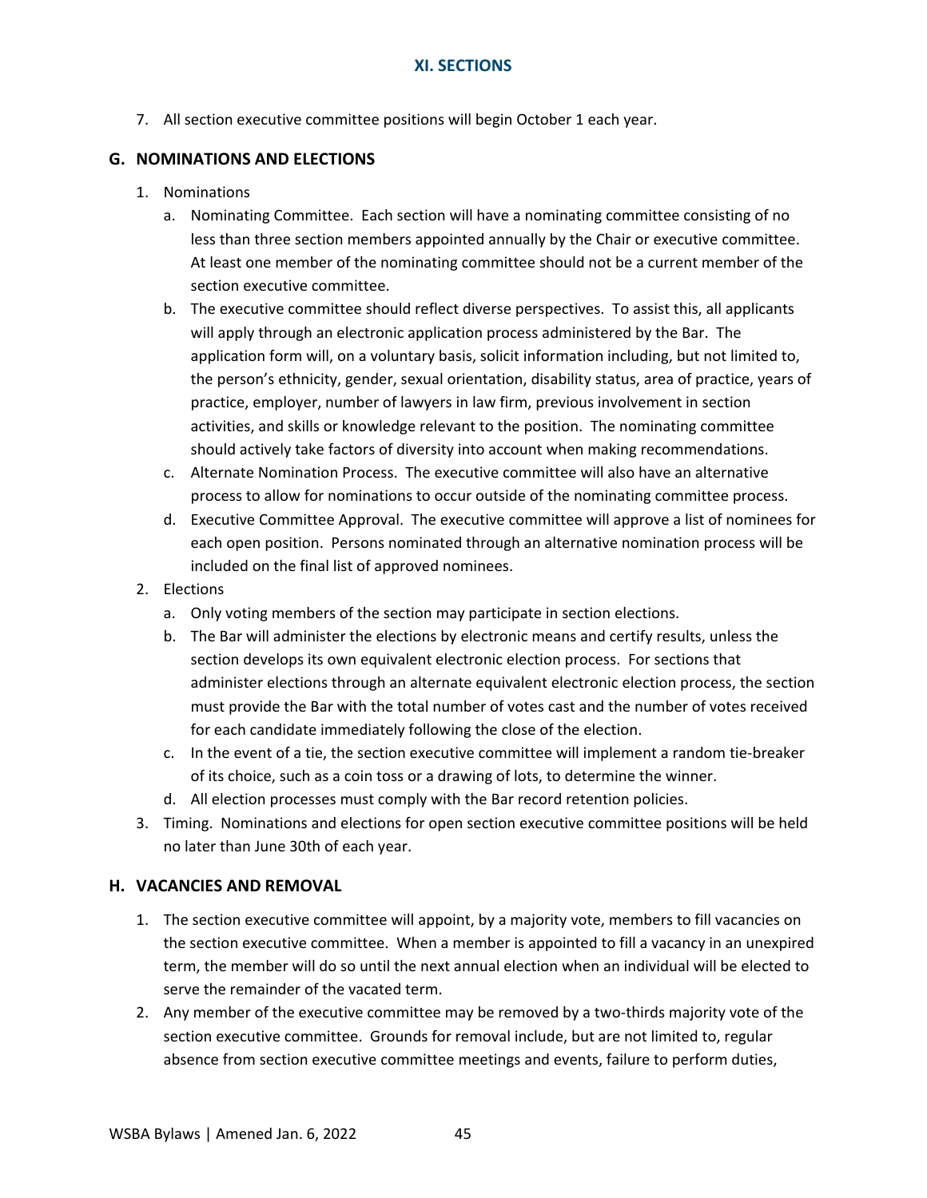7. All section executive committee positions will begin October 1 each year.

## G. NOMINATIONS AND ELECTIONS

1. Nominations
   a. Nominating Committee. Each section will have a nominating committee consisting of no less than three section members appointed annually by the Chair or executive committee. At least one member of the nominating committee should not be a current member of the section executive committee.
   b. The executive committee should reflect diverse perspectives. To assist this, all applicants will apply through an electronic application process administered by the Bar. The application form will, on a voluntary basis, solicit information including, but not limited to, the person's ethnicity, gender, sexual orientation, disability status, area of practice, years of practice, employer, number of lawyers in law firm, previous involvement in section activities, and skills or knowledge relevant to the position. The nominating committee should actively take factors of diversity into account when making recommendations.
   c. Alternate Nomination Process. The executive committee will also have an alternative process to allow for nominations to occur outside of the nominating committee process.
   d. Executive Committee Approval. The executive committee will approve a list of nominees for each open position. Persons nominated through an alternative nomination process will be included on the final list of approved nominees.
2. Elections
   a. Only voting members of the section may participate in section elections.
   b. The Bar will administer the elections by electronic means and certify results, unless the section develops its own equivalent electronic election process. For sections that administer elections through an alternate equivalent electronic election process, the section must provide the Bar with the total number of votes cast and the number of votes received for each candidate immediately following the close of the election.
   c. In the event of a tie, the section executive committee will implement a random tie-breaker of its choice, such as a coin toss or a drawing of lots, to determine the winner.
   d. All election processes must comply with the Bar record retention policies.
3. Timing. Nominations and elections for open section executive committee positions will be held no later than June 30th of each year.

## H. VACANCIES AND REMOVAL

1. The section executive committee will appoint, by a majority vote, members to fill vacancies on the section executive committee. When a member is appointed to fill a vacancy in an unexpired term, the member will do so until the next annual election when an individual will be elected to serve the remainder of the vacated term.
2. Any member of the executive committee may be removed by a two-thirds majority vote of the section executive committee. Grounds for removal include, but are not limited to, regular absence from section executive committee meetings and events, failure to perform duties,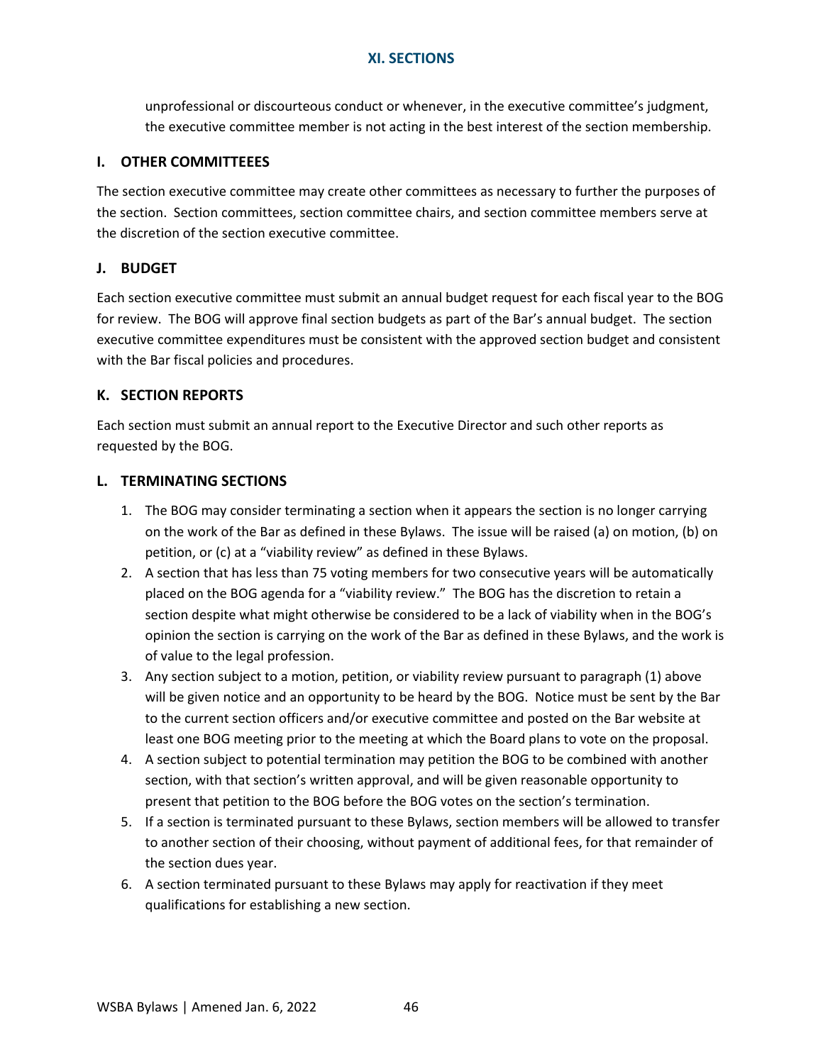unprofessional or discourteous conduct or whenever, in the executive committee's judgment, the executive committee member is not acting in the best interest of the section membership.

### I. OTHER COMMITTEEES

The section executive committee may create other committees as necessary to further the purposes of the section. Section committees, section committee chairs, and section committee members serve at the discretion of the section executive committee.

### J. BUDGET

Each section executive committee must submit an annual budget request for each fiscal year to the BOG for review. The BOG will approve final section budgets as part of the Bar's annual budget. The section executive committee expenditures must be consistent with the approved section budget and consistent with the Bar fiscal policies and procedures.

### K. SECTION REPORTS

Each section must submit an annual report to the Executive Director and such other reports as requested by the BOG.

### L. TERMINATING SECTIONS

1. The BOG may consider terminating a section when it appears the section is no longer carrying on the work of the Bar as defined in these Bylaws. The issue will be raised (a) on motion, (b) on petition, or (c) at a "viability review" as defined in these Bylaws.
2. A section that has less than 75 voting members for two consecutive years will be automatically placed on the BOG agenda for a "viability review." The BOG has the discretion to retain a section despite what might otherwise be considered to be a lack of viability when in the BOG's opinion the section is carrying on the work of the Bar as defined in these Bylaws, and the work is of value to the legal profession.
3. Any section subject to a motion, petition, or viability review pursuant to paragraph (1) above will be given notice and an opportunity to be heard by the BOG. Notice must be sent by the Bar to the current section officers and/or executive committee and posted on the Bar website at least one BOG meeting prior to the meeting at which the Board plans to vote on the proposal.
4. A section subject to potential termination may petition the BOG to be combined with another section, with that section's written approval, and will be given reasonable opportunity to present that petition to the BOG before the BOG votes on the section's termination.
5. If a section is terminated pursuant to these Bylaws, section members will be allowed to transfer to another section of their choosing, without payment of additional fees, for that remainder of the section dues year.
6. A section terminated pursuant to these Bylaws may apply for reactivation if they meet qualifications for establishing a new section.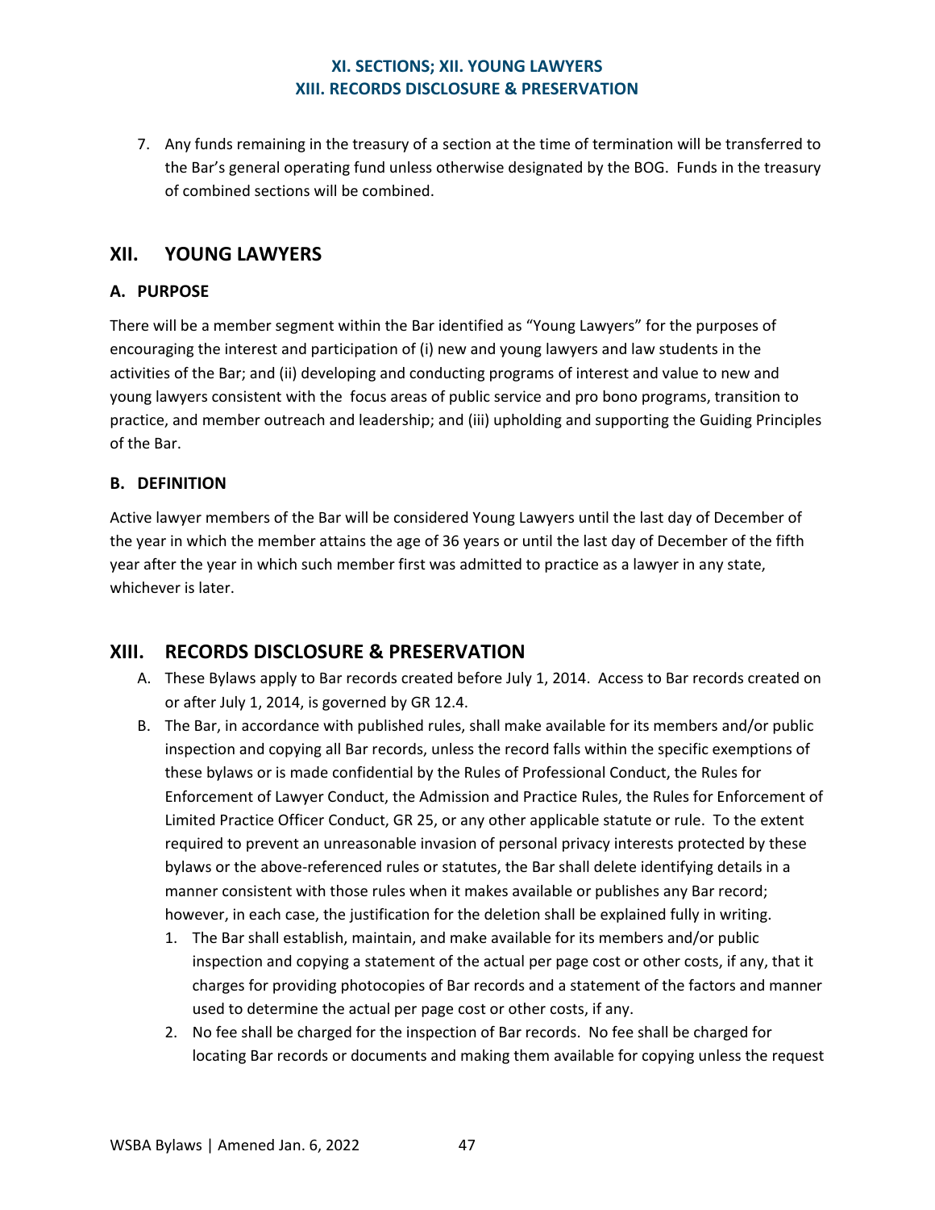7. Any funds remaining in the treasury of a section at the time of termination will be transferred to the Bar's general operating fund unless otherwise designated by the BOG. Funds in the treasury of combined sections will be combined.

## XII. YOUNG LAWYERS

### A. PURPOSE

There will be a member segment within the Bar identified as "Young Lawyers" for the purposes of encouraging the interest and participation of (i) new and young lawyers and law students in the activities of the Bar; and (ii) developing and conducting programs of interest and value to new and young lawyers consistent with the focus areas of public service and pro bono programs, transition to practice, and member outreach and leadership; and (iii) upholding and supporting the Guiding Principles of the Bar.

### B. DEFINITION

Active lawyer members of the Bar will be considered Young Lawyers until the last day of December of the year in which the member attains the age of 36 years or until the last day of December of the fifth year after the year in which such member first was admitted to practice as a lawyer in any state, whichever is later.

## XIII. RECORDS DISCLOSURE & PRESERVATION

A. These Bylaws apply to Bar records created before July 1, 2014. Access to Bar records created on or after July 1, 2014, is governed by GR 12.4.

B. The Bar, in accordance with published rules, shall make available for its members and/or public inspection and copying all Bar records, unless the record falls within the specific exemptions of these bylaws or is made confidential by the Rules of Professional Conduct, the Rules for Enforcement of Lawyer Conduct, the Admission and Practice Rules, the Rules for Enforcement of Limited Practice Officer Conduct, GR 25, or any other applicable statute or rule. To the extent required to prevent an unreasonable invasion of personal privacy interests protected by these bylaws or the above-referenced rules or statutes, the Bar shall delete identifying details in a manner consistent with those rules when it makes available or publishes any Bar record; however, in each case, the justification for the deletion shall be explained fully in writing.

   1. The Bar shall establish, maintain, and make available for its members and/or public inspection and copying a statement of the actual per page cost or other costs, if any, that it charges for providing photocopies of Bar records and a statement of the factors and manner used to determine the actual per page cost or other costs, if any.
   2. No fee shall be charged for the inspection of Bar records. No fee shall be charged for locating Bar records or documents and making them available for copying unless the request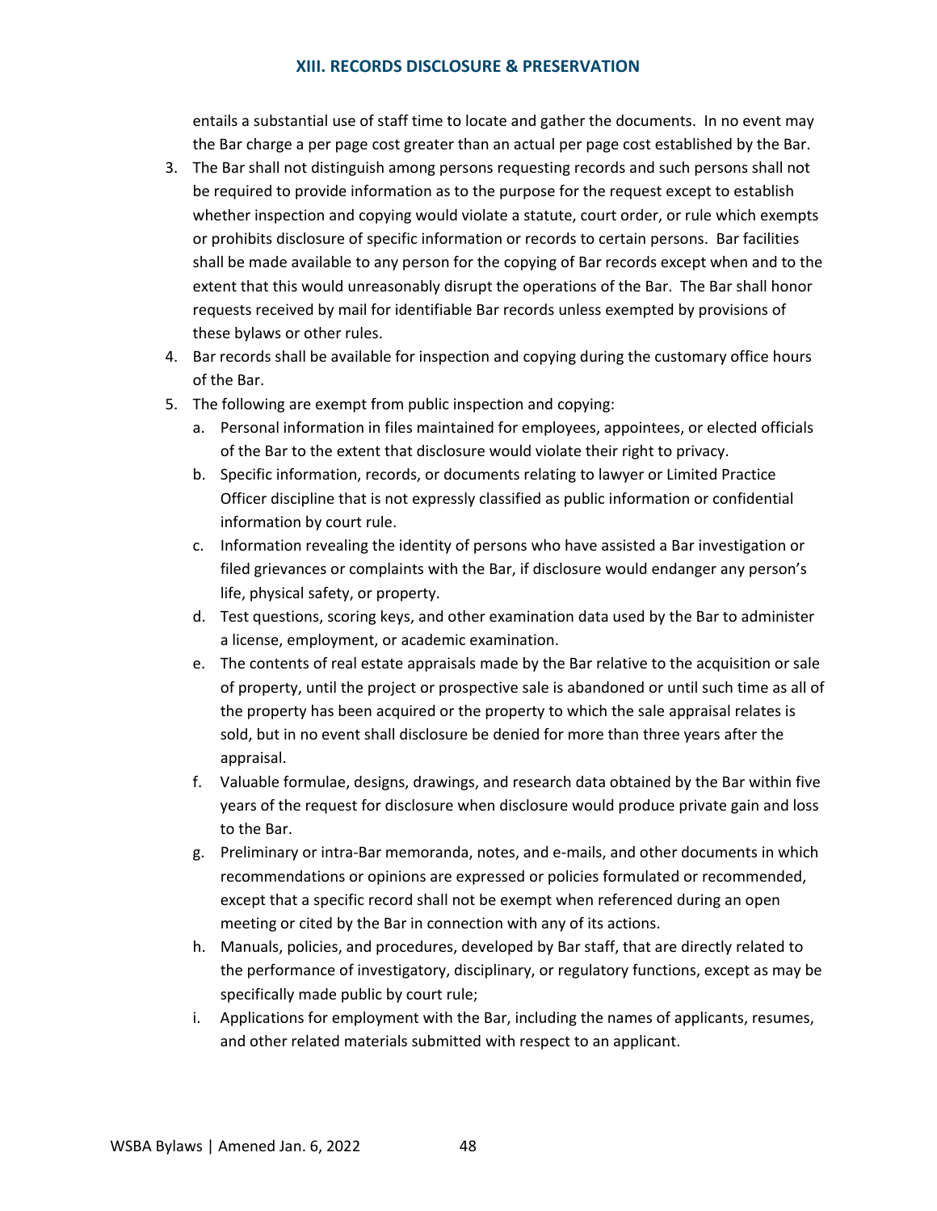entails a substantial use of staff time to locate and gather the documents. In no event may the Bar charge a per page cost greater than an actual per page cost established by the Bar.

3. The Bar shall not distinguish among persons requesting records and such persons shall not be required to provide information as to the purpose for the request except to establish whether inspection and copying would violate a statute, court order, or rule which exempts or prohibits disclosure of specific information or records to certain persons. Bar facilities shall be made available to any person for the copying of Bar records except when and to the extent that this would unreasonably disrupt the operations of the Bar. The Bar shall honor requests received by mail for identifiable Bar records unless exempted by provisions of these bylaws or other rules.
4. Bar records shall be available for inspection and copying during the customary office hours of the Bar.
5. The following are exempt from public inspection and copying:
   a. Personal information in files maintained for employees, appointees, or elected officials of the Bar to the extent that disclosure would violate their right to privacy.
   b. Specific information, records, or documents relating to lawyer or Limited Practice Officer discipline that is not expressly classified as public information or confidential information by court rule.
   c. Information revealing the identity of persons who have assisted a Bar investigation or filed grievances or complaints with the Bar, if disclosure would endanger any person's life, physical safety, or property.
   d. Test questions, scoring keys, and other examination data used by the Bar to administer a license, employment, or academic examination.
   e. The contents of real estate appraisals made by the Bar relative to the acquisition or sale of property, until the project or prospective sale is abandoned or until such time as all of the property has been acquired or the property to which the sale appraisal relates is sold, but in no event shall disclosure be denied for more than three years after the appraisal.
   f. Valuable formulae, designs, drawings, and research data obtained by the Bar within five years of the request for disclosure when disclosure would produce private gain and loss to the Bar.
   g. Preliminary or intra-Bar memoranda, notes, and e-mails, and other documents in which recommendations or opinions are expressed or policies formulated or recommended, except that a specific record shall not be exempt when referenced during an open meeting or cited by the Bar in connection with any of its actions.
   h. Manuals, policies, and procedures, developed by Bar staff, that are directly related to the performance of investigatory, disciplinary, or regulatory functions, except as may be specifically made public by court rule;
   i. Applications for employment with the Bar, including the names of applicants, resumes, and other related materials submitted with respect to an applicant.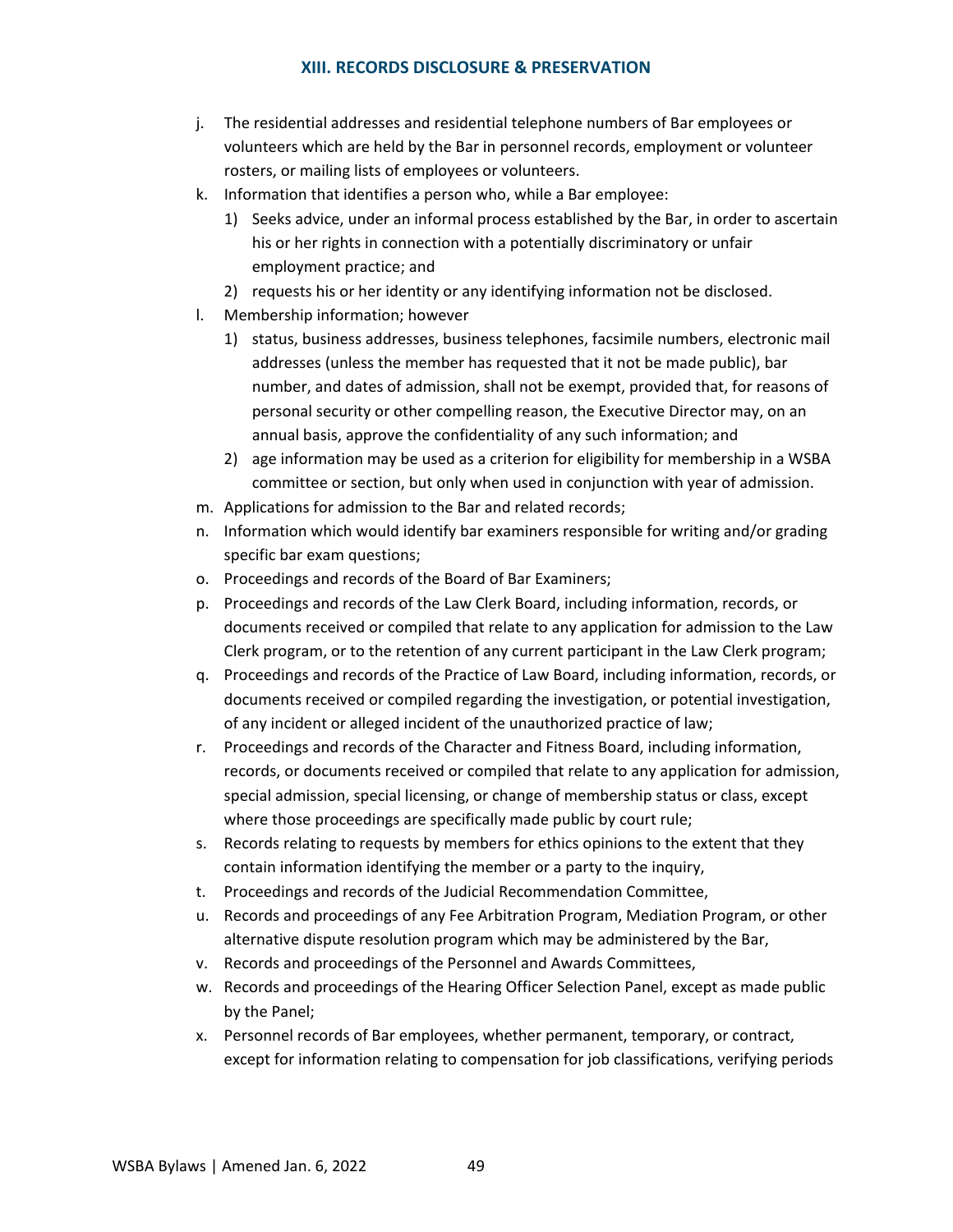j. The residential addresses and residential telephone numbers of Bar employees or volunteers which are held by the Bar in personnel records, employment or volunteer rosters, or mailing lists of employees or volunteers.
k. Information that identifies a person who, while a Bar employee:
   1) Seeks advice, under an informal process established by the Bar, in order to ascertain his or her rights in connection with a potentially discriminatory or unfair employment practice; and
   2) requests his or her identity or any identifying information not be disclosed.
l. Membership information; however
   1) status, business addresses, business telephones, facsimile numbers, electronic mail addresses (unless the member has requested that it not be made public), bar number, and dates of admission, shall not be exempt, provided that, for reasons of personal security or other compelling reason, the Executive Director may, on an annual basis, approve the confidentiality of any such information; and
   2) age information may be used as a criterion for eligibility for membership in a WSBA committee or section, but only when used in conjunction with year of admission.
m. Applications for admission to the Bar and related records;
n. Information which would identify bar examiners responsible for writing and/or grading specific bar exam questions;
o. Proceedings and records of the Board of Bar Examiners;
p. Proceedings and records of the Law Clerk Board, including information, records, or documents received or compiled that relate to any application for admission to the Law Clerk program, or to the retention of any current participant in the Law Clerk program;
q. Proceedings and records of the Practice of Law Board, including information, records, or documents received or compiled regarding the investigation, or potential investigation, of any incident or alleged incident of the unauthorized practice of law;
r. Proceedings and records of the Character and Fitness Board, including information, records, or documents received or compiled that relate to any application for admission, special admission, special licensing, or change of membership status or class, except where those proceedings are specifically made public by court rule;
s. Records relating to requests by members for ethics opinions to the extent that they contain information identifying the member or a party to the inquiry,
t. Proceedings and records of the Judicial Recommendation Committee,
u. Records and proceedings of any Fee Arbitration Program, Mediation Program, or other alternative dispute resolution program which may be administered by the Bar,
v. Records and proceedings of the Personnel and Awards Committees,
w. Records and proceedings of the Hearing Officer Selection Panel, except as made public by the Panel;
x. Personnel records of Bar employees, whether permanent, temporary, or contract, except for information relating to compensation for job classifications, verifying periods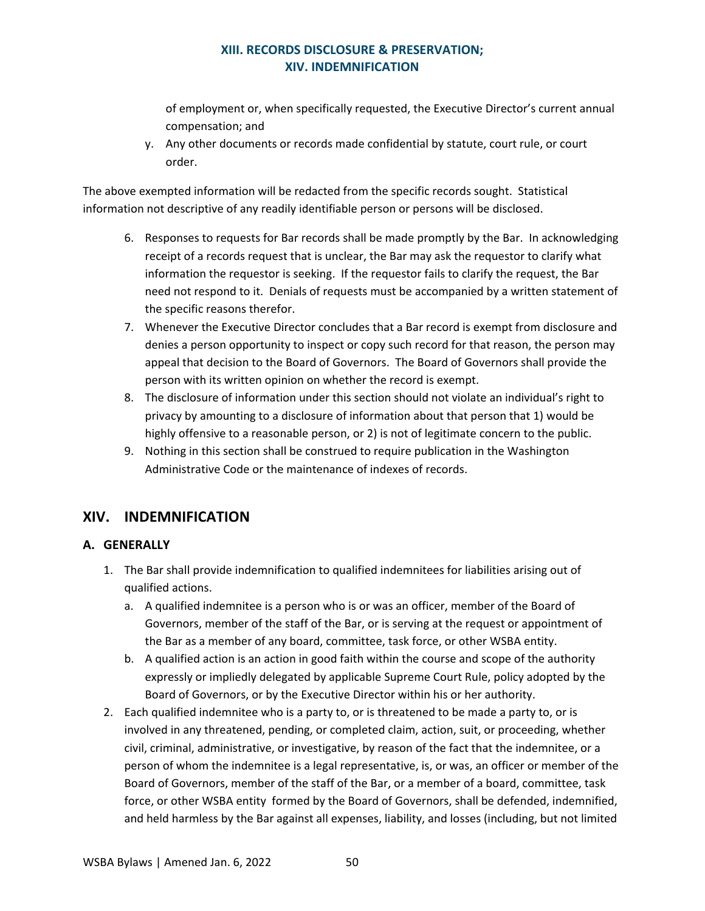of employment or, when specifically requested, the Executive Director's current annual compensation; and

y. Any other documents or records made confidential by statute, court rule, or court order.

The above exempted information will be redacted from the specific records sought. Statistical information not descriptive of any readily identifiable person or persons will be disclosed.

6. Responses to requests for Bar records shall be made promptly by the Bar. In acknowledging receipt of a records request that is unclear, the Bar may ask the requestor to clarify what information the requestor is seeking. If the requestor fails to clarify the request, the Bar need not respond to it. Denials of requests must be accompanied by a written statement of the specific reasons therefor.
7. Whenever the Executive Director concludes that a Bar record is exempt from disclosure and denies a person opportunity to inspect or copy such record for that reason, the person may appeal that decision to the Board of Governors. The Board of Governors shall provide the person with its written opinion on whether the record is exempt.
8. The disclosure of information under this section should not violate an individual's right to privacy by amounting to a disclosure of information about that person that 1) would be highly offensive to a reasonable person, or 2) is not of legitimate concern to the public.
9. Nothing in this section shall be construed to require publication in the Washington Administrative Code or the maintenance of indexes of records.

## XIV. INDEMNIFICATION

### A. GENERALLY

1. The Bar shall provide indemnification to qualified indemnitees for liabilities arising out of qualified actions.
   a. A qualified indemnitee is a person who is or was an officer, member of the Board of Governors, member of the staff of the Bar, or is serving at the request or appointment of the Bar as a member of any board, committee, task force, or other WSBA entity.
   b. A qualified action is an action in good faith within the course and scope of the authority expressly or impliedly delegated by applicable Supreme Court Rule, policy adopted by the Board of Governors, or by the Executive Director within his or her authority.
2. Each qualified indemnitee who is a party to, or is threatened to be made a party to, or is involved in any threatened, pending, or completed claim, action, suit, or proceeding, whether civil, criminal, administrative, or investigative, by reason of the fact that the indemnitee, or a person of whom the indemnitee is a legal representative, is, or was, an officer or member of the Board of Governors, member of the staff of the Bar, or a member of a board, committee, task force, or other WSBA entity formed by the Board of Governors, shall be defended, indemnified, and held harmless by the Bar against all expenses, liability, and losses (including, but not limited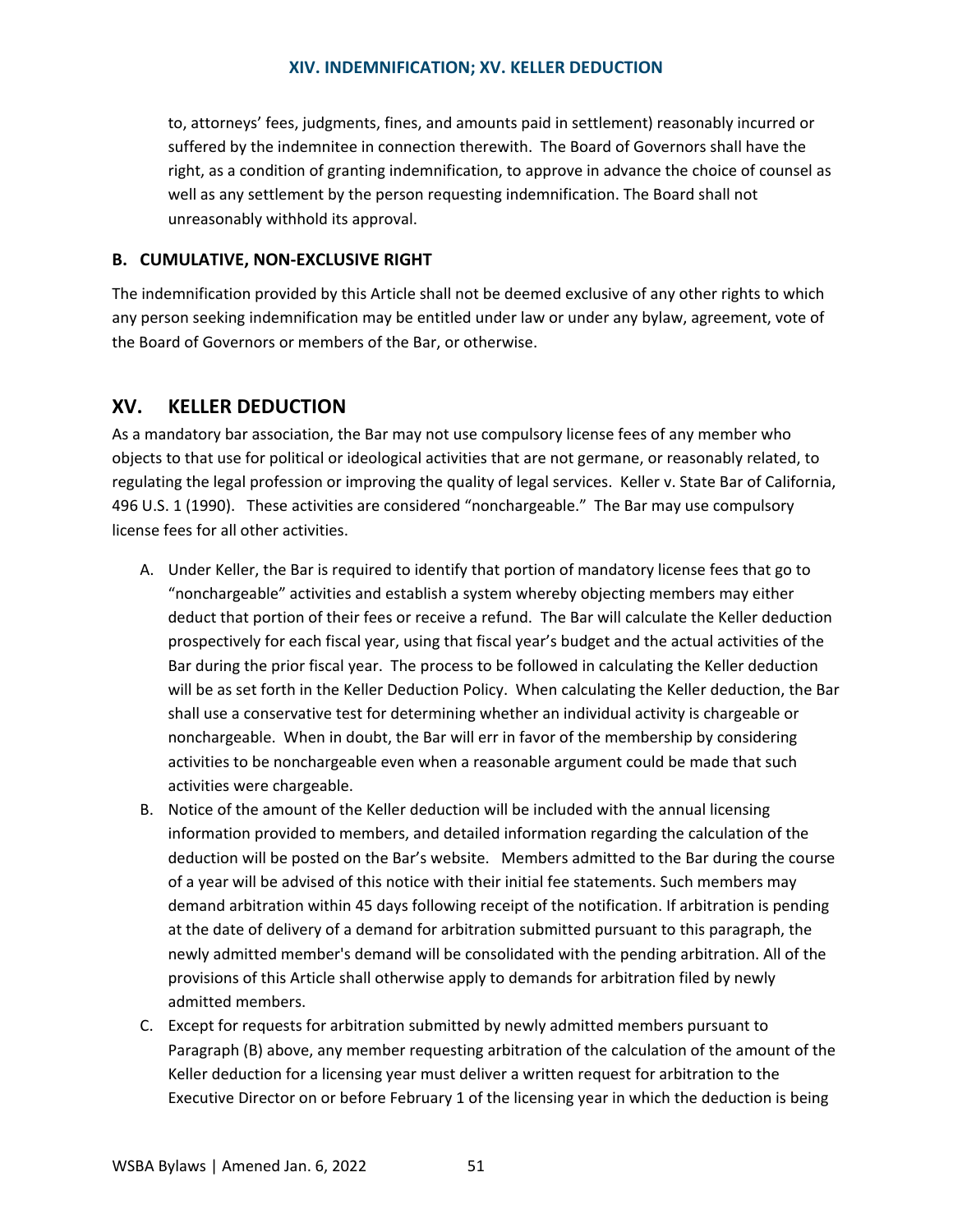to, attorneys' fees, judgments, fines, and amounts paid in settlement) reasonably incurred or suffered by the indemnitee in connection therewith. The Board of Governors shall have the right, as a condition of granting indemnification, to approve in advance the choice of counsel as well as any settlement by the person requesting indemnification. The Board shall not unreasonably withhold its approval.

### B. CUMULATIVE, NON-EXCLUSIVE RIGHT

The indemnification provided by this Article shall not be deemed exclusive of any other rights to which any person seeking indemnification may be entitled under law or under any bylaw, agreement, vote of the Board of Governors or members of the Bar, or otherwise.

## XV. KELLER DEDUCTION

As a mandatory bar association, the Bar may not use compulsory license fees of any member who objects to that use for political or ideological activities that are not germane, or reasonably related, to regulating the legal profession or improving the quality of legal services. Keller v. State Bar of California, 496 U.S. 1 (1990). These activities are considered "nonchargeable." The Bar may use compulsory license fees for all other activities.

A. Under Keller, the Bar is required to identify that portion of mandatory license fees that go to "nonchargeable" activities and establish a system whereby objecting members may either deduct that portion of their fees or receive a refund. The Bar will calculate the Keller deduction prospectively for each fiscal year, using that fiscal year's budget and the actual activities of the Bar during the prior fiscal year. The process to be followed in calculating the Keller deduction will be as set forth in the Keller Deduction Policy. When calculating the Keller deduction, the Bar shall use a conservative test for determining whether an individual activity is chargeable or nonchargeable. When in doubt, the Bar will err in favor of the membership by considering activities to be nonchargeable even when a reasonable argument could be made that such activities were chargeable.

B. Notice of the amount of the Keller deduction will be included with the annual licensing information provided to members, and detailed information regarding the calculation of the deduction will be posted on the Bar's website. Members admitted to the Bar during the course of a year will be advised of this notice with their initial fee statements. Such members may demand arbitration within 45 days following receipt of the notification. If arbitration is pending at the date of delivery of a demand for arbitration submitted pursuant to this paragraph, the newly admitted member's demand will be consolidated with the pending arbitration. All of the provisions of this Article shall otherwise apply to demands for arbitration filed by newly admitted members.

C. Except for requests for arbitration submitted by newly admitted members pursuant to Paragraph (B) above, any member requesting arbitration of the calculation of the amount of the Keller deduction for a licensing year must deliver a written request for arbitration to the Executive Director on or before February 1 of the licensing year in which the deduction is being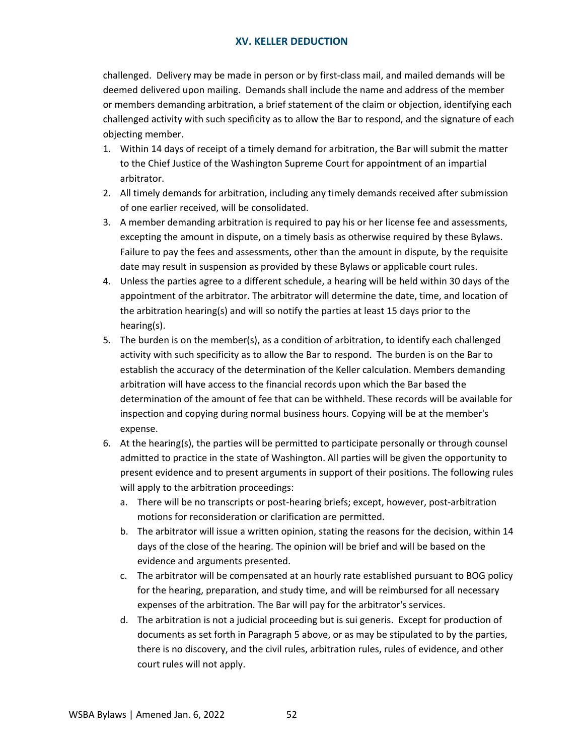challenged. Delivery may be made in person or by first-class mail, and mailed demands will be deemed delivered upon mailing. Demands shall include the name and address of the member or members demanding arbitration, a brief statement of the claim or objection, identifying each challenged activity with such specificity as to allow the Bar to respond, and the signature of each objecting member.

1. Within 14 days of receipt of a timely demand for arbitration, the Bar will submit the matter to the Chief Justice of the Washington Supreme Court for appointment of an impartial arbitrator.
2. All timely demands for arbitration, including any timely demands received after submission of one earlier received, will be consolidated.
3. A member demanding arbitration is required to pay his or her license fee and assessments, excepting the amount in dispute, on a timely basis as otherwise required by these Bylaws. Failure to pay the fees and assessments, other than the amount in dispute, by the requisite date may result in suspension as provided by these Bylaws or applicable court rules.
4. Unless the parties agree to a different schedule, a hearing will be held within 30 days of the appointment of the arbitrator. The arbitrator will determine the date, time, and location of the arbitration hearing(s) and will so notify the parties at least 15 days prior to the hearing(s).
5. The burden is on the member(s), as a condition of arbitration, to identify each challenged activity with such specificity as to allow the Bar to respond. The burden is on the Bar to establish the accuracy of the determination of the Keller calculation. Members demanding arbitration will have access to the financial records upon which the Bar based the determination of the amount of fee that can be withheld. These records will be available for inspection and copying during normal business hours. Copying will be at the member's expense.
6. At the hearing(s), the parties will be permitted to participate personally or through counsel admitted to practice in the state of Washington. All parties will be given the opportunity to present evidence and to present arguments in support of their positions. The following rules will apply to the arbitration proceedings:
   a. There will be no transcripts or post-hearing briefs; except, however, post-arbitration motions for reconsideration or clarification are permitted.
   b. The arbitrator will issue a written opinion, stating the reasons for the decision, within 14 days of the close of the hearing. The opinion will be brief and will be based on the evidence and arguments presented.
   c. The arbitrator will be compensated at an hourly rate established pursuant to BOG policy for the hearing, preparation, and study time, and will be reimbursed for all necessary expenses of the arbitration. The Bar will pay for the arbitrator's services.
   d. The arbitration is not a judicial proceeding but is sui generis. Except for production of documents as set forth in Paragraph 5 above, or as may be stipulated to by the parties, there is no discovery, and the civil rules, arbitration rules, rules of evidence, and other court rules will not apply.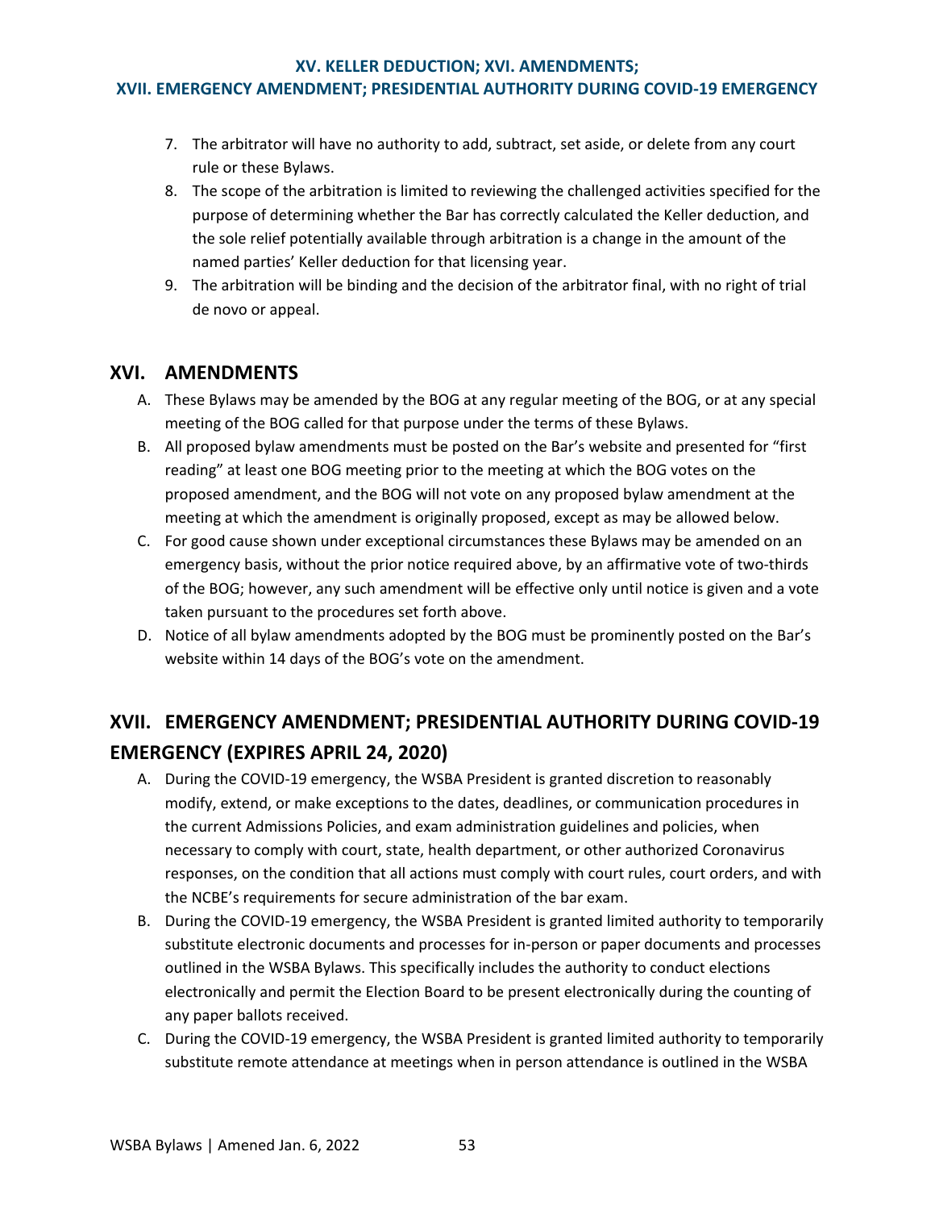7. The arbitrator will have no authority to add, subtract, set aside, or delete from any court rule or these Bylaws.
8. The scope of the arbitration is limited to reviewing the challenged activities specified for the purpose of determining whether the Bar has correctly calculated the Keller deduction, and the sole relief potentially available through arbitration is a change in the amount of the named parties' Keller deduction for that licensing year.
9. The arbitration will be binding and the decision of the arbitrator final, with no right of trial de novo or appeal.

## XVI. AMENDMENTS

A. These Bylaws may be amended by the BOG at any regular meeting of the BOG, or at any special meeting of the BOG called for that purpose under the terms of these Bylaws.

B. All proposed bylaw amendments must be posted on the Bar's website and presented for "first reading" at least one BOG meeting prior to the meeting at which the BOG votes on the proposed amendment, and the BOG will not vote on any proposed bylaw amendment at the meeting at which the amendment is originally proposed, except as may be allowed below.

C. For good cause shown under exceptional circumstances these Bylaws may be amended on an emergency basis, without the prior notice required above, by an affirmative vote of two-thirds of the BOG; however, any such amendment will be effective only until notice is given and a vote taken pursuant to the procedures set forth above.

D. Notice of all bylaw amendments adopted by the BOG must be prominently posted on the Bar's website within 14 days of the BOG's vote on the amendment.

## XVII. EMERGENCY AMENDMENT; PRESIDENTIAL AUTHORITY DURING COVID-19 EMERGENCY (EXPIRES APRIL 24, 2020)

A. During the COVID-19 emergency, the WSBA President is granted discretion to reasonably modify, extend, or make exceptions to the dates, deadlines, or communication procedures in the current Admissions Policies, and exam administration guidelines and policies, when necessary to comply with court, state, health department, or other authorized Coronavirus responses, on the condition that all actions must comply with court rules, court orders, and with the NCBE's requirements for secure administration of the bar exam.

B. During the COVID-19 emergency, the WSBA President is granted limited authority to temporarily substitute electronic documents and processes for in-person or paper documents and processes outlined in the WSBA Bylaws. This specifically includes the authority to conduct elections electronically and permit the Election Board to be present electronically during the counting of any paper ballots received.

C. During the COVID-19 emergency, the WSBA President is granted limited authority to temporarily substitute remote attendance at meetings when in person attendance is outlined in the WSBA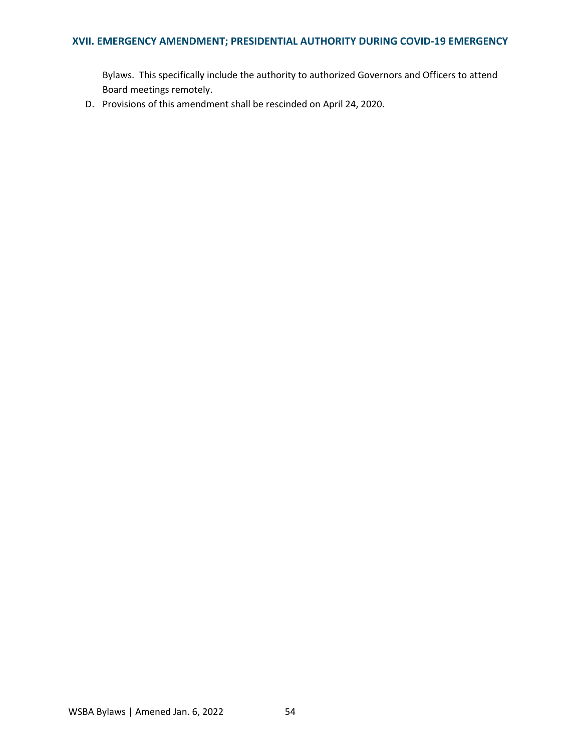Bylaws. This specifically include the authority to authorized Governors and Officers to attend Board meetings remotely.

D. Provisions of this amendment shall be rescinded on April 24, 2020.